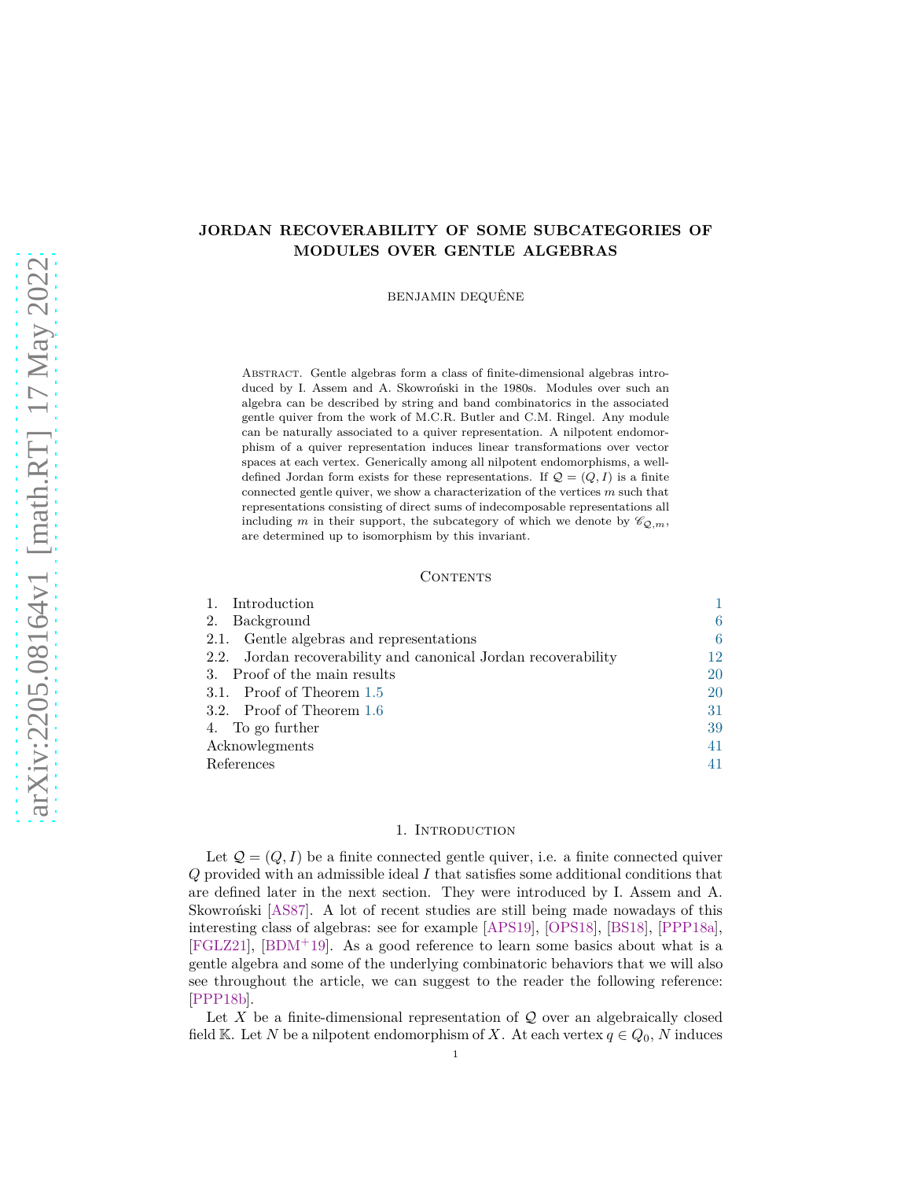# JORDAN RECOVERABILITY OF SOME SUBCATEGORIES OF MODULES OVER GENTLE ALGEBRAS

BENJAMIN DEQUÊNE

Abstract. Gentle algebras form a class of finite-dimensional algebras introduced by I. Assem and A. Skowroński in the 1980s. Modules over such an algebra can be described by string and band combinatorics in the associated gentle quiver from the work of M.C.R. Butler and C.M. Ringel. Any module can be naturally associated to a quiver representation. A nilpotent endomorphism of a quiver representation induces linear transformations over vector spaces at each vertex. Generically among all nilpotent endomorphisms, a well-defined Jordan form exists for these representations. If $\mathcal{Q} = (Q, I)$ is a finite connected gentle quiver, we show a characterization of the vertices $m$ such that representations consisting of direct sums of indecomposable representations all including $m$ in their support, the subcategory of which we denote by $\mathscr{C}_{\mathcal{Q},m}$, are determined up to isomorphism by this invariant.

## Contents

1. Introduction — 1
2. Background — 6
   - 2.1. Gentle algebras and representations — 6
   - 2.2. Jordan recoverability and canonical Jordan recoverability — 12
3. Proof of the main results — 20
   - 3.1. Proof of Theorem 1.5 — 20
   - 3.2. Proof of Theorem 1.6 — 31
4. To go further — 39

Acknowlegments — 41

References — 41

## 1. Introduction

Let $\mathcal{Q} = (Q, I)$ be a finite connected gentle quiver, i.e. a finite connected quiver $Q$ provided with an admissible ideal $I$ that satisfies some additional conditions that are defined later in the next section. They were introduced by I. Assem and A. Skowroński [AS87]. A lot of recent studies are still being made nowadays of this interesting class of algebras: see for example [APS19], [OPS18], [BS18], [PPP18a], [FGLZ21], [BDM+19]. As a good reference to learn some basics about what is a gentle algebra and some of the underlying combinatoric behaviors that we will also see throughout the article, we can suggest to the reader the following reference: [PPP18b].

Let $X$ be a finite-dimensional representation of $\mathcal{Q}$ over an algebraically closed field $\mathbb{K}$. Let $N$ be a nilpotent endomorphism of $X$. At each vertex $q \in Q_0$, $N$ induces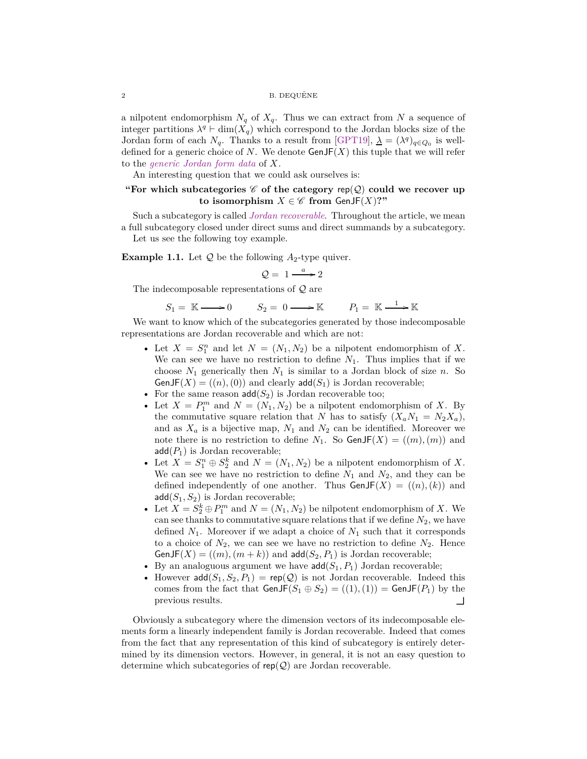a nilpotent endomorphism $N_q$ of $X_q$. Thus we can extract from $N$ a sequence of integer partitions $\lambda^q \vdash \dim(X_q)$ which correspond to the Jordan blocks size of the Jordan form of each $N_q$. Thanks to a result from [GPT19], $\underline{\lambda} = (\lambda^q)_{q \in Q_0}$ is well-defined for a generic choice of $N$. We denote $\mathsf{GenJF}(X)$ this tuple that we will refer to the *generic Jordan form data* of $X$.

An interesting question that we could ask ourselves is:

**"For which subcategories $\mathscr{C}$ of the category $\mathsf{rep}(\mathcal{Q})$ could we recover up to isomorphism $X \in \mathscr{C}$ from $\mathsf{GenJF}(X)$?"**

Such a subcategory is called *Jordan recoverable*. Throughout the article, we mean a full subcategory closed under direct sums and direct summands by a subcategory.

Let us see the following toy example.

**Example 1.1.** Let $\mathcal{Q}$ be the following $A_2$-type quiver.

$$\mathcal{Q} = \ 1 \xrightarrow{a} 2$$

The indecomposable representations of $\mathcal{Q}$ are

$$S_1 = \ \mathbb{K} \longrightarrow 0 \qquad S_2 = \ 0 \longrightarrow \mathbb{K} \qquad P_1 = \ \mathbb{K} \xrightarrow{1} \mathbb{K}$$

We want to know which of the subcategories generated by those indecomposable representations are Jordan recoverable and which are not:

- Let $X = S_1^n$ and let $N = (N_1, N_2)$ be a nilpotent endomorphism of $X$. We can see we have no restriction to define $N_1$. Thus implies that if we choose $N_1$ generically then $N_1$ is similar to a Jordan block of size $n$. So $\mathsf{GenJF}(X) = ((n), (0))$ and clearly $\mathsf{add}(S_1)$ is Jordan recoverable;
- For the same reason $\mathsf{add}(S_2)$ is Jordan recoverable too;
- Let $X = P_1^m$ and $N = (N_1, N_2)$ be a nilpotent endomorphism of $X$. By the commutative square relation that $N$ has to satisfy $(X_a N_1 = N_2 X_a)$, and as $X_a$ is a bijective map, $N_1$ and $N_2$ can be identified. Moreover we note there is no restriction to define $N_1$. So $\mathsf{GenJF}(X) = ((m), (m))$ and $\mathsf{add}(P_1)$ is Jordan recoverable;
- Let $X = S_1^n \oplus S_2^k$ and $N = (N_1, N_2)$ be a nilpotent endomorphism of $X$. We can see we have no restriction to define $N_1$ and $N_2$, and they can be defined independently of one another. Thus $\mathsf{GenJF}(X) = ((n), (k))$ and $\mathsf{add}(S_1, S_2)$ is Jordan recoverable;
- Let $X = S_2^k \oplus P_1^m$ and $N = (N_1, N_2)$ be nilpotent endomorphism of $X$. We can see thanks to commutative square relations that if we define $N_2$, we have defined $N_1$. Moreover if we adapt a choice of $N_1$ such that it corresponds to a choice of $N_2$, we can see we have no restriction to define $N_2$. Hence $\mathsf{GenJF}(X) = ((m), (m + k))$ and $\mathsf{add}(S_2, P_1)$ is Jordan recoverable;
- By an analoguous argument we have $\mathsf{add}(S_1, P_1)$ Jordan recoverable;
- However $\mathsf{add}(S_1, S_2, P_1) = \mathsf{rep}(\mathcal{Q})$ is not Jordan recoverable. Indeed this comes from the fact that $\mathsf{GenJF}(S_1 \oplus S_2) = ((1), (1)) = \mathsf{GenJF}(P_1)$ by the previous results. ⌟

Obviously a subcategory where the dimension vectors of its indecomposable elements form a linearly independent family is Jordan recoverable. Indeed that comes from the fact that any representation of this kind of subcategory is entirely determined by its dimension vectors. However, in general, it is not an easy question to determine which subcategories of $\mathsf{rep}(\mathcal{Q})$ are Jordan recoverable.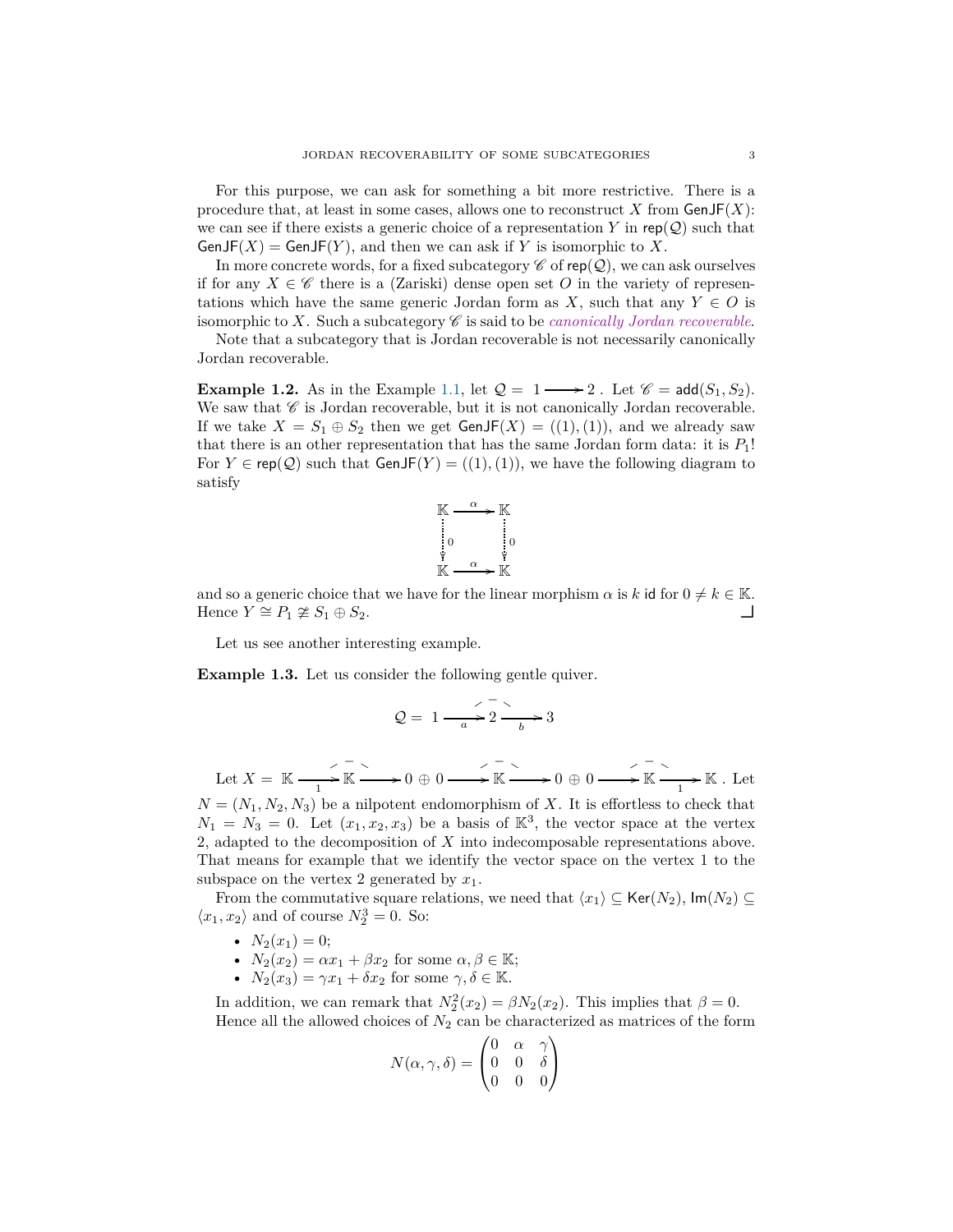For this purpose, we can ask for something a bit more restrictive. There is a procedure that, at least in some cases, allows one to reconstruct $X$ from $\mathsf{GenJF}(X)$: we can see if there exists a generic choice of a representation $Y$ in $\mathsf{rep}(\mathcal{Q})$ such that $\mathsf{GenJF}(X) = \mathsf{GenJF}(Y)$, and then we can ask if $Y$ is isomorphic to $X$.

In more concrete words, for a fixed subcategory $\mathscr{C}$ of $\mathsf{rep}(\mathcal{Q})$, we can ask ourselves if for any $X \in \mathscr{C}$ there is a (Zariski) dense open set $O$ in the variety of representations which have the same generic Jordan form as $X$, such that any $Y \in O$ is isomorphic to $X$. Such a subcategory $\mathscr{C}$ is said to be *canonically Jordan recoverable*.

Note that a subcategory that is Jordan recoverable is not necessarily canonically Jordan recoverable.

**Example 1.2.** As in the Example 1.1, let $\mathcal{Q} = 1 \longrightarrow 2$. Let $\mathscr{C} = \mathsf{add}(S_1, S_2)$. We saw that $\mathscr{C}$ is Jordan recoverable, but it is not canonically Jordan recoverable. If we take $X = S_1 \oplus S_2$ then we get $\mathsf{GenJF}(X) = ((1),(1))$, and we already saw that there is an other representation that has the same Jordan form data: it is $P_1$! For $Y \in \mathsf{rep}(\mathcal{Q})$ such that $\mathsf{GenJF}(Y) = ((1),(1))$, we have the following diagram to satisfy

$$\begin{array}{ccc} \mathbb{K} & \xrightarrow{\alpha} & \mathbb{K} \\ \big\downarrow{\scriptstyle 0} & & \big\downarrow{\scriptstyle 0} \\ \mathbb{K} & \xrightarrow{\alpha} & \mathbb{K} \end{array}$$

and so a generic choice that we have for the linear morphism $\alpha$ is $k\,\mathsf{id}$ for $0 \neq k \in \mathbb{K}$. Hence $Y \cong P_1 \ncong S_1 \oplus S_2$. ⌟

Let us see another interesting example.

**Example 1.3.** Let us consider the following gentle quiver.

$$\mathcal{Q} = 1 \xrightarrow{a} 2 \xrightarrow{b} 3$$

(with a dashed relation arc between $a$ and $b$ at vertex 2).

Let $X = \mathbb{K} \xrightarrow{1} \mathbb{K} \longrightarrow 0 \oplus 0 \longrightarrow \mathbb{K} \longrightarrow 0 \oplus 0 \longrightarrow \mathbb{K} \xrightarrow{1} \mathbb{K}$. Let $N = (N_1, N_2, N_3)$ be a nilpotent endomorphism of $X$. It is effortless to check that $N_1 = N_3 = 0$. Let $(x_1, x_2, x_3)$ be a basis of $\mathbb{K}^3$, the vector space at the vertex 2, adapted to the decomposition of $X$ into indecomposable representations above. That means for example that we identify the vector space on the vertex 1 to the subspace on the vertex 2 generated by $x_1$.

From the commutative square relations, we need that $\langle x_1 \rangle \subseteq \mathsf{Ker}(N_2)$, $\mathsf{Im}(N_2) \subseteq \langle x_1, x_2 \rangle$ and of course $N_2^3 = 0$. So:

- $N_2(x_1) = 0$;
- $N_2(x_2) = \alpha x_1 + \beta x_2$ for some $\alpha, \beta \in \mathbb{K}$;
- $N_2(x_3) = \gamma x_1 + \delta x_2$ for some $\gamma, \delta \in \mathbb{K}$.

In addition, we can remark that $N_2^2(x_2) = \beta N_2(x_2)$. This implies that $\beta = 0$.

Hence all the allowed choices of $N_2$ can be characterized as matrices of the form

$$N(\alpha, \gamma, \delta) = \begin{pmatrix} 0 & \alpha & \gamma \\ 0 & 0 & \delta \\ 0 & 0 & 0 \end{pmatrix}$$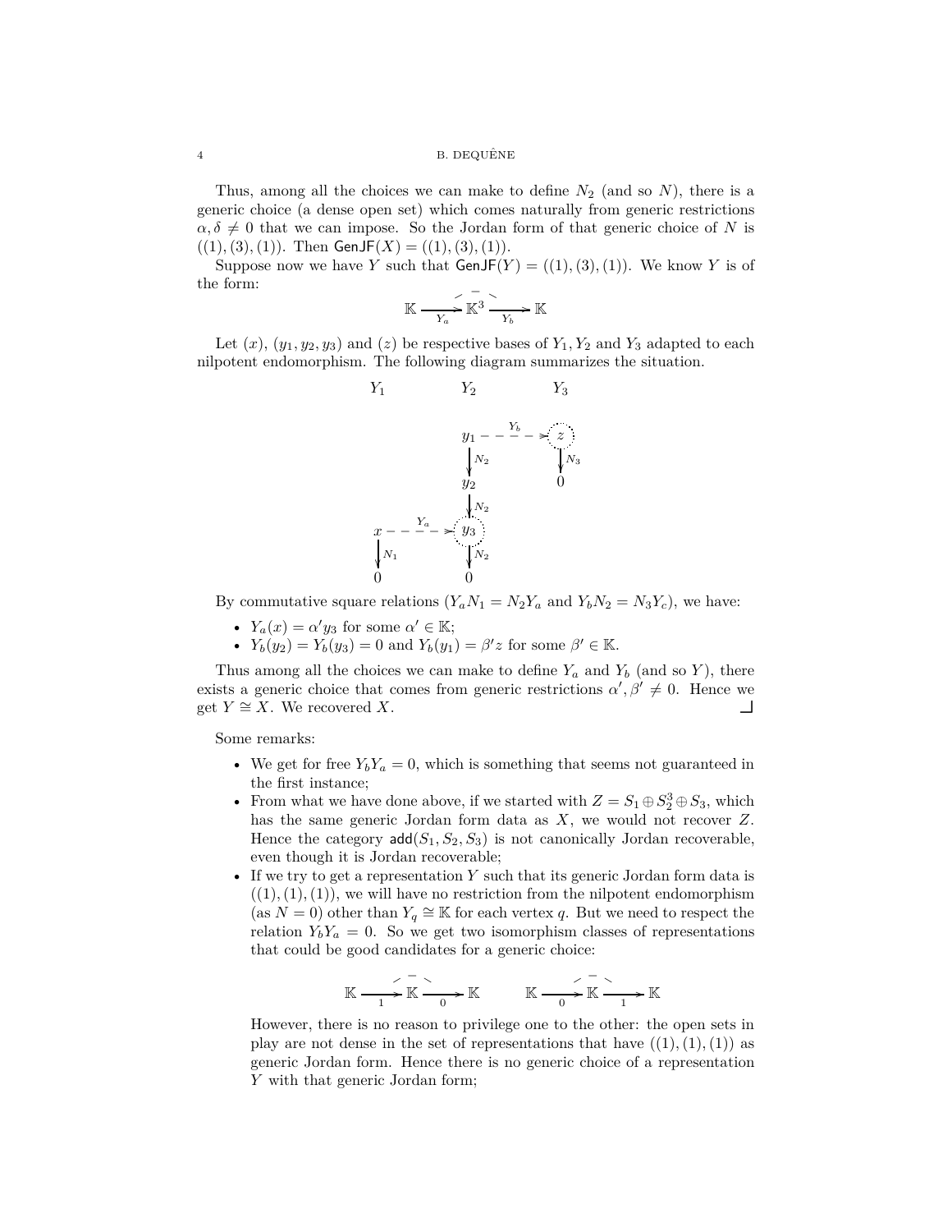Thus, among all the choices we can make to define $N_2$ (and so $N$), there is a generic choice (a dense open set) which comes naturally from generic restrictions $\alpha, \delta \neq 0$ that we can impose. So the Jordan form of that generic choice of $N$ is $((1),(3),(1))$. Then $\mathsf{GenJF}(X) = ((1),(3),(1))$.

Suppose now we have $Y$ such that $\mathsf{GenJF}(Y) = ((1),(3),(1))$. We know $Y$ is of the form:

$$\mathbb{K} \xrightarrow[Y_a]{} \mathbb{K}^3 \xrightarrow[Y_b]{} \mathbb{K}$$

Let $(x)$, $(y_1, y_2, y_3)$ and $(z)$ be respective bases of $Y_1, Y_2$ and $Y_3$ adapted to each nilpotent endomorphism. The following diagram summarizes the situation.

$$\begin{array}{ccc}
Y_1 & Y_2 & Y_3 \\
 & y_1 \overset{Y_b}{\dashrightarrow} & z \\
 & \downarrow N_2 & \downarrow N_3 \\
 & y_2 & 0 \\
 & \downarrow N_2 & \\
x \overset{Y_a}{\dashrightarrow} & y_3 & \\
\downarrow N_1 & \downarrow N_2 & \\
0 & 0 &
\end{array}$$

By commutative square relations ($Y_a N_1 = N_2 Y_a$ and $Y_b N_2 = N_3 Y_c$), we have:

- $Y_a(x) = \alpha' y_3$ for some $\alpha' \in \mathbb{K}$;
- $Y_b(y_2) = Y_b(y_3) = 0$ and $Y_b(y_1) = \beta' z$ for some $\beta' \in \mathbb{K}$.

Thus among all the choices we can make to define $Y_a$ and $Y_b$ (and so $Y$), there exists a generic choice that comes from generic restrictions $\alpha', \beta' \neq 0$. Hence we get $Y \cong X$. We recovered $X$. ┘

Some remarks:

- We get for free $Y_b Y_a = 0$, which is something that seems not guaranteed in the first instance;
- From what we have done above, if we started with $Z = S_1 \oplus S_2^3 \oplus S_3$, which has the same generic Jordan form data as $X$, we would not recover $Z$. Hence the category $\mathsf{add}(S_1, S_2, S_3)$ is not canonically Jordan recoverable, even though it is Jordan recoverable;
- If we try to get a representation $Y$ such that its generic Jordan form data is $((1),(1),(1))$, we will have no restriction from the nilpotent endomorphism (as $N = 0$) other than $Y_q \cong \mathbb{K}$ for each vertex $q$. But we need to respect the relation $Y_b Y_a = 0$. So we get two isomorphism classes of representations that could be good candidates for a generic choice:

$$\mathbb{K} \xrightarrow[1]{} \mathbb{K} \xrightarrow[0]{} \mathbb{K} \qquad \mathbb{K} \xrightarrow[0]{} \mathbb{K} \xrightarrow[1]{} \mathbb{K}$$

However, there is no reason to privilege one to the other: the open sets in play are not dense in the set of representations that have $((1),(1),(1))$ as generic Jordan form. Hence there is no generic choice of a representation $Y$ with that generic Jordan form;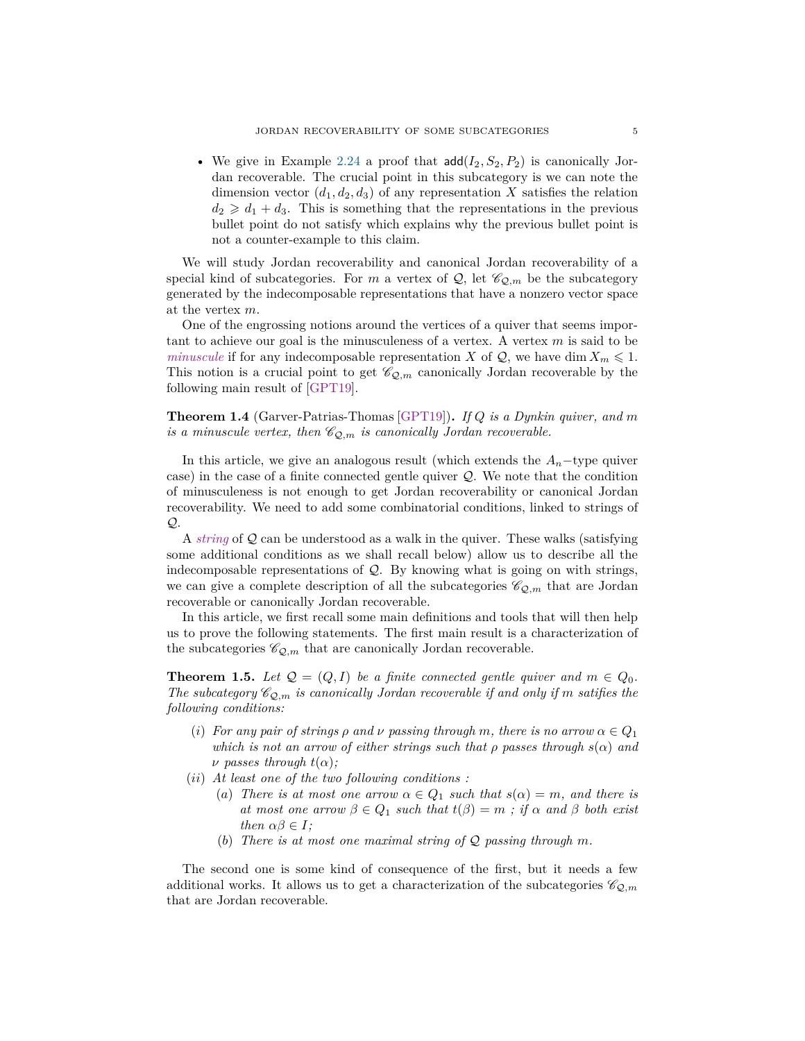- We give in Example 2.24 a proof that $\mathsf{add}(I_2, S_2, P_2)$ is canonically Jordan recoverable. The crucial point in this subcategory is we can note the dimension vector $(d_1, d_2, d_3)$ of any representation $X$ satisfies the relation $d_2 \geqslant d_1 + d_3$. This is something that the representations in the previous bullet point do not satisfy which explains why the previous bullet point is not a counter-example to this claim.

We will study Jordan recoverability and canonical Jordan recoverability of a special kind of subcategories. For $m$ a vertex of $\mathcal{Q}$, let $\mathscr{C}_{\mathcal{Q},m}$ be the subcategory generated by the indecomposable representations that have a nonzero vector space at the vertex $m$.

One of the engrossing notions around the vertices of a quiver that seems important to achieve our goal is the minusculeness of a vertex. A vertex $m$ is said to be *minuscule* if for any indecomposable representation $X$ of $\mathcal{Q}$, we have $\dim X_m \leqslant 1$. This notion is a crucial point to get $\mathscr{C}_{\mathcal{Q},m}$ canonically Jordan recoverable by the following main result of [GPT19].

**Theorem 1.4** (Garver-Patrias-Thomas [GPT19])**.** *If $Q$ is a Dynkin quiver, and $m$ is a minuscule vertex, then $\mathscr{C}_{\mathcal{Q},m}$ is canonically Jordan recoverable.*

In this article, we give an analogous result (which extends the $A_n-$type quiver case) in the case of a finite connected gentle quiver $\mathcal{Q}$. We note that the condition of minusculeness is not enough to get Jordan recoverability or canonical Jordan recoverability. We need to add some combinatorial conditions, linked to strings of $\mathcal{Q}$.

A *string* of $\mathcal{Q}$ can be understood as a walk in the quiver. These walks (satisfying some additional conditions as we shall recall below) allow us to describe all the indecomposable representations of $\mathcal{Q}$. By knowing what is going on with strings, we can give a complete description of all the subcategories $\mathscr{C}_{\mathcal{Q},m}$ that are Jordan recoverable or canonically Jordan recoverable.

In this article, we first recall some main definitions and tools that will then help us to prove the following statements. The first main result is a characterization of the subcategories $\mathscr{C}_{\mathcal{Q},m}$ that are canonically Jordan recoverable.

**Theorem 1.5.** *Let $\mathcal{Q} = (Q, I)$ be a finite connected gentle quiver and $m \in Q_0$. The subcategory $\mathscr{C}_{\mathcal{Q},m}$ is canonically Jordan recoverable if and only if $m$ satifies the following conditions:*

- $(i)$ *For any pair of strings $\rho$ and $\nu$ passing through $m$, there is no arrow $\alpha \in Q_1$ which is not an arrow of either strings such that $\rho$ passes through $s(\alpha)$ and $\nu$ passes through $t(\alpha)$;*
- $(ii)$ *At least one of the two following conditions :*
  - $(a)$ *There is at most one arrow $\alpha \in Q_1$ such that $s(\alpha) = m$, and there is at most one arrow $\beta \in Q_1$ such that $t(\beta) = m$ ; if $\alpha$ and $\beta$ both exist then $\alpha\beta \in I$;*
  - $(b)$ *There is at most one maximal string of $\mathcal{Q}$ passing through $m$.*

The second one is some kind of consequence of the first, but it needs a few additional works. It allows us to get a characterization of the subcategories $\mathscr{C}_{\mathcal{Q},m}$ that are Jordan recoverable.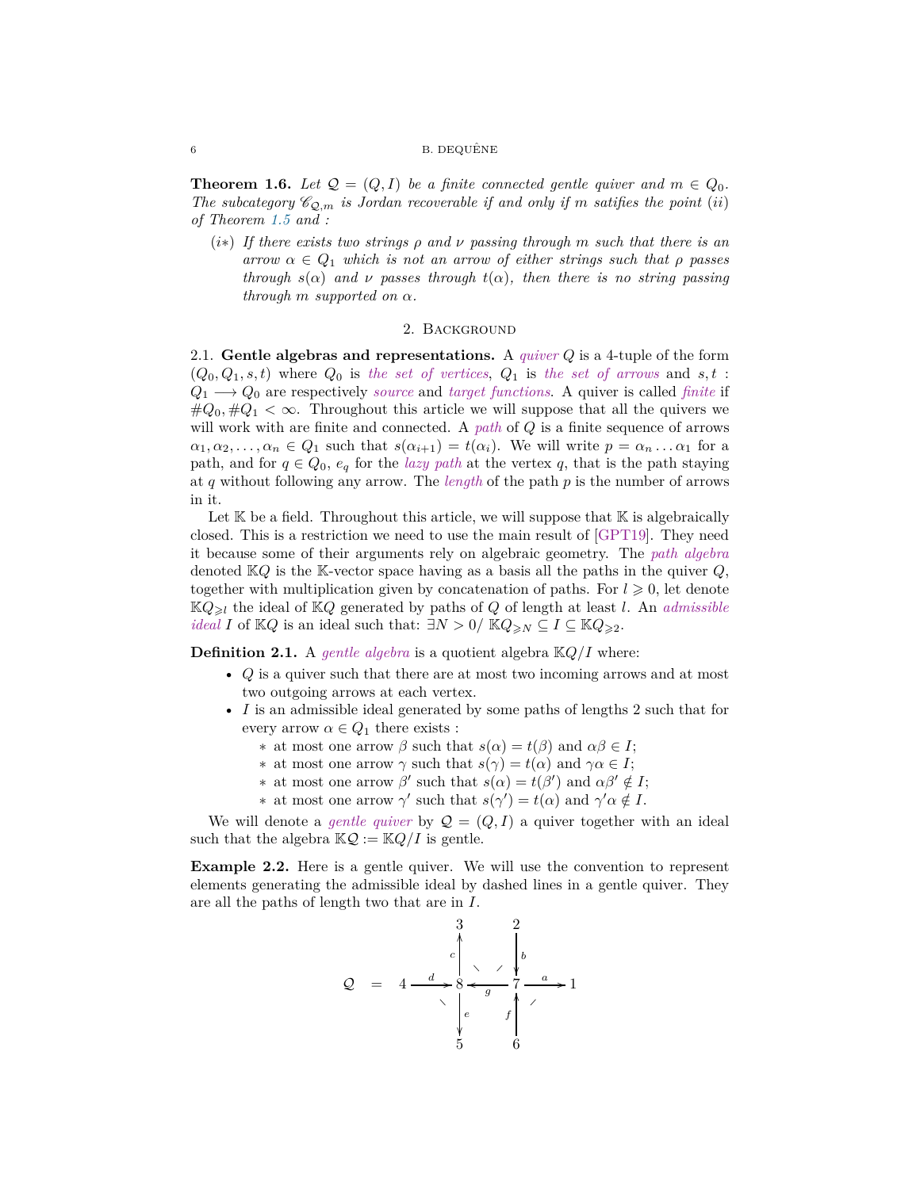**Theorem 1.6.** *Let $\mathcal{Q} = (Q, I)$ be a finite connected gentle quiver and $m \in Q_0$. The subcategory $\mathscr{C}_{\mathcal{Q},m}$ is Jordan recoverable if and only if $m$ satifies the point $(ii)$ of Theorem 1.5 and :*

- $(i*)$ *If there exists two strings $\rho$ and $\nu$ passing through $m$ such that there is an arrow $\alpha \in Q_1$ which is not an arrow of either strings such that $\rho$ passes through $s(\alpha)$ and $\nu$ passes through $t(\alpha)$, then there is no string passing through $m$ supported on $\alpha$.*

## 2. Background

2.1. **Gentle algebras and representations.** A *quiver* $Q$ is a 4-tuple of the form $(Q_0, Q_1, s, t)$ where $Q_0$ is *the set of vertices*, $Q_1$ is *the set of arrows* and $s, t : Q_1 \longrightarrow Q_0$ are respectively *source* and *target functions*. A quiver is called *finite* if $\#Q_0, \#Q_1 < \infty$. Throughout this article we will suppose that all the quivers we will work with are finite and connected. A *path* of $Q$ is a finite sequence of arrows $\alpha_1, \alpha_2, \ldots, \alpha_n \in Q_1$ such that $s(\alpha_{i+1}) = t(\alpha_i)$. We will write $p = \alpha_n \ldots \alpha_1$ for a path, and for $q \in Q_0$, $e_q$ for the *lazy path* at the vertex $q$, that is the path staying at $q$ without following any arrow. The *length* of the path $p$ is the number of arrows in it.

Let $\mathbb{K}$ be a field. Throughout this article, we will suppose that $\mathbb{K}$ is algebraically closed. This is a restriction we need to use the main result of [GPT19]. They need it because some of their arguments rely on algebraic geometry. The *path algebra* denoted $\mathbb{K}Q$ is the $\mathbb{K}$-vector space having as a basis all the paths in the quiver $Q$, together with multiplication given by concatenation of paths. For $l \geqslant 0$, let denote $\mathbb{K}Q_{\geqslant l}$ the ideal of $\mathbb{K}Q$ generated by paths of $Q$ of length at least $l$. An *admissible ideal* $I$ of $\mathbb{K}Q$ is an ideal such that: $\exists N > 0 / \ \mathbb{K}Q_{\geqslant N} \subseteq I \subseteq \mathbb{K}Q_{\geqslant 2}$.

**Definition 2.1.** A *gentle algebra* is a quotient algebra $\mathbb{K}Q/I$ where:

- $Q$ is a quiver such that there are at most two incoming arrows and at most two outgoing arrows at each vertex.
- $I$ is an admissible ideal generated by some paths of lengths 2 such that for every arrow $\alpha \in Q_1$ there exists :
  - at most one arrow $\beta$ such that $s(\alpha) = t(\beta)$ and $\alpha\beta \in I$;
  - at most one arrow $\gamma$ such that $s(\gamma) = t(\alpha)$ and $\gamma\alpha \in I$;
  - at most one arrow $\beta'$ such that $s(\alpha) = t(\beta')$ and $\alpha\beta' \notin I$;
  - at most one arrow $\gamma'$ such that $s(\gamma') = t(\alpha)$ and $\gamma'\alpha \notin I$.

We will denote a *gentle quiver* by $\mathcal{Q} = (Q, I)$ a quiver together with an ideal such that the algebra $\mathbb{K}\mathcal{Q} := \mathbb{K}Q/I$ is gentle.

**Example 2.2.** Here is a gentle quiver. We will use the convention to represent elements generating the admissible ideal by dashed lines in a gentle quiver. They are all the paths of length two that are in $I$.

$$\mathcal{Q} \quad = \quad \begin{array}{ccccccc} & & 3 & & 2 & & \\ & & \uparrow c & & \downarrow b & & \\ 4 & \xrightarrow{d} & 8 & \xleftarrow{g} & 7 & \xrightarrow{a} & 1 \\ & & \downarrow e & & \uparrow f & & \\ & & 5 & & 6 & & \end{array}$$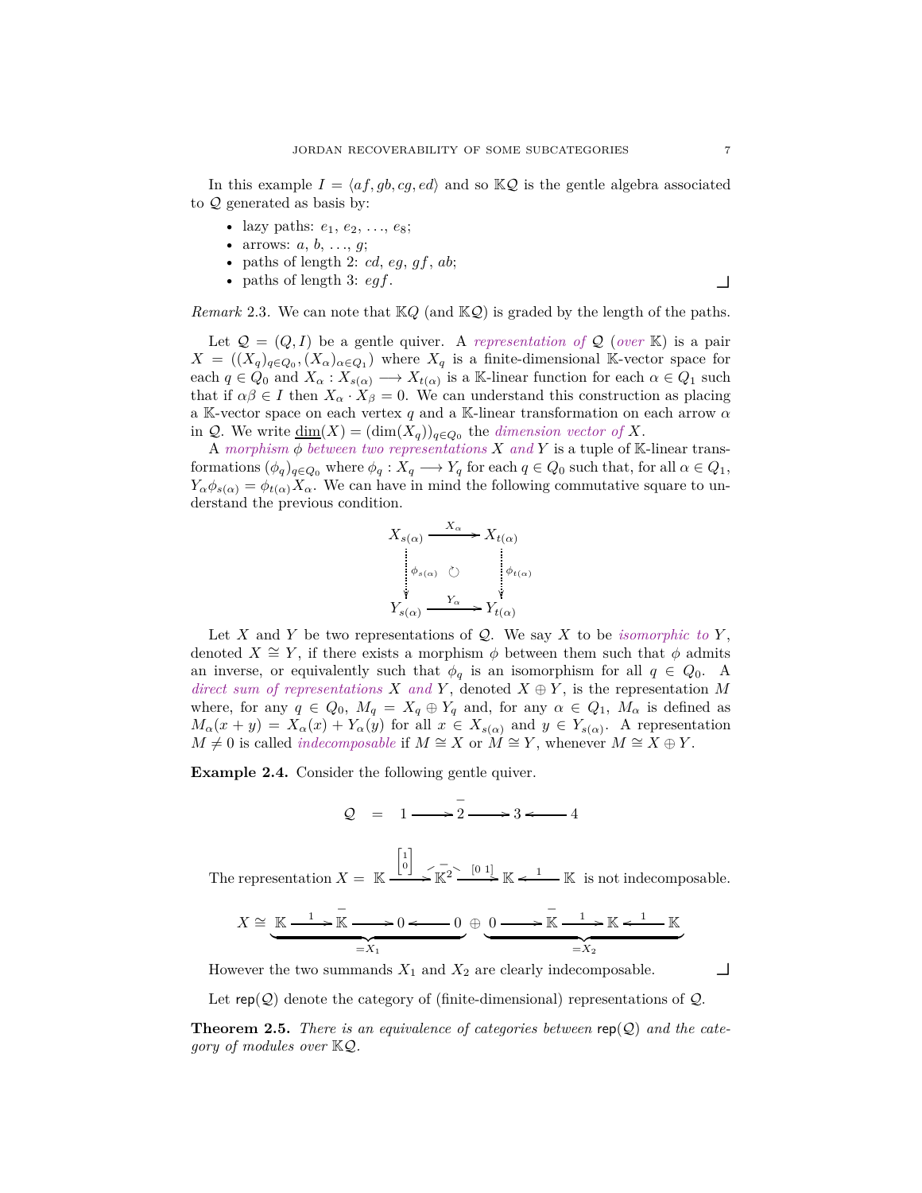In this example $I = \langle af, gb, cg, ed\rangle$ and so $\mathbb{K}\mathcal{Q}$ is the gentle algebra associated to $\mathcal{Q}$ generated as basis by:

- lazy paths: $e_1$, $e_2$, …, $e_8$;
- arrows: $a$, $b$, …, $g$;
- paths of length 2: $cd$, $eg$, $gf$, $ab$;
- paths of length 3: $egf$.

*Remark* 2.3. We can note that $\mathbb{K}Q$ (and $\mathbb{K}\mathcal{Q}$) is graded by the length of the paths.

Let $\mathcal{Q} = (Q, I)$ be a gentle quiver. A *representation of* $\mathcal{Q}$ (*over* $\mathbb{K}$) is a pair $X = ((X_q)_{q\in Q_0}, (X_\alpha)_{\alpha\in Q_1})$ where $X_q$ is a finite-dimensional $\mathbb{K}$-vector space for each $q \in Q_0$ and $X_\alpha : X_{s(\alpha)} \longrightarrow X_{t(\alpha)}$ is a $\mathbb{K}$-linear function for each $\alpha \in Q_1$ such that if $\alpha\beta \in I$ then $X_\alpha \cdot X_\beta = 0$. We can understand this construction as placing a $\mathbb{K}$-vector space on each vertex $q$ and a $\mathbb{K}$-linear transformation on each arrow $\alpha$ in $\mathcal{Q}$. We write $\underline{\dim}(X) = (\dim(X_q))_{q\in Q_0}$ the *dimension vector of* $X$.

A *morphism* $\phi$ *between two representations* $X$ *and* $Y$ is a tuple of $\mathbb{K}$-linear transformations $(\phi_q)_{q\in Q_0}$ where $\phi_q : X_q \longrightarrow Y_q$ for each $q \in Q_0$ such that, for all $\alpha \in Q_1$, $Y_\alpha \phi_{s(\alpha)} = \phi_{t(\alpha)} X_\alpha$. We can have in mind the following commutative square to understand the previous condition.

$$\begin{array}{ccc} X_{s(\alpha)} & \xrightarrow{X_\alpha} & X_{t(\alpha)} \\ \big\downarrow{\scriptstyle \phi_{s(\alpha)}} & \circlearrowleft & \big\downarrow{\scriptstyle \phi_{t(\alpha)}} \\ Y_{s(\alpha)} & \xrightarrow{Y_\alpha} & Y_{t(\alpha)} \end{array}$$

Let $X$ and $Y$ be two representations of $\mathcal{Q}$. We say $X$ to be *isomorphic to* $Y$, denoted $X \cong Y$, if there exists a morphism $\phi$ between them such that $\phi$ admits an inverse, or equivalently such that $\phi_q$ is an isomorphism for all $q \in Q_0$. A *direct sum of representations* $X$ *and* $Y$, denoted $X \oplus Y$, is the representation $M$ where, for any $q \in Q_0$, $M_q = X_q \oplus Y_q$ and, for any $\alpha \in Q_1$, $M_\alpha$ is defined as $M_\alpha(x + y) = X_\alpha(x) + Y_\alpha(y)$ for all $x \in X_{s(\alpha)}$ and $y \in Y_{s(\alpha)}$. A representation $M \neq 0$ is called *indecomposable* if $M \cong X$ or $M \cong Y$, whenever $M \cong X \oplus Y$.

**Example 2.4.** Consider the following gentle quiver.

$$\mathcal{Q} \quad = \quad 1 \longrightarrow \overset{-}{2} \longrightarrow 3 \longleftarrow 4$$

The representation $X = \mathbb{K} \xrightarrow{\begin{bmatrix}1\\0\end{bmatrix}} \overset{-}{\mathbb{K}^2} \xrightarrow{[0\ 1]} \mathbb{K} \xleftarrow{1} \mathbb{K}$ is not indecomposable.

$$X \cong \underbrace{\mathbb{K} \xrightarrow{1} \overset{-}{\mathbb{K}} \longrightarrow 0 \longleftarrow 0}_{=X_1} \oplus \underbrace{0 \longrightarrow \overset{-}{\mathbb{K}} \xrightarrow{1} \mathbb{K} \xleftarrow{1} \mathbb{K}}_{=X_2}$$

However the two summands $X_1$ and $X_2$ are clearly indecomposable.

Let $\mathsf{rep}(\mathcal{Q})$ denote the category of (finite-dimensional) representations of $\mathcal{Q}$.

**Theorem 2.5.** *There is an equivalence of categories between* $\mathsf{rep}(\mathcal{Q})$ *and the category of modules over* $\mathbb{K}\mathcal{Q}$.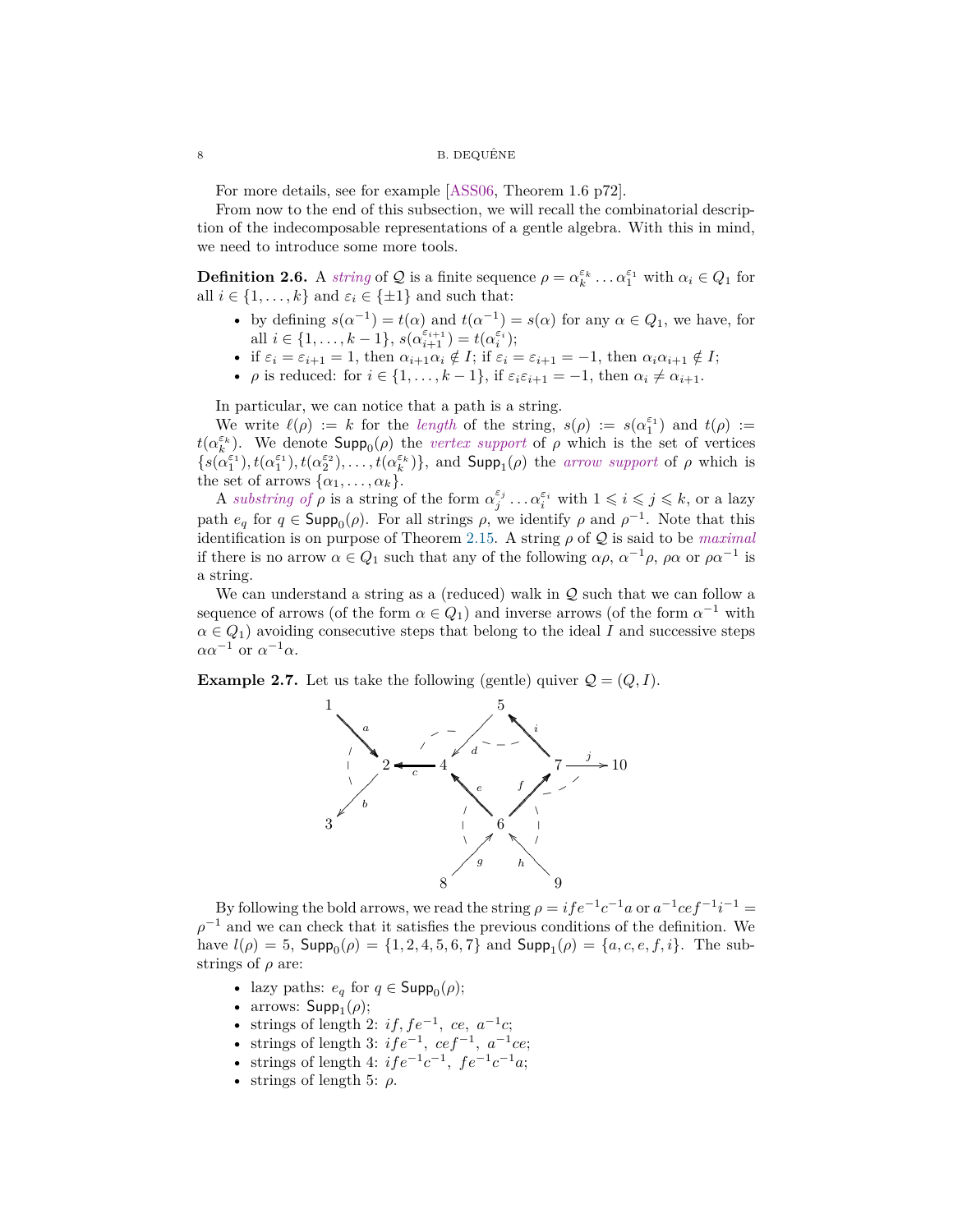For more details, see for example [ASS06, Theorem 1.6 p72].

From now to the end of this subsection, we will recall the combinatorial description of the indecomposable representations of a gentle algebra. With this in mind, we need to introduce some more tools.

**Definition 2.6.** A *string* of $\mathcal{Q}$ is a finite sequence $\rho = \alpha_k^{\varepsilon_k} \dots \alpha_1^{\varepsilon_1}$ with $\alpha_i \in Q_1$ for all $i \in \{1, \dots, k\}$ and $\varepsilon_i \in \{\pm 1\}$ and such that:

- by defining $s(\alpha^{-1}) = t(\alpha)$ and $t(\alpha^{-1}) = s(\alpha)$ for any $\alpha \in Q_1$, we have, for all $i \in \{1, \dots, k-1\}$, $s(\alpha_{i+1}^{\varepsilon_{i+1}}) = t(\alpha_i^{\varepsilon_i})$;
- if $\varepsilon_i = \varepsilon_{i+1} = 1$, then $\alpha_{i+1}\alpha_i \notin I$; if $\varepsilon_i = \varepsilon_{i+1} = -1$, then $\alpha_i \alpha_{i+1} \notin I$;
- $\rho$ is reduced: for $i \in \{1, \dots, k-1\}$, if $\varepsilon_i \varepsilon_{i+1} = -1$, then $\alpha_i \neq \alpha_{i+1}$.

In particular, we can notice that a path is a string.

We write $\ell(\rho) := k$ for the *length* of the string, $s(\rho) := s(\alpha_1^{\varepsilon_1})$ and $t(\rho) := t(\alpha_k^{\varepsilon_k})$. We denote $\mathsf{Supp}_0(\rho)$ the *vertex support* of $\rho$ which is the set of vertices $\{s(\alpha_1^{\varepsilon_1}), t(\alpha_1^{\varepsilon_1}), t(\alpha_2^{\varepsilon_2}), \dots, t(\alpha_k^{\varepsilon_k})\}$, and $\mathsf{Supp}_1(\rho)$ the *arrow support* of $\rho$ which is the set of arrows $\{\alpha_1, \dots, \alpha_k\}$.

A *substring of* $\rho$ is a string of the form $\alpha_j^{\varepsilon_j} \dots \alpha_i^{\varepsilon_i}$ with $1 \leqslant i \leqslant j \leqslant k$, or a lazy path $e_q$ for $q \in \mathsf{Supp}_0(\rho)$. For all strings $\rho$, we identify $\rho$ and $\rho^{-1}$. Note that this identification is on purpose of Theorem 2.15. A string $\rho$ of $\mathcal{Q}$ is said to be *maximal* if there is no arrow $\alpha \in Q_1$ such that any of the following $\alpha\rho$, $\alpha^{-1}\rho$, $\rho\alpha$ or $\rho\alpha^{-1}$ is a string.

We can understand a string as a (reduced) walk in $\mathcal{Q}$ such that we can follow a sequence of arrows (of the form $\alpha \in Q_1$) and inverse arrows (of the form $\alpha^{-1}$ with $\alpha \in Q_1$) avoiding consecutive steps that belong to the ideal $I$ and successive steps $\alpha\alpha^{-1}$ or $\alpha^{-1}\alpha$.

**Example 2.7.** Let us take the following (gentle) quiver $\mathcal{Q} = (Q, I)$.

By following the bold arrows, we read the string $\rho = ife^{-1}c^{-1}a$ or $a^{-1}cef^{-1}i^{-1} = \rho^{-1}$ and we can check that it satisfies the previous conditions of the definition. We have $l(\rho) = 5$, $\mathsf{Supp}_0(\rho) = \{1, 2, 4, 5, 6, 7\}$ and $\mathsf{Supp}_1(\rho) = \{a, c, e, f, i\}$. The substrings of $\rho$ are:

- lazy paths: $e_q$ for $q \in \mathsf{Supp}_0(\rho)$;
- arrows: $\mathsf{Supp}_1(\rho)$;
- strings of length 2: $if, fe^{-1},\ ce,\ a^{-1}c$;
- strings of length 3: $ife^{-1},\ cef^{-1},\ a^{-1}ce$;
- strings of length 4: $ife^{-1}c^{-1},\ fe^{-1}c^{-1}a$;
- strings of length 5: $\rho$.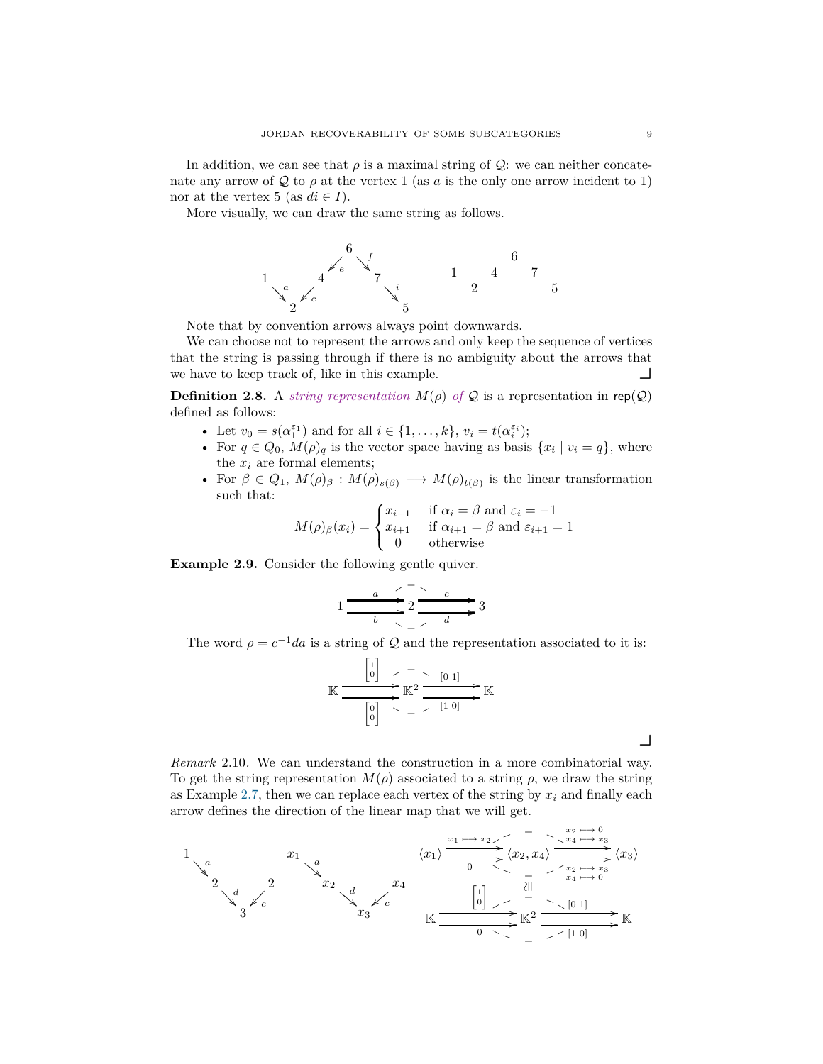In addition, we can see that $\rho$ is a maximal string of $\mathcal{Q}$: we can neither concatenate any arrow of $\mathcal{Q}$ to $\rho$ at the vertex 1 (as $a$ is the only one arrow incident to 1) nor at the vertex 5 (as $di \in I$).

More visually, we can draw the same string as follows.

$$\begin{array}{ccccccccc} & & & & 6 & & & & \\ & & & \swarrow_e & & \searrow^f & & & \\ 1 & & 4 & & & & 7 & & \\ & \searrow_a & & \swarrow_c & & & & \searrow_i & \\ & & 2 & & & & & & 5 \end{array} \qquad \begin{array}{ccccccc} & & & & 6 & & \\ 1 & & 4 & & & 7 & \\ & 2 & & & & & 5 \end{array}$$

Note that by convention arrows always point downwards.

We can choose not to represent the arrows and only keep the sequence of vertices that the string is passing through if there is no ambiguity about the arrows that we have to keep track of, like in this example. ◻

**Definition 2.8.** A *string representation* $M(\rho)$ *of* $\mathcal{Q}$ is a representation in $\mathsf{rep}(\mathcal{Q})$ defined as follows:

- Let $v_0 = s(\alpha_1^{\varepsilon_1})$ and for all $i \in \{1, \dots, k\}$, $v_i = t(\alpha_i^{\varepsilon_i})$;
- For $q \in Q_0$, $M(\rho)_q$ is the vector space having as basis $\{x_i \mid v_i = q\}$, where the $x_i$ are formal elements;
- For $\beta \in Q_1$, $M(\rho)_\beta : M(\rho)_{s(\beta)} \longrightarrow M(\rho)_{t(\beta)}$ is the linear transformation such that:

$$M(\rho)_\beta(x_i) = \begin{cases} x_{i-1} & \text{if } \alpha_i = \beta \text{ and } \varepsilon_i = -1 \\ x_{i+1} & \text{if } \alpha_{i+1} = \beta \text{ and } \varepsilon_{i+1} = 1 \\ 0 & \text{otherwise} \end{cases}$$

**Example 2.9.** Consider the following gentle quiver.

$$1 \overset{a}{\underset{b}{\rightrightarrows}} 2 \overset{c}{\underset{d}{\rightrightarrows}} 3$$

The word $\rho = c^{-1}da$ is a string of $\mathcal{Q}$ and the representation associated to it is:

$$\mathbb{K} \overset{\begin{bmatrix}1\\0\end{bmatrix}}{\underset{\begin{bmatrix}0\\0\end{bmatrix}}{\rightrightarrows}} \mathbb{K}^2 \overset{[0\ 1]}{\underset{[1\ 0]}{\rightrightarrows}} \mathbb{K}$$

◻

*Remark* 2.10. We can understand the construction in a more combinatorial way. To get the string representation $M(\rho)$ associated to a string $\rho$, we draw the string as Example 2.7, then we can replace each vertex of the string by $x_i$ and finally each arrow defines the direction of the linear map that we will get.

$$\begin{array}{ccccc} 1 & & & & \\ & \searrow_a & & & \\ & & 2 & & 2 \\ & & & \searrow_d \ \swarrow_c & \\ & & & 3 & \end{array} \qquad \begin{array}{ccccc} x_1 & & & & \\ & \searrow_a & & & \\ & & x_2 & & x_4 \\ & & & \searrow_d \ \swarrow_c & \\ & & & x_3 & \end{array}$$

$$\langle x_1 \rangle \overset{x_1 \longmapsto x_2}{\underset{0}{\rightrightarrows}} \langle x_2, x_4 \rangle \overset{\substack{x_2 \longmapsto 0 \\ x_4 \longmapsto x_3}}{\underset{\substack{x_2 \longmapsto x_3 \\ x_4 \longmapsto 0}}{\rightrightarrows}} \langle x_3 \rangle$$

$$\wr\Vert$$

$$\mathbb{K} \overset{\begin{bmatrix}1\\0\end{bmatrix}}{\underset{0}{\rightrightarrows}} \mathbb{K}^2 \overset{[0\ 1]}{\underset{[1\ 0]}{\rightrightarrows}} \mathbb{K}$$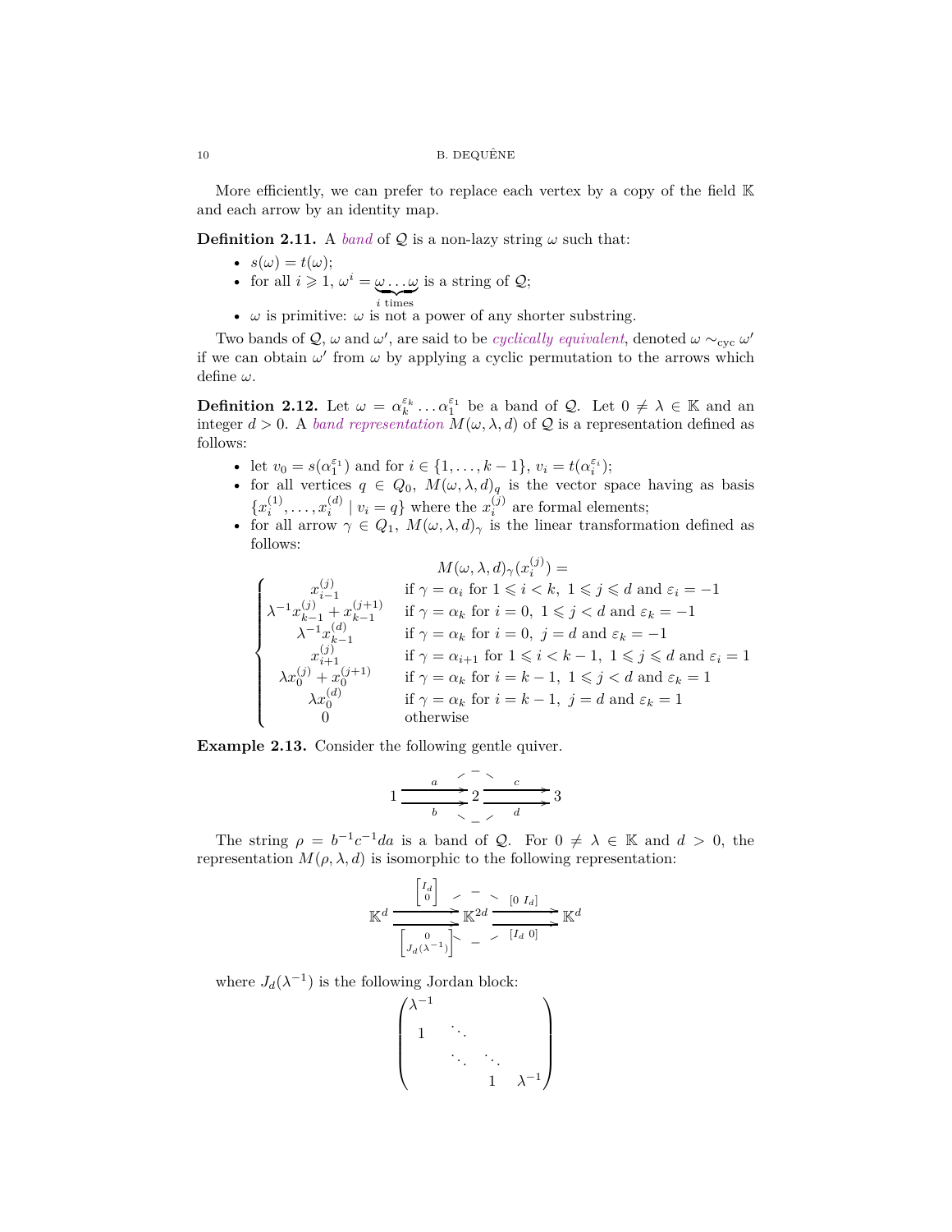More efficiently, we can prefer to replace each vertex by a copy of the field $\mathbb{K}$ and each arrow by an identity map.

**Definition 2.11.** A *band* of $\mathcal{Q}$ is a non-lazy string $\omega$ such that:

- $s(\omega) = t(\omega)$;
- for all $i \geqslant 1$, $\omega^i = \underbrace{\omega \dots \omega}_{i \text{ times}}$ is a string of $\mathcal{Q}$;
- $\omega$ is primitive: $\omega$ is not a power of any shorter substring.

Two bands of $\mathcal{Q}$, $\omega$ and $\omega'$, are said to be *cyclically equivalent*, denoted $\omega \sim_{\text{cyc}} \omega'$ if we can obtain $\omega'$ from $\omega$ by applying a cyclic permutation to the arrows which define $\omega$.

**Definition 2.12.** Let $\omega = \alpha_k^{\varepsilon_k} \dots \alpha_1^{\varepsilon_1}$ be a band of $\mathcal{Q}$. Let $0 \neq \lambda \in \mathbb{K}$ and an integer $d > 0$. A *band representation* $M(\omega, \lambda, d)$ of $\mathcal{Q}$ is a representation defined as follows:

- let $v_0 = s(\alpha_1^{\varepsilon_1})$ and for $i \in \{1, \dots, k-1\}$, $v_i = t(\alpha_i^{\varepsilon_i})$;
- for all vertices $q \in Q_0$, $M(\omega, \lambda, d)_q$ is the vector space having as basis $\{x_i^{(1)}, \dots, x_i^{(d)} \mid v_i = q\}$ where the $x_i^{(j)}$ are formal elements;
- for all arrow $\gamma \in Q_1$, $M(\omega, \lambda, d)_\gamma$ is the linear transformation defined as follows:

$$M(\omega, \lambda, d)_\gamma(x_i^{(j)}) =$$

$$\begin{cases} x_{i-1}^{(j)} & \text{if } \gamma = \alpha_i \text{ for } 1 \leqslant i < k,\ 1 \leqslant j \leqslant d \text{ and } \varepsilon_i = -1 \\ \lambda^{-1} x_{k-1}^{(j)} + x_{k-1}^{(j+1)} & \text{if } \gamma = \alpha_k \text{ for } i = 0,\ 1 \leqslant j < d \text{ and } \varepsilon_k = -1 \\ \lambda^{-1} x_{k-1}^{(d)} & \text{if } \gamma = \alpha_k \text{ for } i = 0,\ j = d \text{ and } \varepsilon_k = -1 \\ x_{i+1}^{(j)} & \text{if } \gamma = \alpha_{i+1} \text{ for } 1 \leqslant i < k-1,\ 1 \leqslant j \leqslant d \text{ and } \varepsilon_i = 1 \\ \lambda x_0^{(j)} + x_0^{(j+1)} & \text{if } \gamma = \alpha_k \text{ for } i = k-1,\ 1 \leqslant j < d \text{ and } \varepsilon_k = 1 \\ \lambda x_0^{(d)} & \text{if } \gamma = \alpha_k \text{ for } i = k-1,\ j = d \text{ and } \varepsilon_k = 1 \\ 0 & \text{otherwise} \end{cases}$$

**Example 2.13.** Consider the following gentle quiver.

$$1 \overset{a}{\underset{b}{\rightrightarrows}} 2 \overset{c}{\underset{d}{\rightrightarrows}} 3$$

The string $\rho = b^{-1}c^{-1}da$ is a band of $\mathcal{Q}$. For $0 \neq \lambda \in \mathbb{K}$ and $d > 0$, the representation $M(\rho, \lambda, d)$ is isomorphic to the following representation:

$$\mathbb{K}^d \overset{\begin{bmatrix} I_d \\ 0 \end{bmatrix}}{\underset{\begin{bmatrix} 0 \\ J_d(\lambda^{-1}) \end{bmatrix}}{\rightrightarrows}} \mathbb{K}^{2d} \overset{[0\ I_d]}{\underset{[I_d\ 0]}{\rightrightarrows}} \mathbb{K}^d$$

where $J_d(\lambda^{-1})$ is the following Jordan block:

$$\begin{pmatrix} \lambda^{-1} & & & \\ 1 & \ddots & & \\ & \ddots & \ddots & \\ & & 1 & \lambda^{-1} \end{pmatrix}$$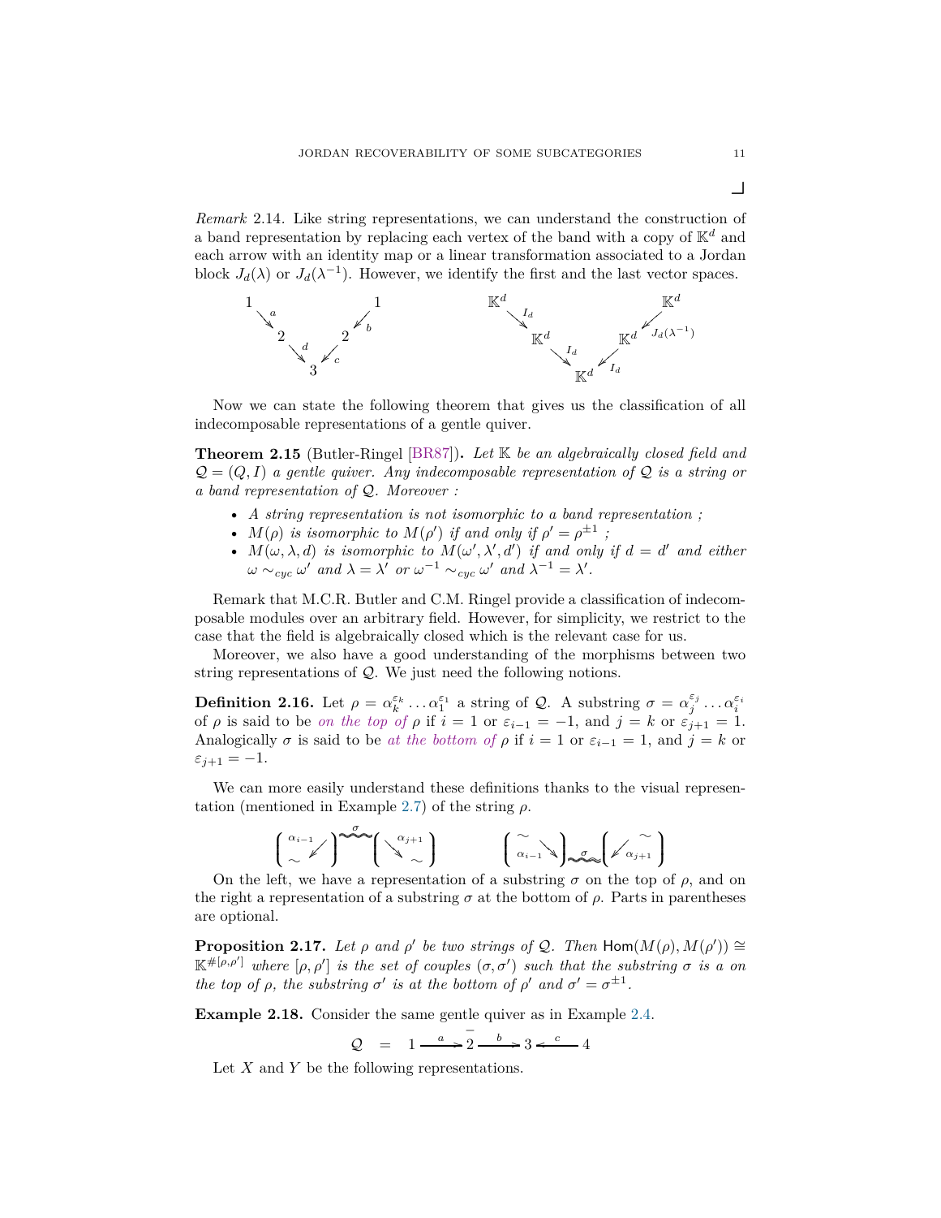$\lrcorner$

*Remark* 2.14. Like string representations, we can understand the construction of a band representation by replacing each vertex of the band with a copy of $\mathbb{K}^d$ and each arrow with an identity map or a linear transformation associated to a Jordan block $J_d(\lambda)$ or $J_d(\lambda^{-1})$. However, we identify the first and the last vector spaces.

$$
\begin{array}{ccccccc}
1 & & & & & & 1 \\
& \searrow^{a} & & & & \swarrow_{b} & \\
& & 2 & & 2 & & \\
& & & \searrow^{d} \ \swarrow_{c} & & & \\
& & & 3 & & &
\end{array}
\qquad\qquad
\begin{array}{ccccccc}
\mathbb{K}^d & & & & & & \mathbb{K}^d \\
& \searrow^{I_d} & & & & \swarrow_{J_d(\lambda^{-1})} & \\
& & \mathbb{K}^d & & \mathbb{K}^d & & \\
& & & \searrow^{I_d} \ \swarrow_{I_d} & & & \\
& & & \mathbb{K}^d & & &
\end{array}
$$

Now we can state the following theorem that gives us the classification of all indecomposable representations of a gentle quiver.

**Theorem 2.15** (Butler-Ringel [BR87])**.** *Let $\mathbb{K}$ be an algebraically closed field and $\mathcal{Q} = (Q, I)$ a gentle quiver. Any indecomposable representation of $\mathcal{Q}$ is a string or a band representation of $\mathcal{Q}$. Moreover :*

- *A string representation is not isomorphic to a band representation ;*
- *$M(\rho)$ is isomorphic to $M(\rho')$ if and only if $\rho' = \rho^{\pm 1}$ ;*
- *$M(\omega, \lambda, d)$ is isomorphic to $M(\omega', \lambda', d')$ if and only if $d = d'$ and either $\omega \sim_{cyc} \omega'$ and $\lambda = \lambda'$ or $\omega^{-1} \sim_{cyc} \omega'$ and $\lambda^{-1} = \lambda'$.*

Remark that M.C.R. Butler and C.M. Ringel provide a classification of indecomposable modules over an arbitrary field. However, for simplicity, we restrict to the case that the field is algebraically closed which is the relevant case for us.

Moreover, we also have a good understanding of the morphisms between two string representations of $\mathcal{Q}$. We just need the following notions.

**Definition 2.16.** Let $\rho = \alpha_k^{\varepsilon_k} \dots \alpha_1^{\varepsilon_1}$ a string of $\mathcal{Q}$. A substring $\sigma = \alpha_j^{\varepsilon_j} \dots \alpha_i^{\varepsilon_i}$ of $\rho$ is said to be *on the top of* $\rho$ if $i = 1$ or $\varepsilon_{i-1} = -1$, and $j = k$ or $\varepsilon_{j+1} = 1$. Analogically $\sigma$ is said to be *at the bottom of* $\rho$ if $i = 1$ or $\varepsilon_{i-1} = 1$, and $j = k$ or $\varepsilon_{j+1} = -1$.

We can more easily understand these definitions thanks to the visual representation (mentioned in Example 2.7) of the string $\rho$.

$$
\left( \begin{smallmatrix} \alpha_{i-1} & \\ \sim & \swarrow \end{smallmatrix} \right) \overset{\sigma}{\sim\!\sim\!\sim} \left( \begin{smallmatrix} \searrow & \alpha_{j+1} \\ & \sim \end{smallmatrix} \right)
\qquad\qquad
\left( \begin{smallmatrix} \sim & \\ \alpha_{i-1} & \searrow \end{smallmatrix} \right) \underset{\sigma}{\sim\!\sim\!\sim} \left( \begin{smallmatrix} & \sim \\ \swarrow & \alpha_{j+1} \end{smallmatrix} \right)
$$

On the left, we have a representation of a substring $\sigma$ on the top of $\rho$, and on the right a representation of a substring $\sigma$ at the bottom of $\rho$. Parts in parentheses are optional.

**Proposition 2.17.** *Let $\rho$ and $\rho'$ be two strings of $\mathcal{Q}$. Then $\mathsf{Hom}(M(\rho), M(\rho')) \cong \mathbb{K}^{\#[\rho,\rho']}$ where $[\rho, \rho']$ is the set of couples $(\sigma, \sigma')$ such that the substring $\sigma$ is a on the top of $\rho$, the substring $\sigma'$ is at the bottom of $\rho'$ and $\sigma' = \sigma^{\pm 1}$.*

**Example 2.18.** Consider the same gentle quiver as in Example 2.4.

$$
\mathcal{Q} \quad = \quad 1 \xrightarrow{\ a\ } \overline{2} \xrightarrow{\ b\ } 3 \xleftarrow{\ c\ } 4
$$

Let $X$ and $Y$ be the following representations.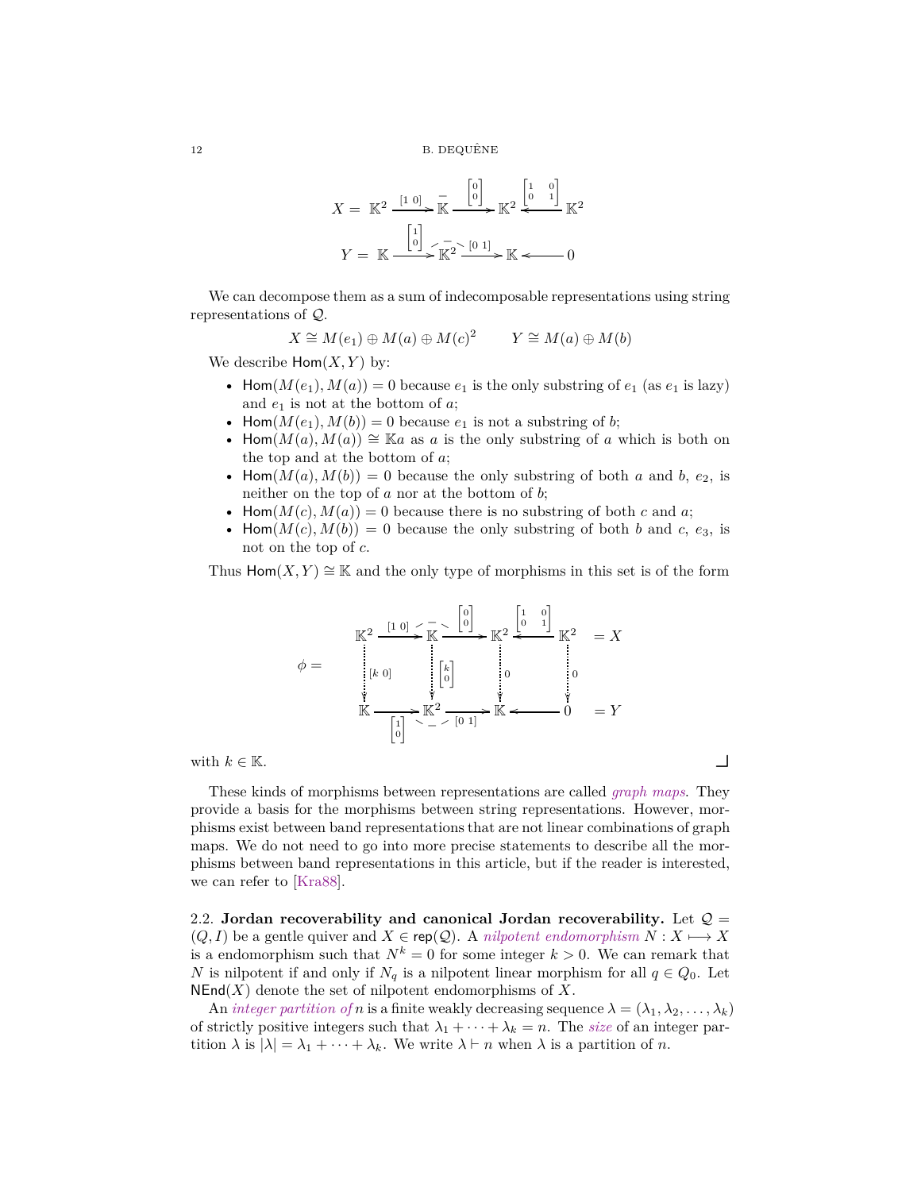$$X = \ \mathbb{K}^2 \xrightarrow{[1\ 0]} \mathbb{K} \xrightarrow{\begin{bmatrix}0\\0\end{bmatrix}} \mathbb{K}^2 \xleftarrow{\begin{bmatrix}1 & 0\\0 & 1\end{bmatrix}} \mathbb{K}^2$$

$$Y = \ \mathbb{K} \xrightarrow{\begin{bmatrix}1\\0\end{bmatrix}} \mathbb{K}^2 \xrightarrow{[0\ 1]} \mathbb{K} \longleftarrow 0$$

We can decompose them as a sum of indecomposable representations using string representations of $\mathcal{Q}$.

$$X \cong M(e_1) \oplus M(a) \oplus M(c)^2 \qquad Y \cong M(a) \oplus M(b)$$

We describe $\mathsf{Hom}(X,Y)$ by:

- $\mathsf{Hom}(M(e_1), M(a)) = 0$ because $e_1$ is the only substring of $e_1$ (as $e_1$ is lazy) and $e_1$ is not at the bottom of $a$;
- $\mathsf{Hom}(M(e_1), M(b)) = 0$ because $e_1$ is not a substring of $b$;
- $\mathsf{Hom}(M(a), M(a)) \cong \mathbb{K}a$ as $a$ is the only substring of $a$ which is both on the top and at the bottom of $a$;
- $\mathsf{Hom}(M(a), M(b)) = 0$ because the only substring of both $a$ and $b$, $e_2$, is neither on the top of $a$ nor at the bottom of $b$;
- $\mathsf{Hom}(M(c), M(a)) = 0$ because there is no substring of both $c$ and $a$;
- $\mathsf{Hom}(M(c), M(b)) = 0$ because the only substring of both $b$ and $c$, $e_3$, is not on the top of $c$.

Thus $\mathsf{Hom}(X,Y) \cong \mathbb{K}$ and the only type of morphisms in this set is of the form

$$\phi = \quad \begin{array}{ccccccccl} \mathbb{K}^2 & \xrightarrow{[1\ 0]} & \mathbb{K} & \xrightarrow{\begin{bmatrix}0\\0\end{bmatrix}} & \mathbb{K}^2 & \xleftarrow{\begin{bmatrix}1 & 0\\0 & 1\end{bmatrix}} & \mathbb{K}^2 & & = X \\ \Big\downarrow{\scriptstyle [k\ 0]} & & \Big\downarrow{\scriptstyle \begin{bmatrix}k\\0\end{bmatrix}} & & \Big\downarrow{\scriptstyle 0} & & \Big\downarrow{\scriptstyle 0} & & \\ \mathbb{K} & \xrightarrow[\begin{bmatrix}1\\0\end{bmatrix}]{} & \mathbb{K}^2 & \xrightarrow[{[0\ 1]}]{} & \mathbb{K} & \longleftarrow & 0 & & = Y \end{array}$$

with $k \in \mathbb{K}$. ⌟

These kinds of morphisms between representations are called *graph maps*. They provide a basis for the morphisms between string representations. However, morphisms exist between band representations that are not linear combinations of graph maps. We do not need to go into more precise statements to describe all the morphisms between band representations in this article, but if the reader is interested, we can refer to [Kra88].

2.2. **Jordan recoverability and canonical Jordan recoverability.** Let $\mathcal{Q} = (Q, I)$ be a gentle quiver and $X \in \mathsf{rep}(\mathcal{Q})$. A *nilpotent endomorphism* $N : X \longmapsto X$ is a endomorphism such that $N^k = 0$ for some integer $k > 0$. We can remark that $N$ is nilpotent if and only if $N_q$ is a nilpotent linear morphism for all $q \in Q_0$. Let $\mathsf{NEnd}(X)$ denote the set of nilpotent endomorphisms of $X$.

An *integer partition of* $n$ is a finite weakly decreasing sequence $\lambda = (\lambda_1, \lambda_2, \dots, \lambda_k)$ of strictly positive integers such that $\lambda_1 + \cdots + \lambda_k = n$. The *size* of an integer partition $\lambda$ is $|\lambda| = \lambda_1 + \cdots + \lambda_k$. We write $\lambda \vdash n$ when $\lambda$ is a partition of $n$.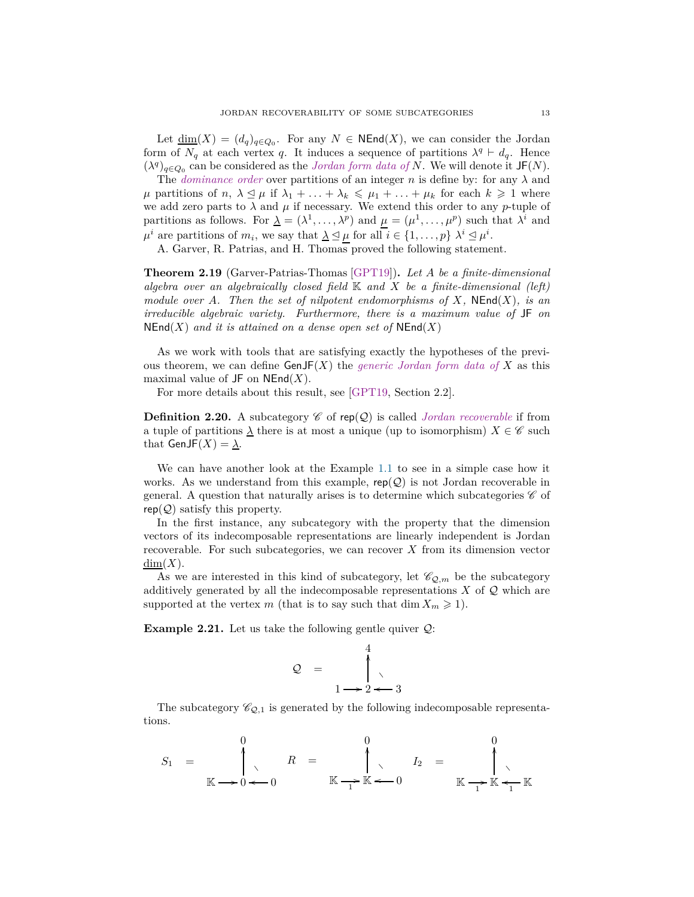Let $\underline{\dim}(X) = (d_q)_{q \in Q_0}$. For any $N \in \mathsf{NEnd}(X)$, we can consider the Jordan form of $N_q$ at each vertex $q$. It induces a sequence of partitions $\lambda^q \vdash d_q$. Hence $(\lambda^q)_{q \in Q_0}$ can be considered as the *Jordan form data of* $N$. We will denote it $\mathsf{JF}(N)$.

The *dominance order* over partitions of an integer $n$ is define by: for any $\lambda$ and $\mu$ partitions of $n$, $\lambda \trianglelefteq \mu$ if $\lambda_1 + \ldots + \lambda_k \leqslant \mu_1 + \ldots + \mu_k$ for each $k \geqslant 1$ where we add zero parts to $\lambda$ and $\mu$ if necessary. We extend this order to any $p$-tuple of partitions as follows. For $\underline{\lambda} = (\lambda^1, \ldots, \lambda^p)$ and $\underline{\mu} = (\mu^1, \ldots, \mu^p)$ such that $\lambda^i$ and $\mu^i$ are partitions of $m_i$, we say that $\underline{\lambda} \trianglelefteq \underline{\mu}$ for all $i \in \{1, \ldots, p\}$ $\lambda^i \trianglelefteq \mu^i$.

A. Garver, R. Patrias, and H. Thomas proved the following statement.

**Theorem 2.19** (Garver-Patrias-Thomas [GPT19])**.** *Let $A$ be a finite-dimensional algebra over an algebraically closed field $\mathbb{K}$ and $X$ be a finite-dimensional (left) module over $A$. Then the set of nilpotent endomorphisms of $X$, $\mathsf{NEnd}(X)$, is an irreducible algebraic variety. Furthermore, there is a maximum value of $\mathsf{JF}$ on $\mathsf{NEnd}(X)$ and it is attained on a dense open set of $\mathsf{NEnd}(X)$*

As we work with tools that are satisfying exactly the hypotheses of the previous theorem, we can define $\mathsf{GenJF}(X)$ the *generic Jordan form data of* $X$ as this maximal value of $\mathsf{JF}$ on $\mathsf{NEnd}(X)$.

For more details about this result, see [GPT19, Section 2.2].

**Definition 2.20.** A subcategory $\mathscr{C}$ of $\mathsf{rep}(\mathcal{Q})$ is called *Jordan recoverable* if from a tuple of partitions $\underline{\lambda}$ there is at most a unique (up to isomorphism) $X \in \mathscr{C}$ such that $\mathsf{GenJF}(X) = \underline{\lambda}$.

We can have another look at the Example 1.1 to see in a simple case how it works. As we understand from this example, $\mathsf{rep}(\mathcal{Q})$ is not Jordan recoverable in general. A question that naturally arises is to determine which subcategories $\mathscr{C}$ of $\mathsf{rep}(\mathcal{Q})$ satisfy this property.

In the first instance, any subcategory with the property that the dimension vectors of its indecomposable representations are linearly independent is Jordan recoverable. For such subcategories, we can recover $X$ from its dimension vector $\underline{\dim}(X)$.

As we are interested in this kind of subcategory, let $\mathscr{C}_{\mathcal{Q},m}$ be the subcategory additively generated by all the indecomposable representations $X$ of $\mathcal{Q}$ which are supported at the vertex $m$ (that is to say such that $\dim X_m \geqslant 1$).

**Example 2.21.** Let us take the following gentle quiver $\mathcal{Q}$:

$$\mathcal{Q} \quad = \quad \begin{array}{ccc} & 4 & \\ & \uparrow & \diagdown \\ 1 \longrightarrow & 2 & \longleftarrow 3 \end{array}$$

The subcategory $\mathscr{C}_{\mathcal{Q},1}$ is generated by the following indecomposable representations.

$$S_1 \;=\; \begin{array}{ccc} & 0 & \\ & \uparrow & \diagdown \\ \mathbb{K} \longrightarrow & 0 & \longleftarrow 0 \end{array} \qquad R \;=\; \begin{array}{ccc} & 0 & \\ & \uparrow & \diagdown \\ \mathbb{K} \xrightarrow[1]{} & \mathbb{K} & \longleftarrow 0 \end{array} \qquad I_2 \;=\; \begin{array}{ccc} & 0 & \\ & \uparrow & \diagdown \\ \mathbb{K} \xrightarrow[1]{} & \mathbb{K} & \xleftarrow[1]{} \mathbb{K} \end{array}$$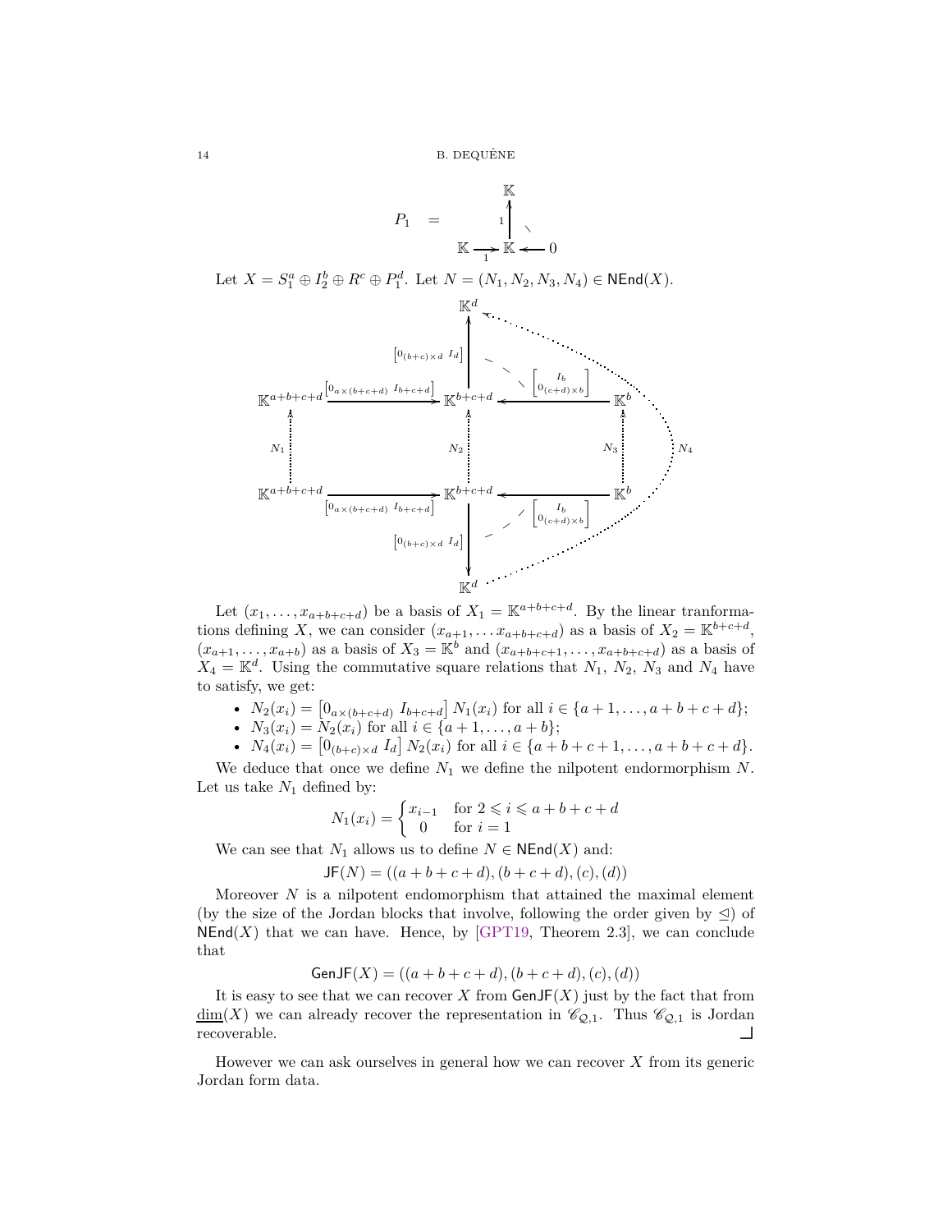$$P_1 \quad = \quad \begin{array}{ccc} & \mathbb{K} & \\ & {\scriptstyle 1}\uparrow & \diagdown \\ \mathbb{K} \xrightarrow[1]{} & \mathbb{K} & \longleftarrow 0 \end{array}$$

Let $X = S_1^a \oplus I_2^b \oplus R^c \oplus P_1^d$. Let $N = (N_1, N_2, N_3, N_4) \in \mathsf{NEnd}(X)$.

$$\begin{array}{ccccc}
 & & \mathbb{K}^d & & \\
 & & \uparrow{\scriptstyle \begin{bmatrix} 0_{(b+c)\times d} & I_d \end{bmatrix}} & \diagdown \;{\scriptstyle \begin{bmatrix} I_b \\ 0_{(c+d)\times b} \end{bmatrix}} & \\
\mathbb{K}^{a+b+c+d} & \xrightarrow{\begin{bmatrix} 0_{a\times(b+c+d)} & I_{b+c+d} \end{bmatrix}} & \mathbb{K}^{b+c+d} & \longleftarrow & \mathbb{K}^b \\
\uparrow{\scriptstyle N_1} & & \uparrow{\scriptstyle N_2} & & \uparrow{\scriptstyle N_3} \quad {\scriptstyle N_4} \\
\mathbb{K}^{a+b+c+d} & \xrightarrow[\begin{bmatrix} 0_{a\times(b+c+d)} & I_{b+c+d} \end{bmatrix}]{} & \mathbb{K}^{b+c+d} & \longleftarrow & \mathbb{K}^b \\
 & & \downarrow{\scriptstyle \begin{bmatrix} 0_{(b+c)\times d} & I_d \end{bmatrix}} & \diagup \;{\scriptstyle \begin{bmatrix} I_b \\ 0_{(c+d)\times b} \end{bmatrix}} & \\
 & & \mathbb{K}^d & &
\end{array}$$

Let $(x_1, \ldots, x_{a+b+c+d})$ be a basis of $X_1 = \mathbb{K}^{a+b+c+d}$. By the linear tranformations defining $X$, we can consider $(x_{a+1}, \ldots x_{a+b+c+d})$ as a basis of $X_2 = \mathbb{K}^{b+c+d}$, $(x_{a+1}, \ldots, x_{a+b})$ as a basis of $X_3 = \mathbb{K}^b$ and $(x_{a+b+c+1}, \ldots, x_{a+b+c+d})$ as a basis of $X_4 = \mathbb{K}^d$. Using the commutative square relations that $N_1$, $N_2$, $N_3$ and $N_4$ have to satisfy, we get:

- $N_2(x_i) = \begin{bmatrix} 0_{a\times(b+c+d)} & I_{b+c+d} \end{bmatrix} N_1(x_i)$ for all $i \in \{a+1, \ldots, a+b+c+d\}$;
- $N_3(x_i) = N_2(x_i)$ for all $i \in \{a+1, \ldots, a+b\}$;
- $N_4(x_i) = \begin{bmatrix} 0_{(b+c)\times d} & I_d \end{bmatrix} N_2(x_i)$ for all $i \in \{a+b+c+1, \ldots, a+b+c+d\}$.

We deduce that once we define $N_1$ we define the nilpotent endormorphism $N$. Let us take $N_1$ defined by:

$$N_1(x_i) = \begin{cases} x_{i-1} & \text{for } 2 \leqslant i \leqslant a+b+c+d \\ 0 & \text{for } i = 1 \end{cases}$$

We can see that $N_1$ allows us to define $N \in \mathsf{NEnd}(X)$ and:

$$\mathsf{JF}(N) = ((a+b+c+d), (b+c+d), (c), (d))$$

Moreover $N$ is a nilpotent endomorphism that attained the maximal element (by the size of the Jordan blocks that involve, following the order given by $\trianglelefteq$) of $\mathsf{NEnd}(X)$ that we can have. Hence, by [GPT19, Theorem 2.3], we can conclude that

$$\mathsf{GenJF}(X) = ((a+b+c+d), (b+c+d), (c), (d))$$

It is easy to see that we can recover $X$ from $\mathsf{GenJF}(X)$ just by the fact that from $\underline{\dim}(X)$ we can already recover the representation in $\mathscr{C}_{\mathcal{Q},1}$. Thus $\mathscr{C}_{\mathcal{Q},1}$ is Jordan recoverable. ⌟

However we can ask ourselves in general how we can recover $X$ from its generic Jordan form data.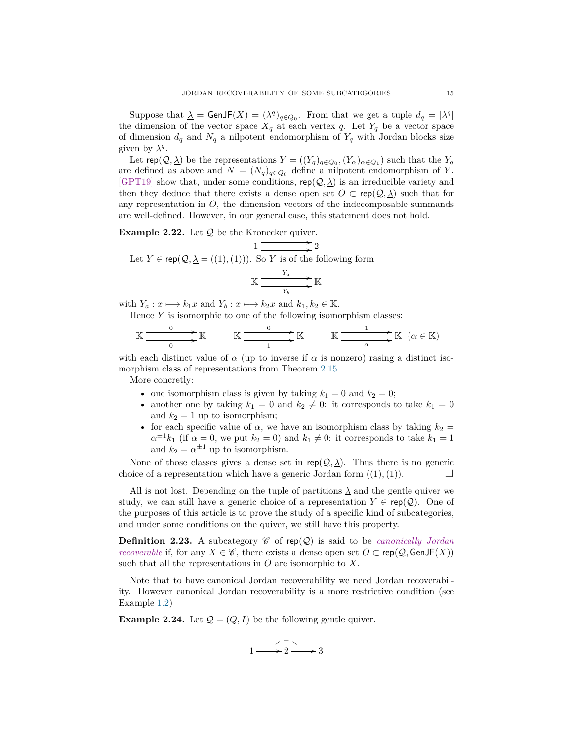Suppose that $\underline{\lambda} = \mathsf{GenJF}(X) = (\lambda^q)_{q\in Q_0}$. From that we get a tuple $d_q = |\lambda^q|$ the dimension of the vector space $X_q$ at each vertex $q$. Let $Y_q$ be a vector space of dimension $d_q$ and $N_q$ a nilpotent endomorphism of $Y_q$ with Jordan blocks size given by $\lambda^q$.

Let $\mathsf{rep}(\mathcal{Q}, \underline{\lambda})$ be the representations $Y = ((Y_q)_{q\in Q_0}, (Y_\alpha)_{\alpha\in Q_1})$ such that the $Y_q$ are defined as above and $N = (N_q)_{q\in Q_0}$ define a nilpotent endomorphism of $Y$. [GPT19] show that, under some conditions, $\mathsf{rep}(\mathcal{Q}, \underline{\lambda})$ is an irreducible variety and then they deduce that there exists a dense open set $O \subset \mathsf{rep}(\mathcal{Q}, \underline{\lambda})$ such that for any representation in $O$, the dimension vectors of the indecomposable summands are well-defined. However, in our general case, this statement does not hold.

**Example 2.22.** Let $\mathcal{Q}$ be the Kronecker quiver.

$$1 \rightrightarrows 2$$

Let $Y \in \mathsf{rep}(\mathcal{Q}, \underline{\lambda} = ((1),(1)))$. So $Y$ is of the following form

$$\mathbb{K} \underset{Y_b}{\overset{Y_a}{\rightrightarrows}} \mathbb{K}$$

with $Y_a : x \longmapsto k_1 x$ and $Y_b : x \longmapsto k_2 x$ and $k_1, k_2 \in \mathbb{K}$.

Hence $Y$ is isomorphic to one of the following isomorphism classes:

$$\mathbb{K} \underset{0}{\overset{0}{\rightrightarrows}} \mathbb{K} \qquad \mathbb{K} \underset{1}{\overset{0}{\rightrightarrows}} \mathbb{K} \qquad \mathbb{K} \underset{\alpha}{\overset{1}{\rightrightarrows}} \mathbb{K} \ \ (\alpha \in \mathbb{K})$$

with each distinct value of $\alpha$ (up to inverse if $\alpha$ is nonzero) rasing a distinct isomorphism class of representations from Theorem 2.15.

More concretely:

- one isomorphism class is given by taking $k_1 = 0$ and $k_2 = 0$;
- another one by taking $k_1 = 0$ and $k_2 \neq 0$: it corresponds to take $k_1 = 0$ and $k_2 = 1$ up to isomorphism;
- for each specific value of $\alpha$, we have an isomorphism class by taking $k_2 = \alpha^{\pm 1} k_1$ (if $\alpha = 0$, we put $k_2 = 0$) and $k_1 \neq 0$: it corresponds to take $k_1 = 1$ and $k_2 = \alpha^{\pm 1}$ up to isomorphism.

None of those classes gives a dense set in $\mathsf{rep}(\mathcal{Q}, \underline{\lambda})$. Thus there is no generic choice of a representation which have a generic Jordan form $((1),(1))$. ⌟

All is not lost. Depending on the tuple of partitions $\underline{\lambda}$ and the gentle quiver we study, we can still have a generic choice of a representation $Y \in \mathsf{rep}(\mathcal{Q})$. One of the purposes of this article is to prove the study of a specific kind of subcategories, and under some conditions on the quiver, we still have this property.

**Definition 2.23.** A subcategory $\mathscr{C}$ of $\mathsf{rep}(\mathcal{Q})$ is said to be *canonically Jordan recoverable* if, for any $X \in \mathscr{C}$, there exists a dense open set $O \subset \mathsf{rep}(\mathcal{Q}, \mathsf{GenJF}(X))$ such that all the representations in $O$ are isomorphic to $X$.

Note that to have canonical Jordan recoverability we need Jordan recoverability. However canonical Jordan recoverability is a more restrictive condition (see Example 1.2)

**Example 2.24.** Let $\mathcal{Q} = (Q, I)$ be the following gentle quiver.

$$1 \longrightarrow 2 \longrightarrow 3$$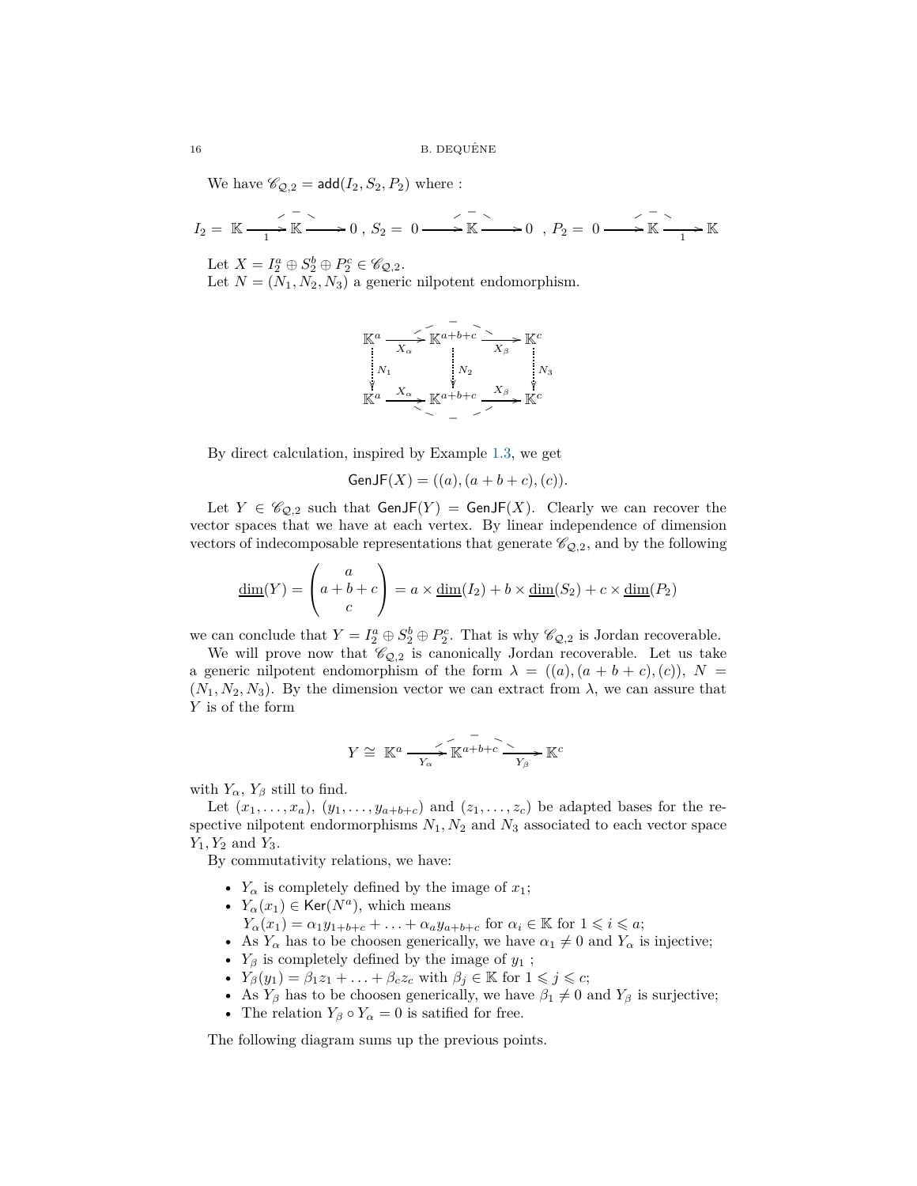We have $\mathscr{C}_{\mathcal{Q},2} = \mathsf{add}(I_2, S_2, P_2)$ where :

$$I_2 = \ \mathbb{K} \xrightarrow[1]{} \mathbb{K} \longrightarrow 0 \ , \ S_2 = \ 0 \longrightarrow \mathbb{K} \longrightarrow 0 \ \ , \ P_2 = \ 0 \longrightarrow \mathbb{K} \xrightarrow[1]{} \mathbb{K}$$

Let $X = I_2^a \oplus S_2^b \oplus P_2^c \in \mathscr{C}_{\mathcal{Q},2}$.

Let $N = (N_1, N_2, N_3)$ a generic nilpotent endomorphism.

$$\begin{array}{ccccc}
\mathbb{K}^a & \xrightarrow{X_\alpha} & \mathbb{K}^{a+b+c} & \xrightarrow{X_\beta} & \mathbb{K}^c \\
\vdots N_1 & & \vdots N_2 & & \vdots N_3 \\
\mathbb{K}^a & \xrightarrow{X_\alpha} & \mathbb{K}^{a+b+c} & \xrightarrow{X_\beta} & \mathbb{K}^c
\end{array}$$

By direct calculation, inspired by Example 1.3, we get

$$\mathsf{GenJF}(X) = ((a), (a+b+c), (c)).$$

Let $Y \in \mathscr{C}_{\mathcal{Q},2}$ such that $\mathsf{GenJF}(Y) = \mathsf{GenJF}(X)$. Clearly we can recover the vector spaces that we have at each vertex. By linear independence of dimension vectors of indecomposable representations that generate $\mathscr{C}_{\mathcal{Q},2}$, and by the following

$$\underline{\dim}(Y) = \begin{pmatrix} a \\ a+b+c \\ c \end{pmatrix} = a \times \underline{\dim}(I_2) + b \times \underline{\dim}(S_2) + c \times \underline{\dim}(P_2)$$

we can conclude that $Y = I_2^a \oplus S_2^b \oplus P_2^c$. That is why $\mathscr{C}_{\mathcal{Q},2}$ is Jordan recoverable.

We will prove now that $\mathscr{C}_{\mathcal{Q},2}$ is canonically Jordan recoverable. Let us take a generic nilpotent endomorphism of the form $\lambda = ((a), (a+b+c), (c))$, $N = (N_1, N_2, N_3)$. By the dimension vector we can extract from $\lambda$, we can assure that $Y$ is of the form

$$Y \cong \ \mathbb{K}^a \xrightarrow[Y_\alpha]{} \mathbb{K}^{a+b+c} \xrightarrow[Y_\beta]{} \mathbb{K}^c$$

with $Y_\alpha$, $Y_\beta$ still to find.

Let $(x_1, \ldots, x_a)$, $(y_1, \ldots, y_{a+b+c})$ and $(z_1, \ldots, z_c)$ be adapted bases for the respective nilpotent endormorphisms $N_1, N_2$ and $N_3$ associated to each vector space $Y_1, Y_2$ and $Y_3$.

By commutativity relations, we have:

- $Y_\alpha$ is completely defined by the image of $x_1$;
- $Y_\alpha(x_1) \in \mathsf{Ker}(N^a)$, which means $Y_\alpha(x_1) = \alpha_1 y_{1+b+c} + \ldots + \alpha_a y_{a+b+c}$ for $\alpha_i \in \mathbb{K}$ for $1 \leqslant i \leqslant a$;
- As $Y_\alpha$ has to be choosen generically, we have $\alpha_1 \neq 0$ and $Y_\alpha$ is injective;
- $Y_\beta$ is completely defined by the image of $y_1$ ;
- $Y_\beta(y_1) = \beta_1 z_1 + \ldots + \beta_c z_c$ with $\beta_j \in \mathbb{K}$ for $1 \leqslant j \leqslant c$;
- As $Y_\beta$ has to be choosen generically, we have $\beta_1 \neq 0$ and $Y_\beta$ is surjective;
- The relation $Y_\beta \circ Y_\alpha = 0$ is satified for free.

The following diagram sums up the previous points.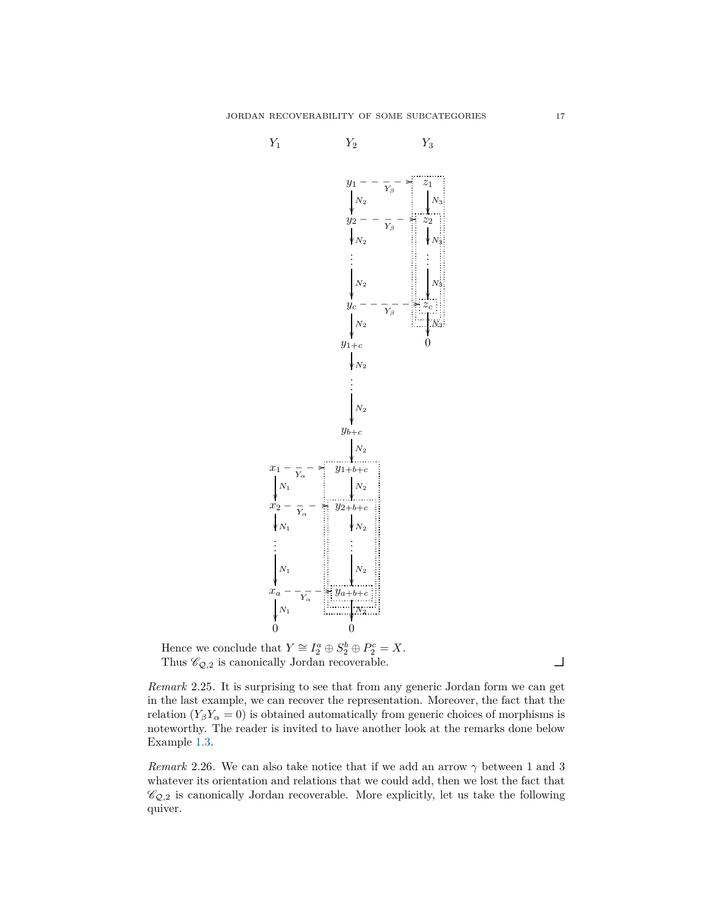Hence we conclude that $Y \cong I_2^a \oplus S_2^b \oplus P_2^c = X$.

Thus $\mathscr{C}_{\mathcal{Q},2}$ is canonically Jordan recoverable. ⌟

*Remark* 2.25. It is surprising to see that from any generic Jordan form we can get in the last example, we can recover the representation. Moreover, the fact that the relation ($Y_\beta Y_\alpha = 0$) is obtained automatically from generic choices of morphisms is noteworthy. The reader is invited to have another look at the remarks done below Example 1.3.

*Remark* 2.26. We can also take notice that if we add an arrow $\gamma$ between 1 and 3 whatever its orientation and relations that we could add, then we lost the fact that $\mathscr{C}_{\mathcal{Q},2}$ is canonically Jordan recoverable. More explicitly, let us take the following quiver.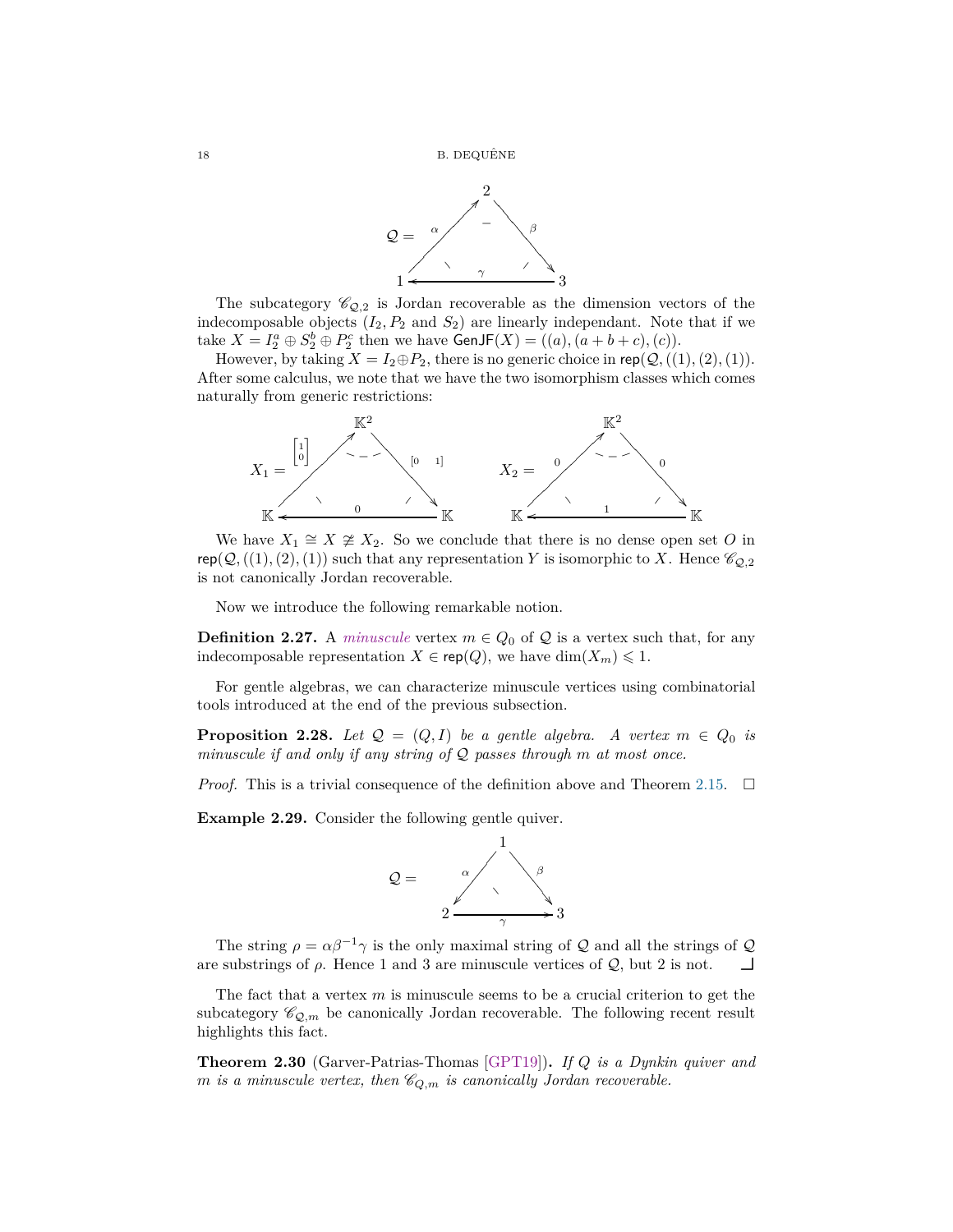The subcategory $\mathscr{C}_{\mathcal{Q},2}$ is Jordan recoverable as the dimension vectors of the indecomposable objects ($I_2, P_2$ and $S_2$) are linearly independant. Note that if we take $X = I_2^a \oplus S_2^b \oplus P_2^c$ then we have $\mathsf{GenJF}(X) = ((a), (a+b+c), (c))$.

However, by taking $X = I_2 \oplus P_2$, there is no generic choice in $\mathsf{rep}(\mathcal{Q}, ((1),(2),(1))$. After some calculus, we note that we have the two isomorphism classes which comes naturally from generic restrictions:

We have $X_1 \cong X \not\cong X_2$. So we conclude that there is no dense open set $O$ in $\mathsf{rep}(\mathcal{Q}, ((1),(2),(1))$ such that any representation $Y$ is isomorphic to $X$. Hence $\mathscr{C}_{\mathcal{Q},2}$ is not canonically Jordan recoverable.

Now we introduce the following remarkable notion.

**Definition 2.27.** A *minuscule* vertex $m \in Q_0$ of $\mathcal{Q}$ is a vertex such that, for any indecomposable representation $X \in \mathsf{rep}(Q)$, we have $\dim(X_m) \leqslant 1$.

For gentle algebras, we can characterize minuscule vertices using combinatorial tools introduced at the end of the previous subsection.

**Proposition 2.28.** *Let $\mathcal{Q} = (Q, I)$ be a gentle algebra. A vertex $m \in Q_0$ is minuscule if and only if any string of $\mathcal{Q}$ passes through $m$ at most once.*

*Proof.* This is a trivial consequence of the definition above and Theorem 2.15. □

**Example 2.29.** Consider the following gentle quiver.

The string $\rho = \alpha\beta^{-1}\gamma$ is the only maximal string of $\mathcal{Q}$ and all the strings of $\mathcal{Q}$ are substrings of $\rho$. Hence 1 and 3 are minuscule vertices of $\mathcal{Q}$, but 2 is not. ⌟

The fact that a vertex $m$ is minuscule seems to be a crucial criterion to get the subcategory $\mathscr{C}_{\mathcal{Q},m}$ be canonically Jordan recoverable. The following recent result highlights this fact.

**Theorem 2.30** (Garver-Patrias-Thomas [GPT19])**.** *If $Q$ is a Dynkin quiver and $m$ is a minuscule vertex, then $\mathscr{C}_{Q,m}$ is canonically Jordan recoverable.*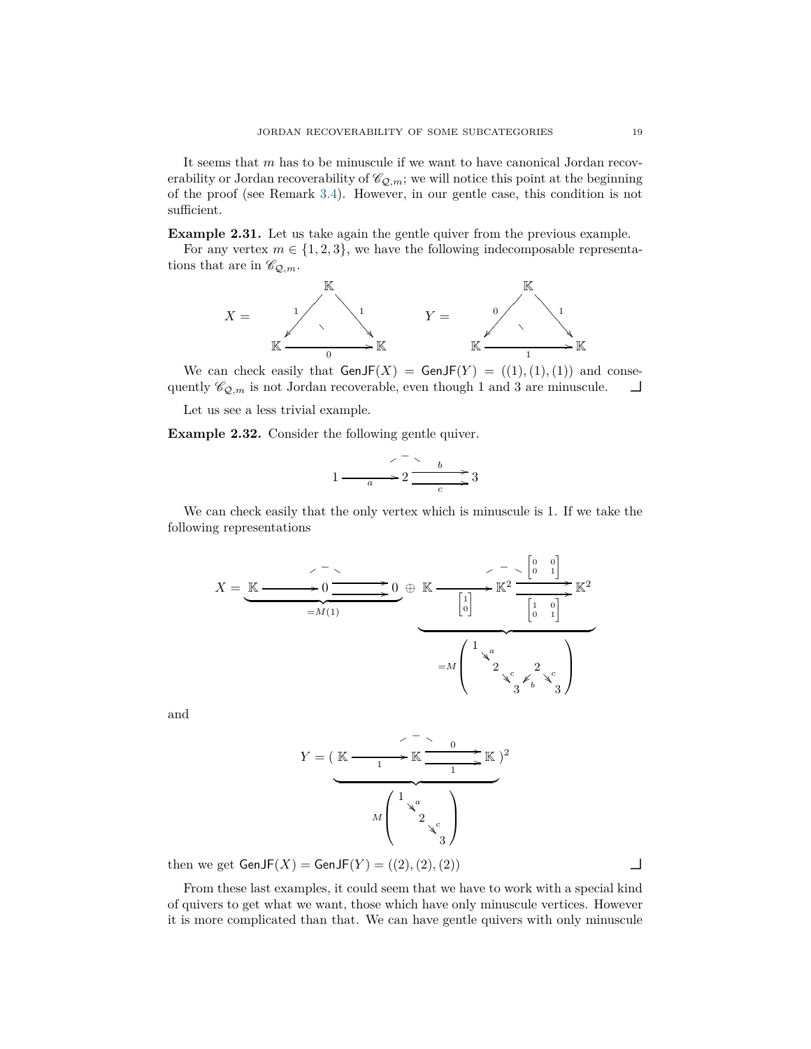It seems that $m$ has to be minuscule if we want to have canonical Jordan recoverability or Jordan recoverability of $\mathscr{C}_{\mathcal{Q},m}$; we will notice this point at the beginning of the proof (see Remark 3.4). However, in our gentle case, this condition is not sufficient.

**Example 2.31.** Let us take again the gentle quiver from the previous example.

For any vertex $m \in \{1, 2, 3\}$, we have the following indecomposable representations that are in $\mathscr{C}_{\mathcal{Q},m}$.

$$X = \begin{array}{c} \mathbb{K} \\ {}^{1}\swarrow \quad \searrow^{1} \\ \mathbb{K} \xrightarrow{0} \mathbb{K} \end{array} \qquad Y = \begin{array}{c} \mathbb{K} \\ {}^{0}\swarrow \quad \searrow^{1} \\ \mathbb{K} \xrightarrow{1} \mathbb{K} \end{array}$$

We can check easily that $\mathsf{GenJF}(X) = \mathsf{GenJF}(Y) = ((1),(1),(1))$ and consequently $\mathscr{C}_{\mathcal{Q},m}$ is not Jordan recoverable, even though 1 and 3 are minuscule. ⌟

Let us see a less trivial example.

**Example 2.32.** Consider the following gentle quiver.

$$1 \xrightarrow{a} 2 \underset{c}{\overset{b}{\rightrightarrows}} 3$$

We can check easily that the only vertex which is minuscule is 1. If we take the following representations

$$X = \underbrace{\mathbb{K} \longrightarrow 0 \rightrightarrows 0}_{=M(1)} \oplus \underbrace{\mathbb{K} \xrightarrow{\begin{bmatrix} 1 \\ 0 \end{bmatrix}} \mathbb{K}^2 \underset{\begin{bmatrix} 1 & 0 \\ 0 & 1 \end{bmatrix}}{\overset{\begin{bmatrix} 0 & 0 \\ 0 & 1 \end{bmatrix}}{\rightrightarrows}} \mathbb{K}^2}_{=M\left(\begin{smallmatrix} 1 & & & & \\ & \searrow^a & & & \\ & & 2 & & 2 \\ & & & \searrow^c \; \swarrow^b & & \searrow^c \\ & & & 3 & & 3 \end{smallmatrix}\right)}$$

and

$$Y = \underbrace{\left( \mathbb{K} \xrightarrow{1} \mathbb{K} \underset{1}{\overset{0}{\rightrightarrows}} \mathbb{K} \right)^2}_{M\left(\begin{smallmatrix} 1 & & \\ & \searrow^a & \\ & & 2 \\ & & & \searrow^c \\ & & & & 3 \end{smallmatrix}\right)}$$

then we get $\mathsf{GenJF}(X) = \mathsf{GenJF}(Y) = ((2),(2),(2))$ ⌟

From these last examples, it could seem that we have to work with a special kind of quivers to get what we want, those which have only minuscule vertices. However it is more complicated than that. We can have gentle quivers with only minuscule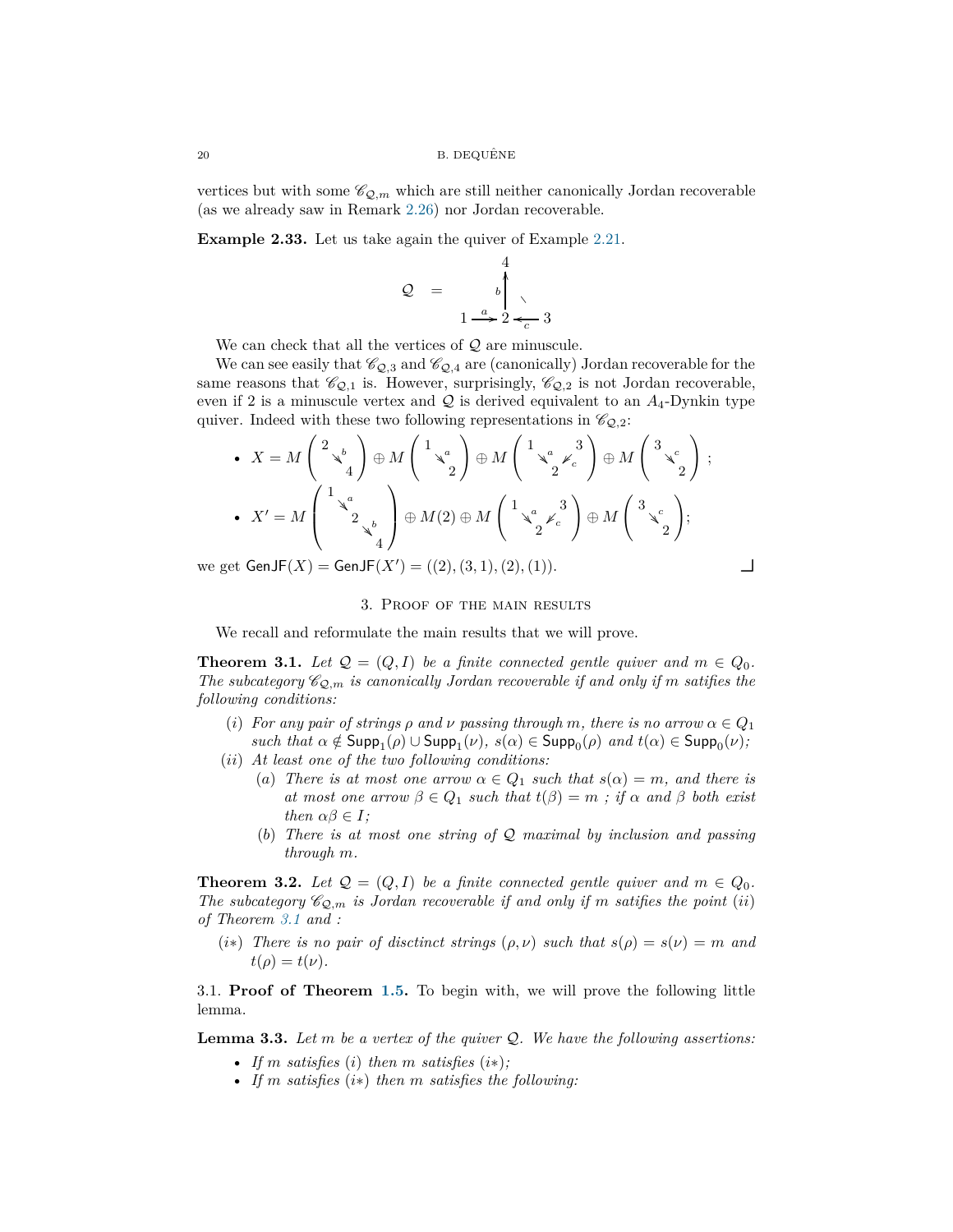vertices but with some $\mathscr{C}_{\mathcal{Q},m}$ which are still neither canonically Jordan recoverable (as we already saw in Remark 2.26) nor Jordan recoverable.

**Example 2.33.** Let us take again the quiver of Example 2.21.

$$\mathcal{Q} \quad = \quad \begin{array}{ccc} & 4 & \\ & \uparrow{\scriptstyle b} & \diagdown \\ 1 \xrightarrow{a} & 2 & \xleftarrow{c} 3 \end{array}$$

We can check that all the vertices of $\mathcal{Q}$ are minuscule.

We can see easily that $\mathscr{C}_{\mathcal{Q},3}$ and $\mathscr{C}_{\mathcal{Q},4}$ are (canonically) Jordan recoverable for the same reasons that $\mathscr{C}_{\mathcal{Q},1}$ is. However, surprisingly, $\mathscr{C}_{\mathcal{Q},2}$ is not Jordan recoverable, even if 2 is a minuscule vertex and $\mathcal{Q}$ is derived equivalent to an $A_4$-Dynkin type quiver. Indeed with these two following representations in $\mathscr{C}_{\mathcal{Q},2}$:

- $X = M\begin{pmatrix} 2 & \\ & \searrow^{b} \\ & & 4 \end{pmatrix} \oplus M\begin{pmatrix} 1 & \\ & \searrow^{a} \\ & & 2 \end{pmatrix} \oplus M\begin{pmatrix} 1 & & 3 \\ & \searrow^{a} \; \swarrow_{c} & \\ & 2 & \end{pmatrix} \oplus M\begin{pmatrix} 3 & \\ & \searrow^{c} \\ & & 2 \end{pmatrix}$ ;
- $X' = M\begin{pmatrix} 1 & & \\ & \searrow^{a} & \\ & 2 & \\ & & \searrow^{b} \\ & & & 4 \end{pmatrix} \oplus M(2) \oplus M\begin{pmatrix} 1 & & 3 \\ & \searrow^{a} \; \swarrow_{c} & \\ & 2 & \end{pmatrix} \oplus M\begin{pmatrix} 3 & \\ & \searrow^{c} \\ & & 2 \end{pmatrix}$;

we get $\mathsf{GenJF}(X) = \mathsf{GenJF}(X') = ((2), (3, 1), (2), (1))$. ⌟

## 3. Proof of the main results

We recall and reformulate the main results that we will prove.

**Theorem 3.1.** *Let $\mathcal{Q} = (Q, I)$ be a finite connected gentle quiver and $m \in Q_0$. The subcategory $\mathscr{C}_{\mathcal{Q},m}$ is canonically Jordan recoverable if and only if $m$ satifies the following conditions:*

- $(i)$ *For any pair of strings $\rho$ and $\nu$ passing through $m$, there is no arrow $\alpha \in Q_1$ such that $\alpha \notin \mathsf{Supp}_1(\rho) \cup \mathsf{Supp}_1(\nu)$, $s(\alpha) \in \mathsf{Supp}_0(\rho)$ and $t(\alpha) \in \mathsf{Supp}_0(\nu)$;*
- $(ii)$ *At least one of the two following conditions:*
  - $(a)$ *There is at most one arrow $\alpha \in Q_1$ such that $s(\alpha) = m$, and there is at most one arrow $\beta \in Q_1$ such that $t(\beta) = m$ ; if $\alpha$ and $\beta$ both exist then $\alpha\beta \in I$;*
  - $(b)$ *There is at most one string of $\mathcal{Q}$ maximal by inclusion and passing through $m$.*

**Theorem 3.2.** *Let $\mathcal{Q} = (Q, I)$ be a finite connected gentle quiver and $m \in Q_0$. The subcategory $\mathscr{C}_{\mathcal{Q},m}$ is Jordan recoverable if and only if $m$ satifies the point $(ii)$ of Theorem 3.1 and :*

- $(i*)$ *There is no pair of disctinct strings $(\rho, \nu)$ such that $s(\rho) = s(\nu) = m$ and $t(\rho) = t(\nu)$.*

3.1. **Proof of Theorem 1.5.** To begin with, we will prove the following little lemma.

**Lemma 3.3.** *Let $m$ be a vertex of the quiver $\mathcal{Q}$. We have the following assertions:*

- *If $m$ satisfies $(i)$ then $m$ satisfies $(i*)$;*
- *If $m$ satisfies $(i*)$ then $m$ satisfies the following:*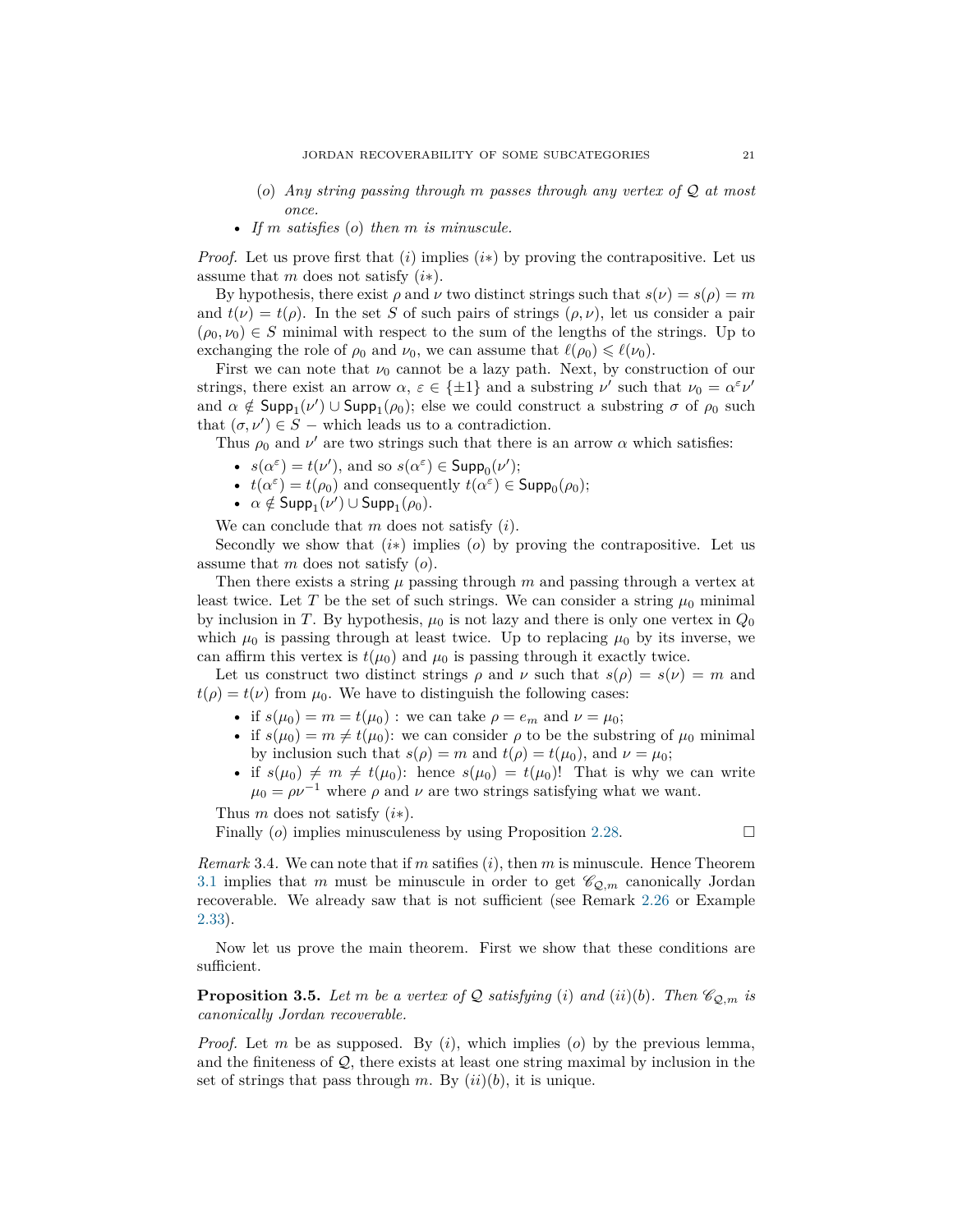- $(o)$ *Any string passing through $m$ passes through any vertex of $\mathcal{Q}$ at most once.*
- *If $m$ satisfies $(o)$ then $m$ is minuscule.*

*Proof.* Let us prove first that $(i)$ implies $(i*)$ by proving the contrapositive. Let us assume that $m$ does not satisfy $(i*)$.

By hypothesis, there exist $\rho$ and $\nu$ two distinct strings such that $s(\nu) = s(\rho) = m$ and $t(\nu) = t(\rho)$. In the set $S$ of such pairs of strings $(\rho, \nu)$, let us consider a pair $(\rho_0, \nu_0) \in S$ minimal with respect to the sum of the lengths of the strings. Up to exchanging the role of $\rho_0$ and $\nu_0$, we can assume that $\ell(\rho_0) \leqslant \ell(\nu_0)$.

First we can note that $\nu_0$ cannot be a lazy path. Next, by construction of our strings, there exist an arrow $\alpha$, $\varepsilon \in \{\pm 1\}$ and a substring $\nu'$ such that $\nu_0 = \alpha^\varepsilon \nu'$ and $\alpha \notin \mathsf{Supp}_1(\nu') \cup \mathsf{Supp}_1(\rho_0)$; else we could construct a substring $\sigma$ of $\rho_0$ such that $(\sigma, \nu') \in S$ – which leads us to a contradiction.

Thus $\rho_0$ and $\nu'$ are two strings such that there is an arrow $\alpha$ which satisfies:

- $s(\alpha^\varepsilon) = t(\nu')$, and so $s(\alpha^\varepsilon) \in \mathsf{Supp}_0(\nu')$;
- $t(\alpha^\varepsilon) = t(\rho_0)$ and consequently $t(\alpha^\varepsilon) \in \mathsf{Supp}_0(\rho_0)$;
- $\alpha \notin \mathsf{Supp}_1(\nu') \cup \mathsf{Supp}_1(\rho_0)$.

We can conclude that $m$ does not satisfy $(i)$.

Secondly we show that $(i*)$ implies $(o)$ by proving the contrapositive. Let us assume that $m$ does not satisfy $(o)$.

Then there exists a string $\mu$ passing through $m$ and passing through a vertex at least twice. Let $T$ be the set of such strings. We can consider a string $\mu_0$ minimal by inclusion in $T$. By hypothesis, $\mu_0$ is not lazy and there is only one vertex in $Q_0$ which $\mu_0$ is passing through at least twice. Up to replacing $\mu_0$ by its inverse, we can affirm this vertex is $t(\mu_0)$ and $\mu_0$ is passing through it exactly twice.

Let us construct two distinct strings $\rho$ and $\nu$ such that $s(\rho) = s(\nu) = m$ and $t(\rho) = t(\nu)$ from $\mu_0$. We have to distinguish the following cases:

- if $s(\mu_0) = m = t(\mu_0)$ : we can take $\rho = e_m$ and $\nu = \mu_0$;
- if $s(\mu_0) = m \neq t(\mu_0)$: we can consider $\rho$ to be the substring of $\mu_0$ minimal by inclusion such that $s(\rho) = m$ and $t(\rho) = t(\mu_0)$, and $\nu = \mu_0$;
- if $s(\mu_0) \neq m \neq t(\mu_0)$: hence $s(\mu_0) = t(\mu_0)$! That is why we can write $\mu_0 = \rho\nu^{-1}$ where $\rho$ and $\nu$ are two strings satisfying what we want.

Thus $m$ does not satisfy $(i*)$.

Finally $(o)$ implies minusculeness by using Proposition 2.28. $\square$

*Remark* 3.4. We can note that if $m$ satifies $(i)$, then $m$ is minuscule. Hence Theorem 3.1 implies that $m$ must be minuscule in order to get $\mathscr{C}_{\mathcal{Q},m}$ canonically Jordan recoverable. We already saw that is not sufficient (see Remark 2.26 or Example 2.33).

Now let us prove the main theorem. First we show that these conditions are sufficient.

**Proposition 3.5.** *Let $m$ be a vertex of $\mathcal{Q}$ satisfying $(i)$ and $(ii)(b)$. Then $\mathscr{C}_{\mathcal{Q},m}$ is canonically Jordan recoverable.*

*Proof.* Let $m$ be as supposed. By $(i)$, which implies $(o)$ by the previous lemma, and the finiteness of $\mathcal{Q}$, there exists at least one string maximal by inclusion in the set of strings that pass through $m$. By $(ii)(b)$, it is unique.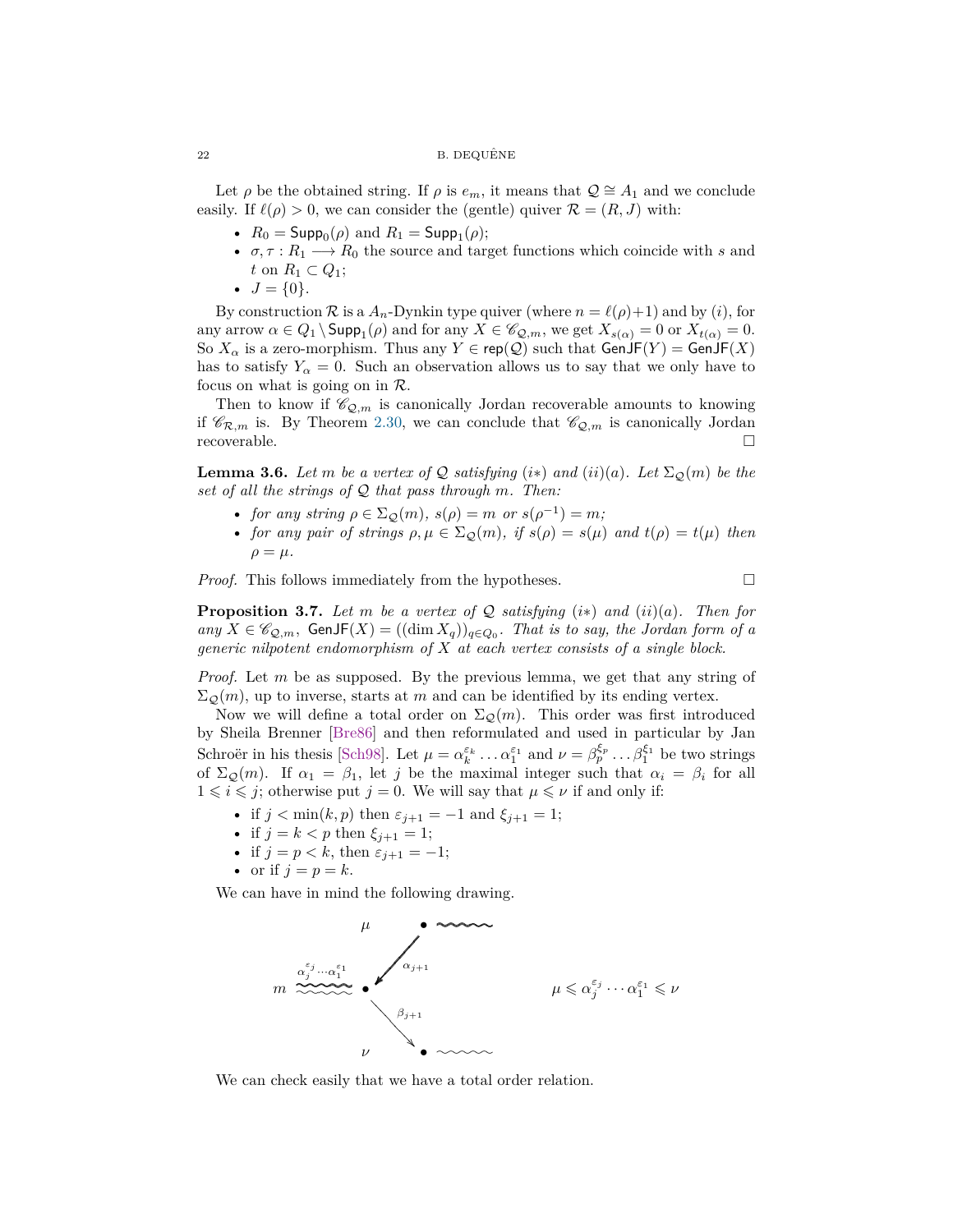Let $\rho$ be the obtained string. If $\rho$ is $e_m$, it means that $\mathcal{Q} \cong A_1$ and we conclude easily. If $\ell(\rho) > 0$, we can consider the (gentle) quiver $\mathcal{R} = (R, J)$ with:

- $R_0 = \mathsf{Supp}_0(\rho)$ and $R_1 = \mathsf{Supp}_1(\rho)$;
- $\sigma, \tau : R_1 \longrightarrow R_0$ the source and target functions which coincide with $s$ and $t$ on $R_1 \subset Q_1$;
- $J = \{0\}$.

By construction $\mathcal{R}$ is a $A_n$-Dynkin type quiver (where $n = \ell(\rho)+1$) and by $(i)$, for any arrow $\alpha \in Q_1 \setminus \mathsf{Supp}_1(\rho)$ and for any $X \in \mathscr{C}_{\mathcal{Q},m}$, we get $X_{s(\alpha)} = 0$ or $X_{t(\alpha)} = 0$. So $X_\alpha$ is a zero-morphism. Thus any $Y \in \mathsf{rep}(\mathcal{Q})$ such that $\mathsf{GenJF}(Y) = \mathsf{GenJF}(X)$ has to satisfy $Y_\alpha = 0$. Such an observation allows us to say that we only have to focus on what is going on in $\mathcal{R}$.

Then to know if $\mathscr{C}_{\mathcal{Q},m}$ is canonically Jordan recoverable amounts to knowing if $\mathscr{C}_{\mathcal{R},m}$ is. By Theorem 2.30, we can conclude that $\mathscr{C}_{\mathcal{Q},m}$ is canonically Jordan recoverable. $\square$

**Lemma 3.6.** *Let $m$ be a vertex of $\mathcal{Q}$ satisfying $(i*)$ and $(ii)(a)$. Let $\Sigma_{\mathcal{Q}}(m)$ be the set of all the strings of $\mathcal{Q}$ that pass through $m$. Then:*

- *for any string $\rho \in \Sigma_{\mathcal{Q}}(m)$, $s(\rho) = m$ or $s(\rho^{-1}) = m$;*
- *for any pair of strings $\rho, \mu \in \Sigma_{\mathcal{Q}}(m)$, if $s(\rho) = s(\mu)$ and $t(\rho) = t(\mu)$ then $\rho = \mu$.*

*Proof.* This follows immediately from the hypotheses. $\square$

**Proposition 3.7.** *Let $m$ be a vertex of $\mathcal{Q}$ satisfying $(i*)$ and $(ii)(a)$. Then for any $X \in \mathscr{C}_{\mathcal{Q},m}$, $\mathsf{GenJF}(X) = ((\dim X_q))_{q \in Q_0}$. That is to say, the Jordan form of a generic nilpotent endomorphism of $X$ at each vertex consists of a single block.*

*Proof.* Let $m$ be as supposed. By the previous lemma, we get that any string of $\Sigma_{\mathcal{Q}}(m)$, up to inverse, starts at $m$ and can be identified by its ending vertex.

Now we will define a total order on $\Sigma_{\mathcal{Q}}(m)$. This order was first introduced by Sheila Brenner [Bre86] and then reformulated and used in particular by Jan Schroër in his thesis [Sch98]. Let $\mu = \alpha_k^{\varepsilon_k} \dots \alpha_1^{\varepsilon_1}$ and $\nu = \beta_p^{\xi_p} \dots \beta_1^{\xi_1}$ be two strings of $\Sigma_{\mathcal{Q}}(m)$. If $\alpha_1 = \beta_1$, let $j$ be the maximal integer such that $\alpha_i = \beta_i$ for all $1 \leqslant i \leqslant j$; otherwise put $j = 0$. We will say that $\mu \leqslant \nu$ if and only if:

- if $j < \min(k,p)$ then $\varepsilon_{j+1} = -1$ and $\xi_{j+1} = 1$;
- if $j = k < p$ then $\xi_{j+1} = 1$;
- if $j = p < k$, then $\varepsilon_{j+1} = -1$;
- or if $j = p = k$.

We can have in mind the following drawing.

$$\mu \leqslant \alpha_j^{\varepsilon_j} \cdots \alpha_1^{\varepsilon_1} \leqslant \nu$$

We can check easily that we have a total order relation.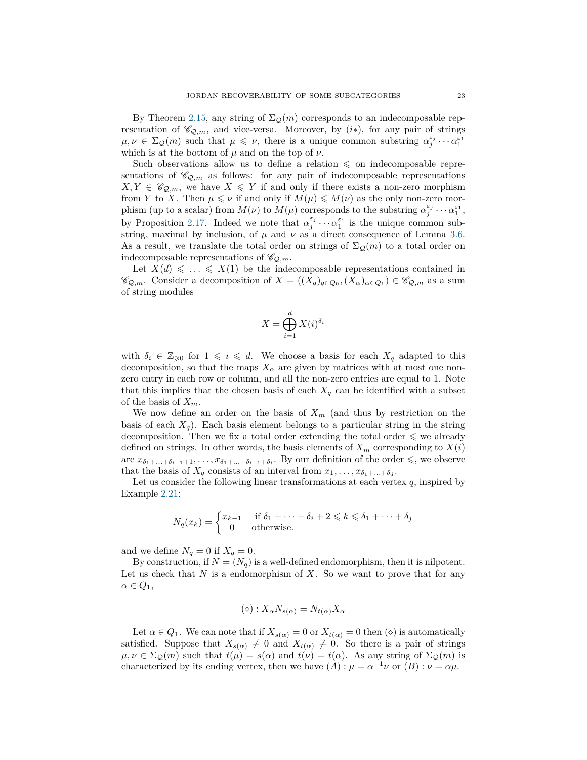By Theorem 2.15, any string of $\Sigma_{\mathcal{Q}}(m)$ corresponds to an indecomposable representation of $\mathscr{C}_{\mathcal{Q},m}$, and vice-versa. Moreover, by $(i*)$, for any pair of strings $\mu, \nu \in \Sigma_{\mathcal{Q}}(m)$ such that $\mu \leqslant \nu$, there is a unique common substring $\alpha_j^{\varepsilon_j} \cdots \alpha_1^{\varepsilon_1}$ which is at the bottom of $\mu$ and on the top of $\nu$.

Such observations allow us to define a relation $\leqslant$ on indecomposable representations of $\mathscr{C}_{\mathcal{Q},m}$ as follows: for any pair of indecomposable representations $X, Y \in \mathscr{C}_{\mathcal{Q},m}$, we have $X \leqslant Y$ if and only if there exists a non-zero morphism from $Y$ to $X$. Then $\mu \leqslant \nu$ if and only if $M(\mu) \leqslant M(\nu)$ as the only non-zero morphism (up to a scalar) from $M(\nu)$ to $M(\mu)$ corresponds to the substring $\alpha_j^{\varepsilon_j} \cdots \alpha_1^{\varepsilon_1}$, by Proposition 2.17. Indeed we note that $\alpha_j^{\varepsilon_j} \cdots \alpha_1^{\varepsilon_1}$ is the unique common substring, maximal by inclusion, of $\mu$ and $\nu$ as a direct consequence of Lemma 3.6. As a result, we translate the total order on strings of $\Sigma_{\mathcal{Q}}(m)$ to a total order on indecomposable representations of $\mathscr{C}_{\mathcal{Q},m}$.

Let $X(d) \leqslant \ldots \leqslant X(1)$ be the indecomposable representations contained in $\mathscr{C}_{\mathcal{Q},m}$. Consider a decomposition of $X = ((X_q)_{q \in Q_0}, (X_\alpha)_{\alpha \in Q_1}) \in \mathscr{C}_{\mathcal{Q},m}$ as a sum of string modules

$$X = \bigoplus_{i=1}^{d} X(i)^{\delta_i}$$

with $\delta_i \in \mathbb{Z}_{\geqslant 0}$ for $1 \leqslant i \leqslant d$. We choose a basis for each $X_q$ adapted to this decomposition, so that the maps $X_\alpha$ are given by matrices with at most one non-zero entry in each row or column, and all the non-zero entries are equal to 1. Note that this implies that the chosen basis of each $X_q$ can be identified with a subset of the basis of $X_m$.

We now define an order on the basis of $X_m$ (and thus by restriction on the basis of each $X_q$). Each basis element belongs to a particular string in the string decomposition. Then we fix a total order extending the total order $\leqslant$ we already defined on strings. In other words, the basis elements of $X_m$ corresponding to $X(i)$ are $x_{\delta_1 + \ldots + \delta_{i-1}+1}, \ldots, x_{\delta_1 + \ldots + \delta_{i-1} + \delta_i}$. By our definition of the order $\leqslant$, we observe that the basis of $X_q$ consists of an interval from $x_1, \ldots, x_{\delta_1 + \ldots + \delta_d}$.

Let us consider the following linear transformations at each vertex $q$, inspired by Example 2.21:

$$N_q(x_k) = \begin{cases} x_{k-1} & \text{if } \delta_1 + \cdots + \delta_i + 2 \leqslant k \leqslant \delta_1 + \cdots + \delta_j \\ 0 & \text{otherwise.} \end{cases}$$

and we define $N_q = 0$ if $X_q = 0$.

By construction, if $N = (N_q)$ is a well-defined endomorphism, then it is nilpotent. Let us check that $N$ is a endomorphism of $X$. So we want to prove that for any $\alpha \in Q_1$,

$$(\diamond) : X_\alpha N_{s(\alpha)} = N_{t(\alpha)} X_\alpha$$

Let $\alpha \in Q_1$. We can note that if $X_{s(\alpha)} = 0$ or $X_{t(\alpha)} = 0$ then $(\diamond)$ is automatically satisfied. Suppose that $X_{s(\alpha)} \neq 0$ and $X_{t(\alpha)} \neq 0$. So there is a pair of strings $\mu, \nu \in \Sigma_{\mathcal{Q}}(m)$ such that $t(\mu) = s(\alpha)$ and $t(\nu) = t(\alpha)$. As any string of $\Sigma_{\mathcal{Q}}(m)$ is characterized by its ending vertex, then we have $(A) : \mu = \alpha^{-1}\nu$ or $(B) : \nu = \alpha\mu$.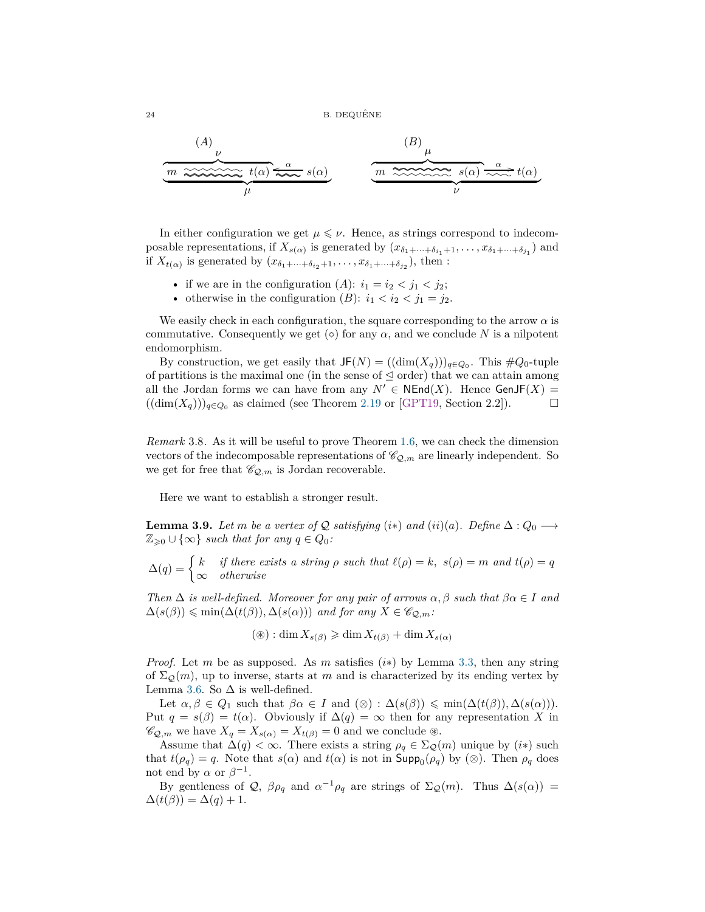$$(A)\quad \overbrace{\underbrace{m \rightsquigarrow t(\alpha) \xleftarrow{\alpha} s(\alpha)}_{\mu}}^{\nu} \qquad\qquad (B)\quad \overbrace{\underbrace{m \rightsquigarrow s(\alpha) \xrightarrow{\alpha} t(\alpha)}_{\nu}}^{\mu}$$

In either configuration we get $\mu \leqslant \nu$. Hence, as strings correspond to indecomposable representations, if $X_{s(\alpha)}$ is generated by $(x_{\delta_1+\cdots+\delta_{i_1}+1}, \ldots, x_{\delta_1+\cdots+\delta_{j_1}})$ and if $X_{t(\alpha)}$ is generated by $(x_{\delta_1+\cdots+\delta_{i_2}+1}, \ldots, x_{\delta_1+\cdots+\delta_{j_2}})$, then :

- if we are in the configuration $(A)$: $i_1 = i_2 < j_1 < j_2$;
- otherwise in the configuration $(B)$: $i_1 < i_2 < j_1 = j_2$.

We easily check in each configuration, the square corresponding to the arrow $\alpha$ is commutative. Consequently we get $(\diamond)$ for any $\alpha$, and we conclude $N$ is a nilpotent endomorphism.

By construction, we get easily that $\mathsf{JF}(N) = ((\dim(X_q)))_{q \in Q_0}$. This $\#Q_0$-tuple of partitions is the maximal one (in the sense of $\trianglelefteq$ order) that we can attain among all the Jordan forms we can have from any $N' \in \mathsf{NEnd}(X)$. Hence $\mathsf{GenJF}(X) = ((\dim(X_q)))_{q \in Q_0}$ as claimed (see Theorem 2.19 or [GPT19, Section 2.2]). $\square$

*Remark* 3.8. As it will be useful to prove Theorem 1.6, we can check the dimension vectors of the indecomposable representations of $\mathscr{C}_{\mathcal{Q},m}$ are linearly independent. So we get for free that $\mathscr{C}_{\mathcal{Q},m}$ is Jordan recoverable.

Here we want to establish a stronger result.

**Lemma 3.9.** *Let $m$ be a vertex of $\mathcal{Q}$ satisfying $(i*)$ and $(ii)(a)$. Define $\Delta : Q_0 \longrightarrow \mathbb{Z}_{\geqslant 0} \cup \{\infty\}$ such that for any $q \in Q_0$:*

$$\Delta(q) = \begin{cases} k & \text{if there exists a string } \rho \text{ such that } \ell(\rho) = k,\ s(\rho) = m \text{ and } t(\rho) = q \\ \infty & \text{otherwise} \end{cases}$$

*Then $\Delta$ is well-defined. Moreover for any pair of arrows $\alpha, \beta$ such that $\beta\alpha \in I$ and $\Delta(s(\beta)) \leqslant \min(\Delta(t(\beta)), \Delta(s(\alpha)))$ and for any $X \in \mathscr{C}_{\mathcal{Q},m}$:*

$$(\circledast) : \dim X_{s(\beta)} \geqslant \dim X_{t(\beta)} + \dim X_{s(\alpha)}$$

*Proof.* Let $m$ be as supposed. As $m$ satisfies $(i*)$ by Lemma 3.3, then any string of $\Sigma_{\mathcal{Q}}(m)$, up to inverse, starts at $m$ and is characterized by its ending vertex by Lemma 3.6. So $\Delta$ is well-defined.

Let $\alpha, \beta \in Q_1$ such that $\beta\alpha \in I$ and $(\otimes) : \Delta(s(\beta)) \leqslant \min(\Delta(t(\beta)), \Delta(s(\alpha)))$. Put $q = s(\beta) = t(\alpha)$. Obviously if $\Delta(q) = \infty$ then for any representation $X$ in $\mathscr{C}_{\mathcal{Q},m}$ we have $X_q = X_{s(\alpha)} = X_{t(\beta)} = 0$ and we conclude $\circledast$.

Assume that $\Delta(q) < \infty$. There exists a string $\rho_q \in \Sigma_{\mathcal{Q}}(m)$ unique by $(i*)$ such that $t(\rho_q) = q$. Note that $s(\alpha)$ and $t(\alpha)$ is not in $\mathsf{Supp}_0(\rho_q)$ by $(\otimes)$. Then $\rho_q$ does not end by $\alpha$ or $\beta^{-1}$.

By gentleness of $\mathcal{Q}$, $\beta\rho_q$ and $\alpha^{-1}\rho_q$ are strings of $\Sigma_{\mathcal{Q}}(m)$. Thus $\Delta(s(\alpha)) = \Delta(t(\beta)) = \Delta(q) + 1$.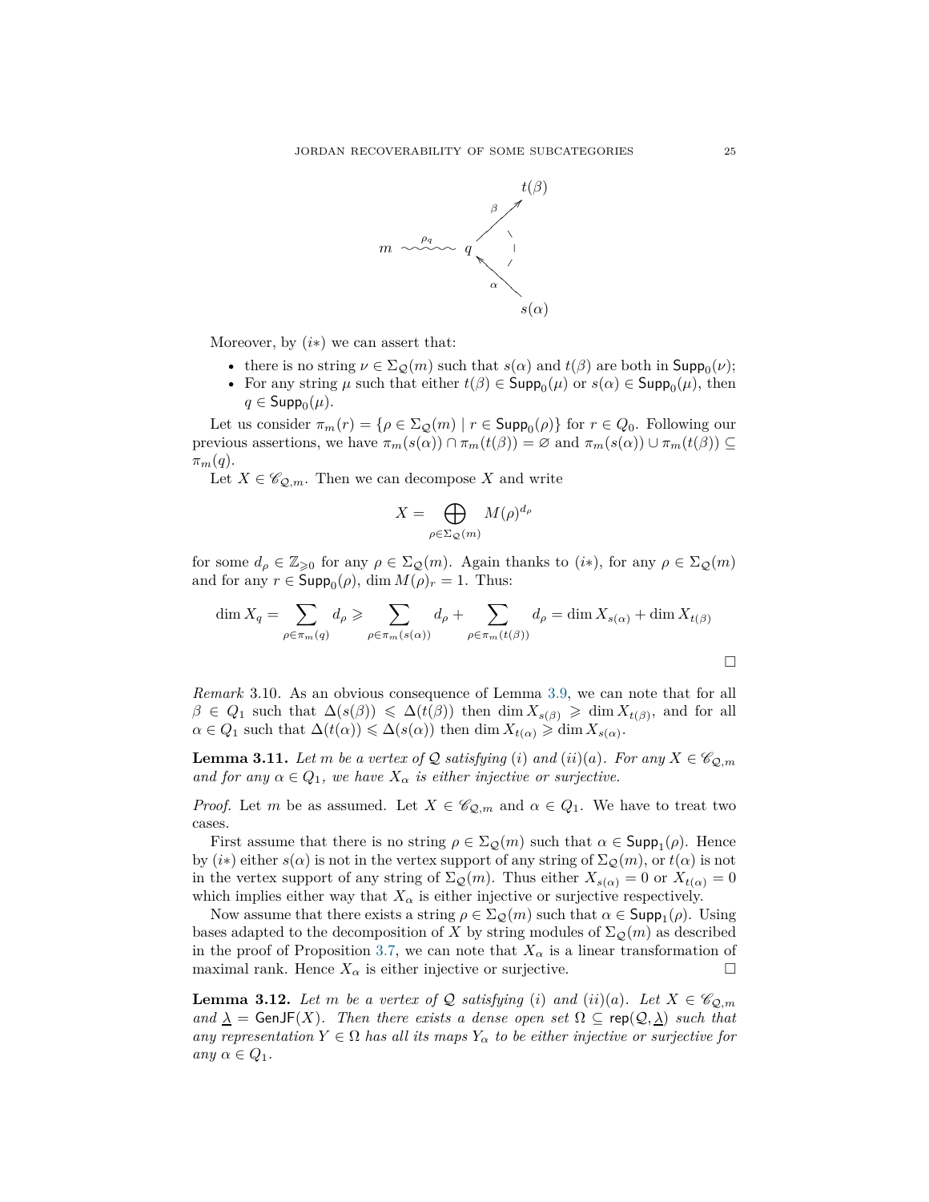Moreover, by $(i*)$ we can assert that:

- there is no string $\nu \in \Sigma_{\mathcal{Q}}(m)$ such that $s(\alpha)$ and $t(\beta)$ are both in $\mathsf{Supp}_0(\nu)$;
- For any string $\mu$ such that either $t(\beta) \in \mathsf{Supp}_0(\mu)$ or $s(\alpha) \in \mathsf{Supp}_0(\mu)$, then $q \in \mathsf{Supp}_0(\mu)$.

Let us consider $\pi_m(r) = \{\rho \in \Sigma_{\mathcal{Q}}(m) \mid r \in \mathsf{Supp}_0(\rho)\}$ for $r \in Q_0$. Following our previous assertions, we have $\pi_m(s(\alpha)) \cap \pi_m(t(\beta)) = \varnothing$ and $\pi_m(s(\alpha)) \cup \pi_m(t(\beta)) \subseteq \pi_m(q)$.

Let $X \in \mathscr{C}_{\mathcal{Q},m}$. Then we can decompose $X$ and write

$$X = \bigoplus_{\rho \in \Sigma_{\mathcal{Q}}(m)} M(\rho)^{d_\rho}$$

for some $d_\rho \in \mathbb{Z}_{\geqslant 0}$ for any $\rho \in \Sigma_{\mathcal{Q}}(m)$. Again thanks to $(i*)$, for any $\rho \in \Sigma_{\mathcal{Q}}(m)$ and for any $r \in \mathsf{Supp}_0(\rho)$, $\dim M(\rho)_r = 1$. Thus:

$$\dim X_q = \sum_{\rho \in \pi_m(q)} d_\rho \geqslant \sum_{\rho \in \pi_m(s(\alpha))} d_\rho + \sum_{\rho \in \pi_m(t(\beta))} d_\rho = \dim X_{s(\alpha)} + \dim X_{t(\beta)}$$

$\square$

*Remark* 3.10. As an obvious consequence of Lemma 3.9, we can note that for all $\beta \in Q_1$ such that $\Delta(s(\beta)) \leqslant \Delta(t(\beta))$ then $\dim X_{s(\beta)} \geqslant \dim X_{t(\beta)}$, and for all $\alpha \in Q_1$ such that $\Delta(t(\alpha)) \leqslant \Delta(s(\alpha))$ then $\dim X_{t(\alpha)} \geqslant \dim X_{s(\alpha)}$.

**Lemma 3.11.** *Let $m$ be a vertex of $\mathcal{Q}$ satisfying $(i)$ and $(ii)(a)$. For any $X \in \mathscr{C}_{\mathcal{Q},m}$ and for any $\alpha \in Q_1$, we have $X_\alpha$ is either injective or surjective.*

*Proof.* Let $m$ be as assumed. Let $X \in \mathscr{C}_{\mathcal{Q},m}$ and $\alpha \in Q_1$. We have to treat two cases.

First assume that there is no string $\rho \in \Sigma_{\mathcal{Q}}(m)$ such that $\alpha \in \mathsf{Supp}_1(\rho)$. Hence by $(i*)$ either $s(\alpha)$ is not in the vertex support of any string of $\Sigma_{\mathcal{Q}}(m)$, or $t(\alpha)$ is not in the vertex support of any string of $\Sigma_{\mathcal{Q}}(m)$. Thus either $X_{s(\alpha)} = 0$ or $X_{t(\alpha)} = 0$ which implies either way that $X_\alpha$ is either injective or surjective respectively.

Now assume that there exists a string $\rho \in \Sigma_{\mathcal{Q}}(m)$ such that $\alpha \in \mathsf{Supp}_1(\rho)$. Using bases adapted to the decomposition of $X$ by string modules of $\Sigma_{\mathcal{Q}}(m)$ as described in the proof of Proposition 3.7, we can note that $X_\alpha$ is a linear transformation of maximal rank. Hence $X_\alpha$ is either injective or surjective. $\square$

**Lemma 3.12.** *Let $m$ be a vertex of $\mathcal{Q}$ satisfying $(i)$ and $(ii)(a)$. Let $X \in \mathscr{C}_{\mathcal{Q},m}$ and $\underline{\lambda} = \mathsf{GenJF}(X)$. Then there exists a dense open set $\Omega \subseteq \mathsf{rep}(\mathcal{Q}, \underline{\lambda})$ such that any representation $Y \in \Omega$ has all its maps $Y_\alpha$ to be either injective or surjective for any $\alpha \in Q_1$.*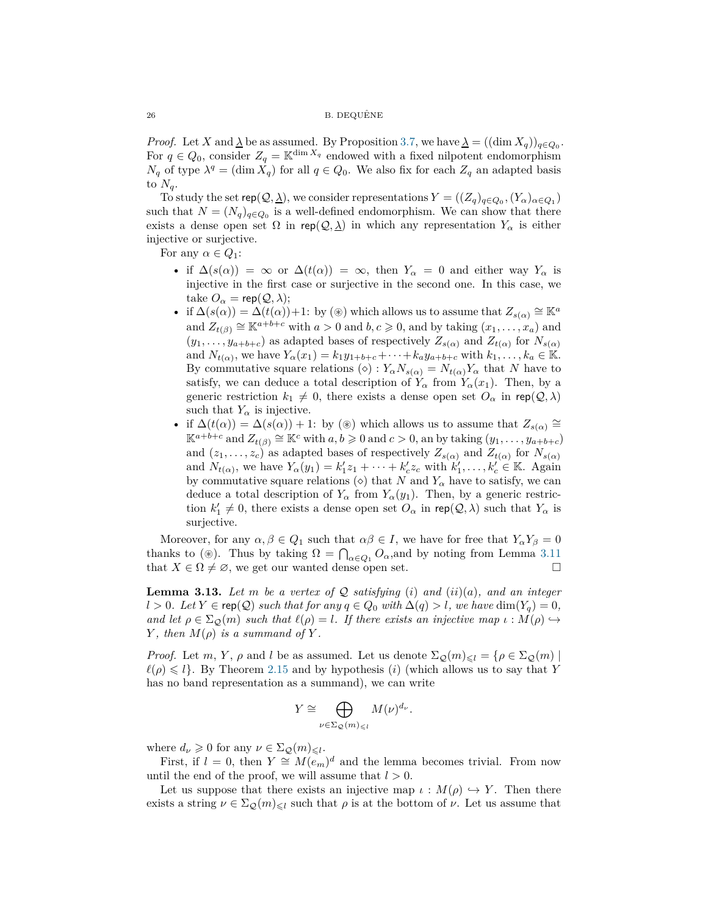*Proof.* Let $X$ and $\underline{\lambda}$ be as assumed. By Proposition 3.7, we have $\underline{\lambda} = ((\dim X_q))_{q \in Q_0}$. For $q \in Q_0$, consider $Z_q = \mathbb{K}^{\dim X_q}$ endowed with a fixed nilpotent endomorphism $N_q$ of type $\lambda^q = (\dim X_q)$ for all $q \in Q_0$. We also fix for each $Z_q$ an adapted basis to $N_q$.

To study the set $\mathsf{rep}(\mathcal{Q}, \underline{\lambda})$, we consider representations $Y = ((Z_q)_{q \in Q_0}, (Y_\alpha)_{\alpha \in Q_1})$ such that $N = (N_q)_{q \in Q_0}$ is a well-defined endomorphism. We can show that there exists a dense open set $\Omega$ in $\mathsf{rep}(\mathcal{Q}, \underline{\lambda})$ in which any representation $Y_\alpha$ is either injective or surjective.

For any $\alpha \in Q_1$:

- if $\Delta(s(\alpha)) = \infty$ or $\Delta(t(\alpha)) = \infty$, then $Y_\alpha = 0$ and either way $Y_\alpha$ is injective in the first case or surjective in the second one. In this case, we take $O_\alpha = \mathsf{rep}(\mathcal{Q}, \lambda)$;
- if $\Delta(s(\alpha)) = \Delta(t(\alpha)) + 1$: by (⊛) which allows us to assume that $Z_{s(\alpha)} \cong \mathbb{K}^a$ and $Z_{t(\beta)} \cong \mathbb{K}^{a+b+c}$ with $a > 0$ and $b, c \geqslant 0$, and by taking $(x_1, \dots, x_a)$ and $(y_1, \dots, y_{a+b+c})$ as adapted bases of respectively $Z_{s(\alpha)}$ and $Z_{t(\alpha)}$ for $N_{s(\alpha)}$ and $N_{t(\alpha)}$, we have $Y_\alpha(x_1) = k_1 y_{1+b+c} + \cdots + k_a y_{a+b+c}$ with $k_1, \dots, k_a \in \mathbb{K}$. By commutative square relations $(\diamond) : Y_\alpha N_{s(\alpha)} = N_{t(\alpha)} Y_\alpha$ that $N$ have to satisfy, we can deduce a total description of $Y_\alpha$ from $Y_\alpha(x_1)$. Then, by a generic restriction $k_1 \neq 0$, there exists a dense open set $O_\alpha$ in $\mathsf{rep}(\mathcal{Q}, \lambda)$ such that $Y_\alpha$ is injective.
- if $\Delta(t(\alpha)) = \Delta(s(\alpha)) + 1$: by (⊛) which allows us to assume that $Z_{s(\alpha)} \cong \mathbb{K}^{a+b+c}$ and $Z_{t(\beta)} \cong \mathbb{K}^c$ with $a, b \geqslant 0$ and $c > 0$, an by taking $(y_1, \dots, y_{a+b+c})$ and $(z_1, \dots, z_c)$ as adapted bases of respectively $Z_{s(\alpha)}$ and $Z_{t(\alpha)}$ for $N_{s(\alpha)}$ and $N_{t(\alpha)}$, we have $Y_\alpha(y_1) = k'_1 z_1 + \cdots + k'_c z_c$ with $k'_1, \dots, k'_c \in \mathbb{K}$. Again by commutative square relations $(\diamond)$ that $N$ and $Y_\alpha$ have to satisfy, we can deduce a total description of $Y_\alpha$ from $Y_\alpha(y_1)$. Then, by a generic restriction $k'_1 \neq 0$, there exists a dense open set $O_\alpha$ in $\mathsf{rep}(\mathcal{Q}, \lambda)$ such that $Y_\alpha$ is surjective.

Moreover, for any $\alpha, \beta \in Q_1$ such that $\alpha\beta \in I$, we have for free that $Y_\alpha Y_\beta = 0$ thanks to (⊛). Thus by taking $\Omega = \bigcap_{\alpha \in Q_1} O_\alpha$,and by noting from Lemma 3.11 that $X \in \Omega \neq \varnothing$, we get our wanted dense open set. □

**Lemma 3.13.** *Let $m$ be a vertex of $\mathcal{Q}$ satisfying (i) and (ii)(a), and an integer $l > 0$. Let $Y \in \mathsf{rep}(\mathcal{Q})$ such that for any $q \in Q_0$ with $\Delta(q) > l$, we have $\dim(Y_q) = 0$, and let $\rho \in \Sigma_{\mathcal{Q}}(m)$ such that $\ell(\rho) = l$. If there exists an injective map $\iota : M(\rho) \hookrightarrow Y$, then $M(\rho)$ is a summand of $Y$.*

*Proof.* Let $m$, $Y$, $\rho$ and $l$ be as assumed. Let us denote $\Sigma_{\mathcal{Q}}(m)_{\leqslant l} = \{\rho \in \Sigma_{\mathcal{Q}}(m) \mid \ell(\rho) \leqslant l\}$. By Theorem 2.15 and by hypothesis (i) (which allows us to say that $Y$ has no band representation as a summand), we can write

$$Y \cong \bigoplus_{\nu \in \Sigma_{\mathcal{Q}}(m)_{\leqslant l}} M(\nu)^{d_\nu}.$$

where $d_\nu \geqslant 0$ for any $\nu \in \Sigma_{\mathcal{Q}}(m)_{\leqslant l}$.

First, if $l = 0$, then $Y \cong M(e_m)^d$ and the lemma becomes trivial. From now until the end of the proof, we will assume that $l > 0$.

Let us suppose that there exists an injective map $\iota : M(\rho) \hookrightarrow Y$. Then there exists a string $\nu \in \Sigma_{\mathcal{Q}}(m)_{\leqslant l}$ such that $\rho$ is at the bottom of $\nu$. Let us assume that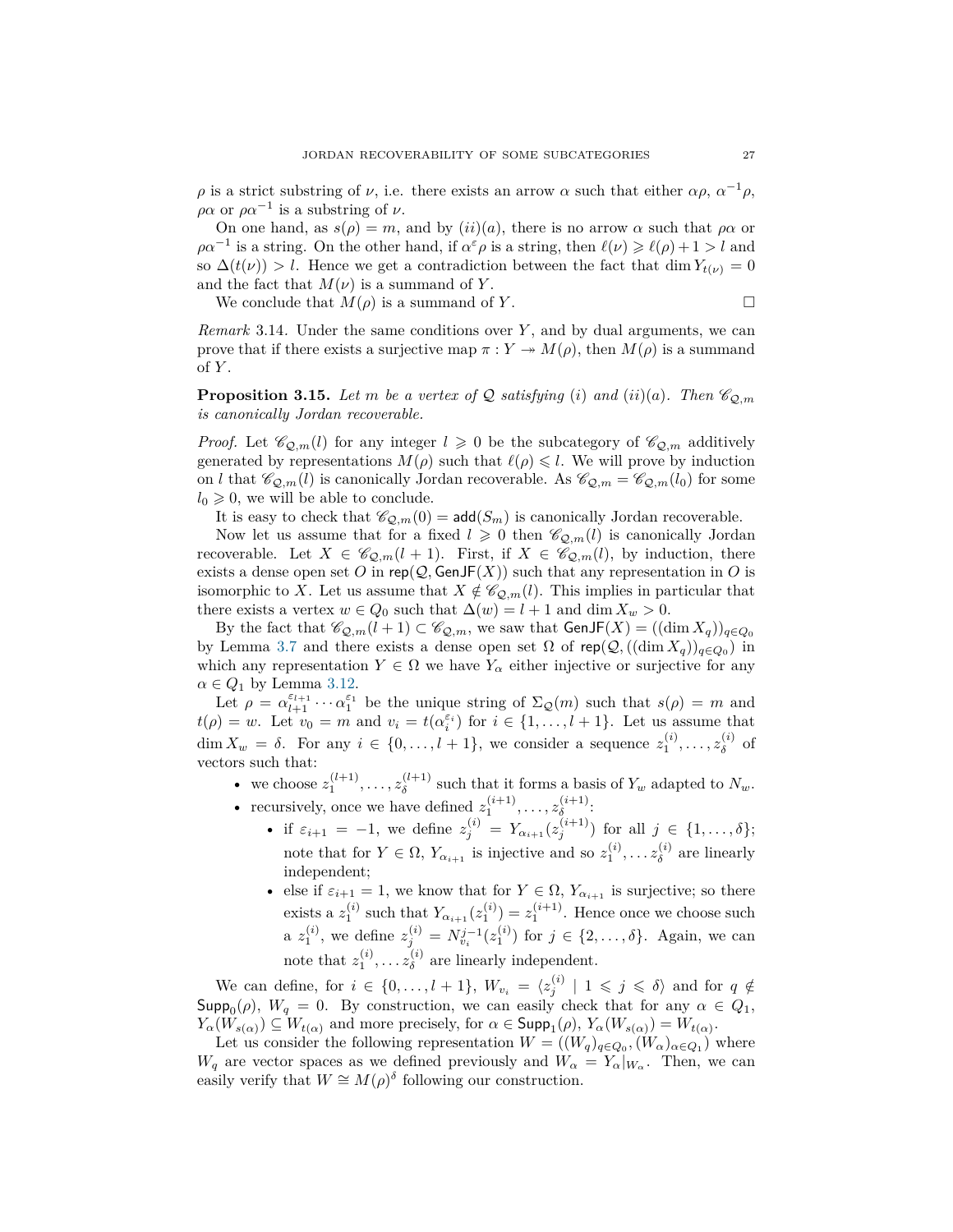$\rho$ is a strict substring of $\nu$, i.e. there exists an arrow $\alpha$ such that either $\alpha\rho$, $\alpha^{-1}\rho$, $\rho\alpha$ or $\rho\alpha^{-1}$ is a substring of $\nu$.

On one hand, as $s(\rho) = m$, and by $(ii)(a)$, there is no arrow $\alpha$ such that $\rho\alpha$ or $\rho\alpha^{-1}$ is a string. On the other hand, if $\alpha^{\varepsilon}\rho$ is a string, then $\ell(\nu) \geqslant \ell(\rho)+1 > l$ and so $\Delta(t(\nu)) > l$. Hence we get a contradiction between the fact that $\dim Y_{t(\nu)} = 0$ and the fact that $M(\nu)$ is a summand of $Y$.

We conclude that $M(\rho)$ is a summand of $Y$. $\square$

*Remark* 3.14. Under the same conditions over $Y$, and by dual arguments, we can prove that if there exists a surjective map $\pi : Y \twoheadrightarrow M(\rho)$, then $M(\rho)$ is a summand of $Y$.

**Proposition 3.15.** *Let $m$ be a vertex of $\mathcal{Q}$ satisfying $(i)$ and $(ii)(a)$. Then $\mathscr{C}_{\mathcal{Q},m}$ is canonically Jordan recoverable.*

*Proof.* Let $\mathscr{C}_{\mathcal{Q},m}(l)$ for any integer $l \geqslant 0$ be the subcategory of $\mathscr{C}_{\mathcal{Q},m}$ additively generated by representations $M(\rho)$ such that $\ell(\rho) \leqslant l$. We will prove by induction on $l$ that $\mathscr{C}_{\mathcal{Q},m}(l)$ is canonically Jordan recoverable. As $\mathscr{C}_{\mathcal{Q},m} = \mathscr{C}_{\mathcal{Q},m}(l_0)$ for some $l_0 \geqslant 0$, we will be able to conclude.

It is easy to check that $\mathscr{C}_{\mathcal{Q},m}(0) = \mathsf{add}(S_m)$ is canonically Jordan recoverable.

Now let us assume that for a fixed $l \geqslant 0$ then $\mathscr{C}_{\mathcal{Q},m}(l)$ is canonically Jordan recoverable. Let $X \in \mathscr{C}_{\mathcal{Q},m}(l+1)$. First, if $X \in \mathscr{C}_{\mathcal{Q},m}(l)$, by induction, there exists a dense open set $O$ in $\mathsf{rep}(\mathcal{Q}, \mathsf{GenJF}(X))$ such that any representation in $O$ is isomorphic to $X$. Let us assume that $X \notin \mathscr{C}_{\mathcal{Q},m}(l)$. This implies in particular that there exists a vertex $w \in Q_0$ such that $\Delta(w) = l+1$ and $\dim X_w > 0$.

By the fact that $\mathscr{C}_{\mathcal{Q},m}(l+1) \subset \mathscr{C}_{\mathcal{Q},m}$, we saw that $\mathsf{GenJF}(X) = ((\dim X_q))_{q\in Q_0}$ by Lemma 3.7 and there exists a dense open set $\Omega$ of $\mathsf{rep}(\mathcal{Q}, ((\dim X_q))_{q\in Q_0})$ in which any representation $Y \in \Omega$ we have $Y_\alpha$ either injective or surjective for any $\alpha \in Q_1$ by Lemma 3.12.

Let $\rho = \alpha_{l+1}^{\varepsilon_{l+1}} \cdots \alpha_1^{\varepsilon_1}$ be the unique string of $\Sigma_{\mathcal{Q}}(m)$ such that $s(\rho) = m$ and $t(\rho) = w$. Let $v_0 = m$ and $v_i = t(\alpha_i^{\varepsilon_i})$ for $i \in \{1, \ldots, l+1\}$. Let us assume that $\dim X_w = \delta$. For any $i \in \{0, \ldots, l+1\}$, we consider a sequence $z_1^{(i)}, \ldots, z_\delta^{(i)}$ of vectors such that:

- we choose $z_1^{(l+1)}, \ldots, z_\delta^{(l+1)}$ such that it forms a basis of $Y_w$ adapted to $N_w$.
- recursively, once we have defined $z_1^{(i+1)}, \ldots, z_\delta^{(i+1)}$:
  - if $\varepsilon_{i+1} = -1$, we define $z_j^{(i)} = Y_{\alpha_{i+1}}(z_j^{(i+1)})$ for all $j \in \{1, \ldots, \delta\}$; note that for $Y \in \Omega$, $Y_{\alpha_{i+1}}$ is injective and so $z_1^{(i)}, \ldots z_\delta^{(i)}$ are linearly independent;
  - else if $\varepsilon_{i+1} = 1$, we know that for $Y \in \Omega$, $Y_{\alpha_{i+1}}$ is surjective; so there exists a $z_1^{(i)}$ such that $Y_{\alpha_{i+1}}(z_1^{(i)}) = z_1^{(i+1)}$. Hence once we choose such a $z_1^{(i)}$, we define $z_j^{(i)} = N_{v_i}^{j-1}(z_1^{(i)})$ for $j \in \{2, \ldots, \delta\}$. Again, we can note that $z_1^{(i)}, \ldots z_\delta^{(i)}$ are linearly independent.

We can define, for $i \in \{0, \ldots, l+1\}$, $W_{v_i} = \langle z_j^{(i)} \mid 1 \leqslant j \leqslant \delta \rangle$ and for $q \notin \mathsf{Supp}_0(\rho)$, $W_q = 0$. By construction, we can easily check that for any $\alpha \in Q_1$, $Y_\alpha(W_{s(\alpha)}) \subseteq W_{t(\alpha)}$ and more precisely, for $\alpha \in \mathsf{Supp}_1(\rho)$, $Y_\alpha(W_{s(\alpha)}) = W_{t(\alpha)}$.

Let us consider the following representation $W = ((W_q)_{q\in Q_0}, (W_\alpha)_{\alpha\in Q_1})$ where $W_q$ are vector spaces as we defined previously and $W_\alpha = Y_\alpha|_{W_\alpha}$. Then, we can easily verify that $W \cong M(\rho)^\delta$ following our construction.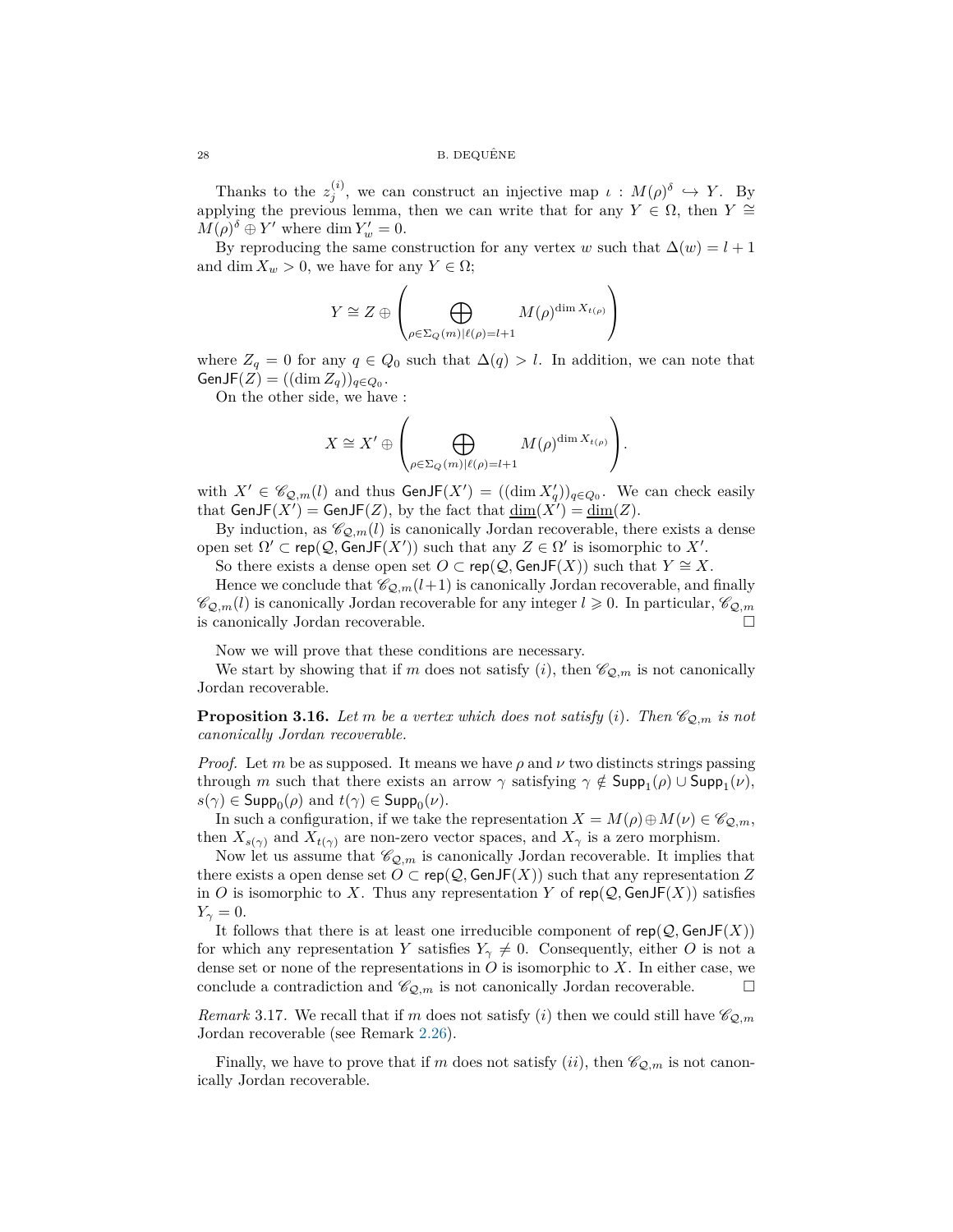Thanks to the $z_j^{(i)}$, we can construct an injective map $\iota : M(\rho)^\delta \hookrightarrow Y$. By applying the previous lemma, then we can write that for any $Y \in \Omega$, then $Y \cong M(\rho)^\delta \oplus Y'$ where $\dim Y'_w = 0$.

By reproducing the same construction for any vertex $w$ such that $\Delta(w) = l+1$ and $\dim X_w > 0$, we have for any $Y \in \Omega$;

$$Y \cong Z \oplus \left( \bigoplus_{\rho \in \Sigma_Q(m) | \ell(\rho) = l+1} M(\rho)^{\dim X_{t(\rho)}} \right)$$

where $Z_q = 0$ for any $q \in Q_0$ such that $\Delta(q) > l$. In addition, we can note that $\mathsf{GenJF}(Z) = ((\dim Z_q))_{q \in Q_0}$.

On the other side, we have :

$$X \cong X' \oplus \left( \bigoplus_{\rho \in \Sigma_Q(m) | \ell(\rho) = l+1} M(\rho)^{\dim X_{t(\rho)}} \right).$$

with $X' \in \mathscr{C}_{\mathcal{Q},m}(l)$ and thus $\mathsf{GenJF}(X') = ((\dim X'_q))_{q \in Q_0}$. We can check easily that $\mathsf{GenJF}(X') = \mathsf{GenJF}(Z)$, by the fact that $\underline{\dim}(X') = \underline{\dim}(Z)$.

By induction, as $\mathscr{C}_{\mathcal{Q},m}(l)$ is canonically Jordan recoverable, there exists a dense open set $\Omega' \subset \mathsf{rep}(\mathcal{Q}, \mathsf{GenJF}(X'))$ such that any $Z \in \Omega'$ is isomorphic to $X'$.

So there exists a dense open set $O \subset \mathsf{rep}(\mathcal{Q}, \mathsf{GenJF}(X))$ such that $Y \cong X$.

Hence we conclude that $\mathscr{C}_{\mathcal{Q},m}(l+1)$ is canonically Jordan recoverable, and finally $\mathscr{C}_{\mathcal{Q},m}(l)$ is canonically Jordan recoverable for any integer $l \geqslant 0$. In particular, $\mathscr{C}_{\mathcal{Q},m}$ is canonically Jordan recoverable. $\square$

Now we will prove that these conditions are necessary.

We start by showing that if $m$ does not satisfy $(i)$, then $\mathscr{C}_{\mathcal{Q},m}$ is not canonically Jordan recoverable.

**Proposition 3.16.** *Let $m$ be a vertex which does not satisfy $(i)$. Then $\mathscr{C}_{\mathcal{Q},m}$ is not canonically Jordan recoverable.*

*Proof.* Let $m$ be as supposed. It means we have $\rho$ and $\nu$ two distincts strings passing through $m$ such that there exists an arrow $\gamma$ satisfying $\gamma \notin \mathsf{Supp}_1(\rho) \cup \mathsf{Supp}_1(\nu)$, $s(\gamma) \in \mathsf{Supp}_0(\rho)$ and $t(\gamma) \in \mathsf{Supp}_0(\nu)$.

In such a configuration, if we take the representation $X = M(\rho) \oplus M(\nu) \in \mathscr{C}_{\mathcal{Q},m}$, then $X_{s(\gamma)}$ and $X_{t(\gamma)}$ are non-zero vector spaces, and $X_\gamma$ is a zero morphism.

Now let us assume that $\mathscr{C}_{\mathcal{Q},m}$ is canonically Jordan recoverable. It implies that there exists a open dense set $O \subset \mathsf{rep}(\mathcal{Q}, \mathsf{GenJF}(X))$ such that any representation $Z$ in $O$ is isomorphic to $X$. Thus any representation $Y$ of $\mathsf{rep}(\mathcal{Q}, \mathsf{GenJF}(X))$ satisfies $Y_\gamma = 0$.

It follows that there is at least one irreducible component of $\mathsf{rep}(\mathcal{Q}, \mathsf{GenJF}(X))$ for which any representation $Y$ satisfies $Y_\gamma \neq 0$. Consequently, either $O$ is not a dense set or none of the representations in $O$ is isomorphic to $X$. In either case, we conclude a contradiction and $\mathscr{C}_{\mathcal{Q},m}$ is not canonically Jordan recoverable. $\square$

*Remark* 3.17. We recall that if $m$ does not satisfy $(i)$ then we could still have $\mathscr{C}_{\mathcal{Q},m}$ Jordan recoverable (see Remark 2.26).

Finally, we have to prove that if $m$ does not satisfy $(ii)$, then $\mathscr{C}_{\mathcal{Q},m}$ is not canonically Jordan recoverable.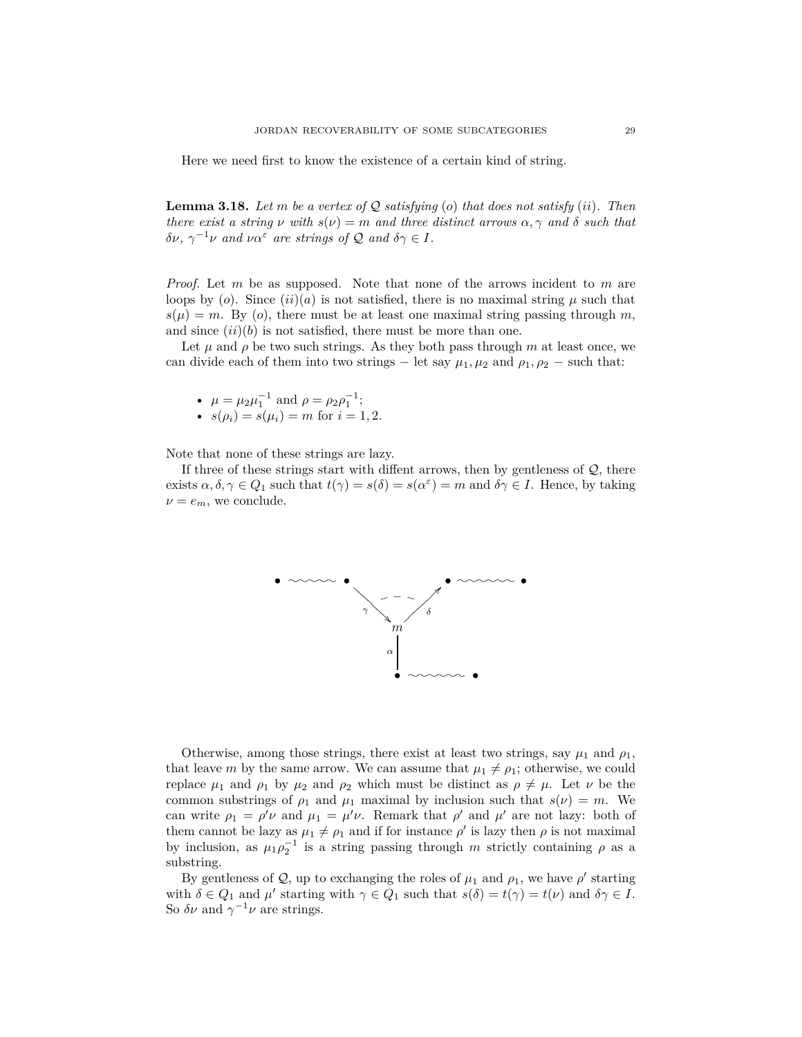Here we need first to know the existence of a certain kind of string.

**Lemma 3.18.** *Let $m$ be a vertex of $\mathcal{Q}$ satisfying (o) that does not satisfy (ii). Then there exist a string $\nu$ with $s(\nu) = m$ and three distinct arrows $\alpha, \gamma$ and $\delta$ such that $\delta\nu$, $\gamma^{-1}\nu$ and $\nu\alpha^{\varepsilon}$ are strings of $\mathcal{Q}$ and $\delta\gamma \in I$.*

*Proof.* Let $m$ be as supposed. Note that none of the arrows incident to $m$ are loops by (o). Since (ii)(a) is not satisfied, there is no maximal string $\mu$ such that $s(\mu) = m$. By (o), there must be at least one maximal string passing through $m$, and since (ii)(b) is not satisfied, there must be more than one.

Let $\mu$ and $\rho$ be two such strings. As they both pass through $m$ at least once, we can divide each of them into two strings − let say $\mu_1, \mu_2$ and $\rho_1, \rho_2$ − such that:

- $\mu = \mu_2\mu_1^{-1}$ and $\rho = \rho_2\rho_1^{-1}$;
- $s(\rho_i) = s(\mu_i) = m$ for $i = 1, 2$.

Note that none of these strings are lazy.

If three of these strings start with diffent arrows, then by gentleness of $\mathcal{Q}$, there exists $\alpha, \delta, \gamma \in Q_1$ such that $t(\gamma) = s(\delta) = s(\alpha^{\varepsilon}) = m$ and $\delta\gamma \in I$. Hence, by taking $\nu = e_m$, we conclude.

Otherwise, among those strings, there exist at least two strings, say $\mu_1$ and $\rho_1$, that leave $m$ by the same arrow. We can assume that $\mu_1 \neq \rho_1$; otherwise, we could replace $\mu_1$ and $\rho_1$ by $\mu_2$ and $\rho_2$ which must be distinct as $\rho \neq \mu$. Let $\nu$ be the common substrings of $\rho_1$ and $\mu_1$ maximal by inclusion such that $s(\nu) = m$. We can write $\rho_1 = \rho'\nu$ and $\mu_1 = \mu'\nu$. Remark that $\rho'$ and $\mu'$ are not lazy: both of them cannot be lazy as $\mu_1 \neq \rho_1$ and if for instance $\rho'$ is lazy then $\rho$ is not maximal by inclusion, as $\mu_1\rho_2^{-1}$ is a string passing through $m$ strictly containing $\rho$ as a substring.

By gentleness of $\mathcal{Q}$, up to exchanging the roles of $\mu_1$ and $\rho_1$, we have $\rho'$ starting with $\delta \in Q_1$ and $\mu'$ starting with $\gamma \in Q_1$ such that $s(\delta) = t(\gamma) = t(\nu)$ and $\delta\gamma \in I$. So $\delta\nu$ and $\gamma^{-1}\nu$ are strings.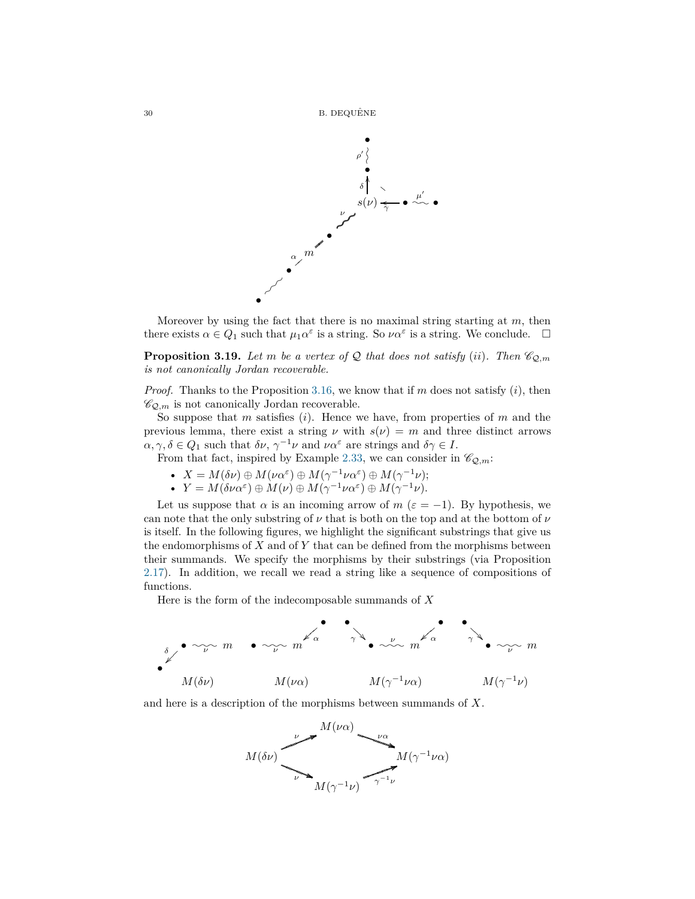Moreover by using the fact that there is no maximal string starting at $m$, then there exists $\alpha \in Q_1$ such that $\mu_1 \alpha^\varepsilon$ is a string. So $\nu\alpha^\varepsilon$ is a string. We conclude. $\square$

**Proposition 3.19.** *Let $m$ be a vertex of $\mathcal{Q}$ that does not satisfy $(ii)$. Then $\mathscr{C}_{\mathcal{Q},m}$ is not canonically Jordan recoverable.*

*Proof.* Thanks to the Proposition 3.16, we know that if $m$ does not satisfy $(i)$, then $\mathscr{C}_{\mathcal{Q},m}$ is not canonically Jordan recoverable.

So suppose that $m$ satisfies $(i)$. Hence we have, from properties of $m$ and the previous lemma, there exist a string $\nu$ with $s(\nu) = m$ and three distinct arrows $\alpha, \gamma, \delta \in Q_1$ such that $\delta\nu$, $\gamma^{-1}\nu$ and $\nu\alpha^\varepsilon$ are strings and $\delta\gamma \in I$.

From that fact, inspired by Example 2.33, we can consider in $\mathscr{C}_{\mathcal{Q},m}$:

- $X = M(\delta\nu) \oplus M(\nu\alpha^\varepsilon) \oplus M(\gamma^{-1}\nu\alpha^\varepsilon) \oplus M(\gamma^{-1}\nu)$;
- $Y = M(\delta\nu\alpha^\varepsilon) \oplus M(\nu) \oplus M(\gamma^{-1}\nu\alpha^\varepsilon) \oplus M(\gamma^{-1}\nu)$.

Let us suppose that $\alpha$ is an incoming arrow of $m$ ($\varepsilon = -1$). By hypothesis, we can note that the only substring of $\nu$ that is both on the top and at the bottom of $\nu$ is itself. In the following figures, we highlight the significant substrings that give us the endomorphisms of $X$ and of $Y$ that can be defined from the morphisms between their summands. We specify the morphisms by their substrings (via Proposition 2.17). In addition, we recall we read a string like a sequence of compositions of functions.

Here is the form of the indecomposable summands of $X$

$M(\delta\nu)$ $\qquad$ $M(\nu\alpha)$ $\qquad$ $M(\gamma^{-1}\nu\alpha)$ $\qquad$ $M(\gamma^{-1}\nu)$

and here is a description of the morphisms between summands of $X$.

$$M(\delta\nu) \xrightarrow{\nu} M(\nu\alpha) \xrightarrow{\nu\alpha} M(\gamma^{-1}\nu\alpha), \qquad M(\delta\nu) \xrightarrow{\nu} M(\gamma^{-1}\nu) \xrightarrow{\gamma^{-1}\nu} M(\gamma^{-1}\nu\alpha)$$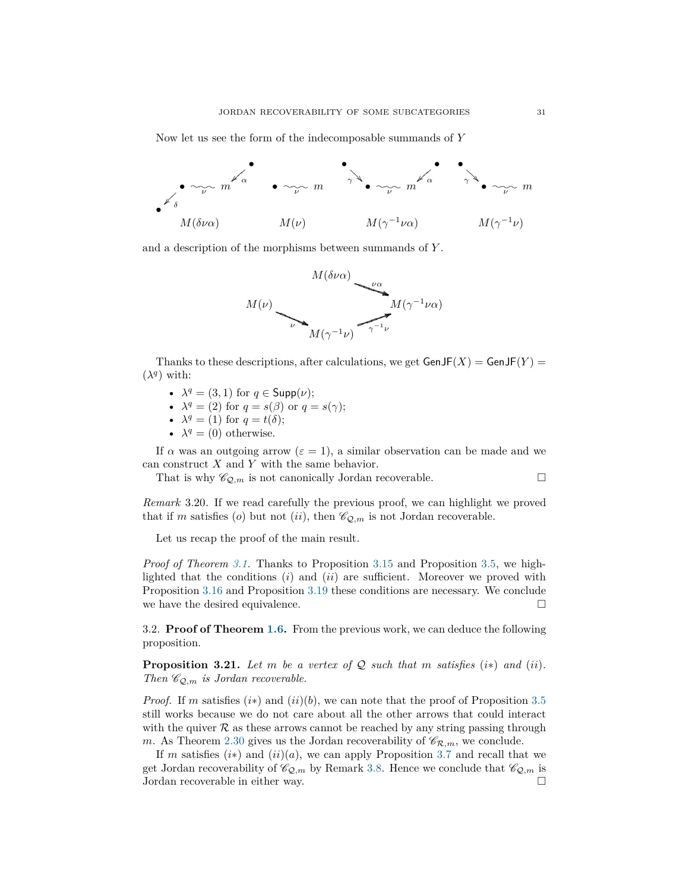Now let us see the form of the indecomposable summands of $Y$

$M(\delta\nu\alpha)$ $M(\nu)$ $M(\gamma^{-1}\nu\alpha)$ $M(\gamma^{-1}\nu)$

and a description of the morphisms between summands of $Y$.

$$M(\delta\nu\alpha) \xrightarrow{\nu\alpha} M(\gamma^{-1}\nu\alpha), \quad M(\nu) \xrightarrow{\nu} M(\gamma^{-1}\nu) \xrightarrow{\gamma^{-1}\nu} M(\gamma^{-1}\nu\alpha)$$

Thanks to these descriptions, after calculations, we get $\mathsf{GenJF}(X) = \mathsf{GenJF}(Y) = (\lambda^q)$ with:

- $\lambda^q = (3,1)$ for $q \in \mathsf{Supp}(\nu)$;
- $\lambda^q = (2)$ for $q = s(\beta)$ or $q = s(\gamma)$;
- $\lambda^q = (1)$ for $q = t(\delta)$;
- $\lambda^q = (0)$ otherwise.

If $\alpha$ was an outgoing arrow ($\varepsilon = 1$), a similar observation can be made and we can construct $X$ and $Y$ with the same behavior.

That is why $\mathscr{C}_{\mathcal{Q},m}$ is not canonically Jordan recoverable. □

*Remark* 3.20. If we read carefully the previous proof, we can highlight we proved that if $m$ satisfies $(o)$ but not $(ii)$, then $\mathscr{C}_{\mathcal{Q},m}$ is not Jordan recoverable.

Let us recap the proof of the main result.

*Proof of Theorem 3.1.* Thanks to Proposition 3.15 and Proposition 3.5, we highlighted that the conditions $(i)$ and $(ii)$ are sufficient. Moreover we proved with Proposition 3.16 and Proposition 3.19 these conditions are necessary. We conclude we have the desired equivalence. □

3.2. **Proof of Theorem 1.6.** From the previous work, we can deduce the following proposition.

**Proposition 3.21.** *Let $m$ be a vertex of $\mathcal{Q}$ such that $m$ satisfies $(i*)$ and $(ii)$. Then $\mathscr{C}_{\mathcal{Q},m}$ is Jordan recoverable.*

*Proof.* If $m$ satisfies $(i*)$ and $(ii)(b)$, we can note that the proof of Proposition 3.5 still works because we do not care about all the other arrows that could interact with the quiver $\mathcal{R}$ as these arrows cannot be reached by any string passing through $m$. As Theorem 2.30 gives us the Jordan recoverability of $\mathscr{C}_{\mathcal{R},m}$, we conclude.

If $m$ satisfies $(i*)$ and $(ii)(a)$, we can apply Proposition 3.7 and recall that we get Jordan recoverability of $\mathscr{C}_{\mathcal{Q},m}$ by Remark 3.8. Hence we conclude that $\mathscr{C}_{\mathcal{Q},m}$ is Jordan recoverable in either way. □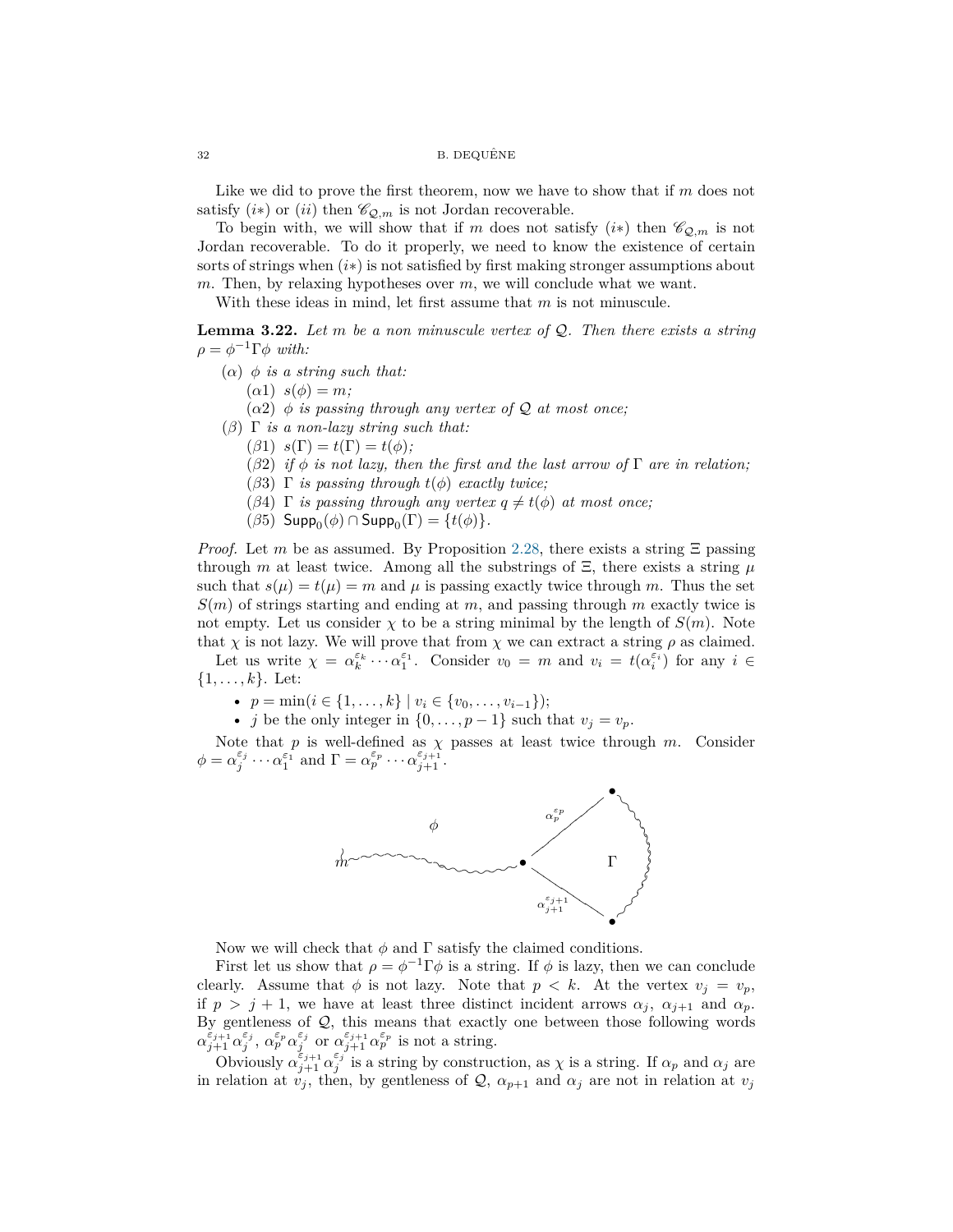Like we did to prove the first theorem, now we have to show that if $m$ does not satisfy $(i*)$ or $(ii)$ then $\mathscr{C}_{\mathcal{Q},m}$ is not Jordan recoverable.

To begin with, we will show that if $m$ does not satisfy $(i*)$ then $\mathscr{C}_{\mathcal{Q},m}$ is not Jordan recoverable. To do it properly, we need to know the existence of certain sorts of strings when $(i*)$ is not satisfied by first making stronger assumptions about $m$. Then, by relaxing hypotheses over $m$, we will conclude what we want.

With these ideas in mind, let first assume that $m$ is not minuscule.

**Lemma 3.22.** *Let $m$ be a non minuscule vertex of $\mathcal{Q}$. Then there exists a string $\rho = \phi^{-1}\Gamma\phi$ with:*

- $(\alpha)$ *$\phi$ is a string such that:*
  - $(\alpha 1)$ *$s(\phi) = m$;*
  - $(\alpha 2)$ *$\phi$ is passing through any vertex of $\mathcal{Q}$ at most once;*
- $(\beta)$ *$\Gamma$ is a non-lazy string such that:*
  - $(\beta 1)$ *$s(\Gamma) = t(\Gamma) = t(\phi)$;*
  - $(\beta 2)$ *if $\phi$ is not lazy, then the first and the last arrow of $\Gamma$ are in relation;*
  - $(\beta 3)$ *$\Gamma$ is passing through $t(\phi)$ exactly twice;*
  - $(\beta 4)$ *$\Gamma$ is passing through any vertex $q \neq t(\phi)$ at most once;*
  - $(\beta 5)$ *$\mathsf{Supp}_0(\phi) \cap \mathsf{Supp}_0(\Gamma) = \{t(\phi)\}$.*

*Proof.* Let $m$ be as assumed. By Proposition 2.28, there exists a string $\Xi$ passing through $m$ at least twice. Among all the substrings of $\Xi$, there exists a string $\mu$ such that $s(\mu) = t(\mu) = m$ and $\mu$ is passing exactly twice through $m$. Thus the set $S(m)$ of strings starting and ending at $m$, and passing through $m$ exactly twice is not empty. Let us consider $\chi$ to be a string minimal by the length of $S(m)$. Note that $\chi$ is not lazy. We will prove that from $\chi$ we can extract a string $\rho$ as claimed.

Let us write $\chi = \alpha_k^{\varepsilon_k} \cdots \alpha_1^{\varepsilon_1}$. Consider $v_0 = m$ and $v_i = t(\alpha_i^{\varepsilon_i})$ for any $i \in \{1, \dots, k\}$. Let:

- $p = \min(i \in \{1, \dots, k\} \mid v_i \in \{v_0, \dots, v_{i-1}\})$;
- $j$ be the only integer in $\{0, \dots, p-1\}$ such that $v_j = v_p$.

Note that $p$ is well-defined as $\chi$ passes at least twice through $m$. Consider $\phi = \alpha_j^{\varepsilon_j} \cdots \alpha_1^{\varepsilon_1}$ and $\Gamma = \alpha_p^{\varepsilon_p} \cdots \alpha_{j+1}^{\varepsilon_{j+1}}$.

Now we will check that $\phi$ and $\Gamma$ satisfy the claimed conditions.

First let us show that $\rho = \phi^{-1}\Gamma\phi$ is a string. If $\phi$ is lazy, then we can conclude clearly. Assume that $\phi$ is not lazy. Note that $p < k$. At the vertex $v_j = v_p$, if $p > j+1$, we have at least three distinct incident arrows $\alpha_j$, $\alpha_{j+1}$ and $\alpha_p$. By gentleness of $\mathcal{Q}$, this means that exactly one between those following words $\alpha_{j+1}^{\varepsilon_{j+1}}\alpha_j^{\varepsilon_j}$, $\alpha_p^{\varepsilon_p}\alpha_j^{\varepsilon_j}$ or $\alpha_{j+1}^{\varepsilon_{j+1}}\alpha_p^{\varepsilon_p}$ is not a string.

Obviously $\alpha_{j+1}^{\varepsilon_{j+1}}\alpha_j^{\varepsilon_j}$ is a string by construction, as $\chi$ is a string. If $\alpha_p$ and $\alpha_j$ are in relation at $v_j$, then, by gentleness of $\mathcal{Q}$, $\alpha_{p+1}$ and $\alpha_j$ are not in relation at $v_j$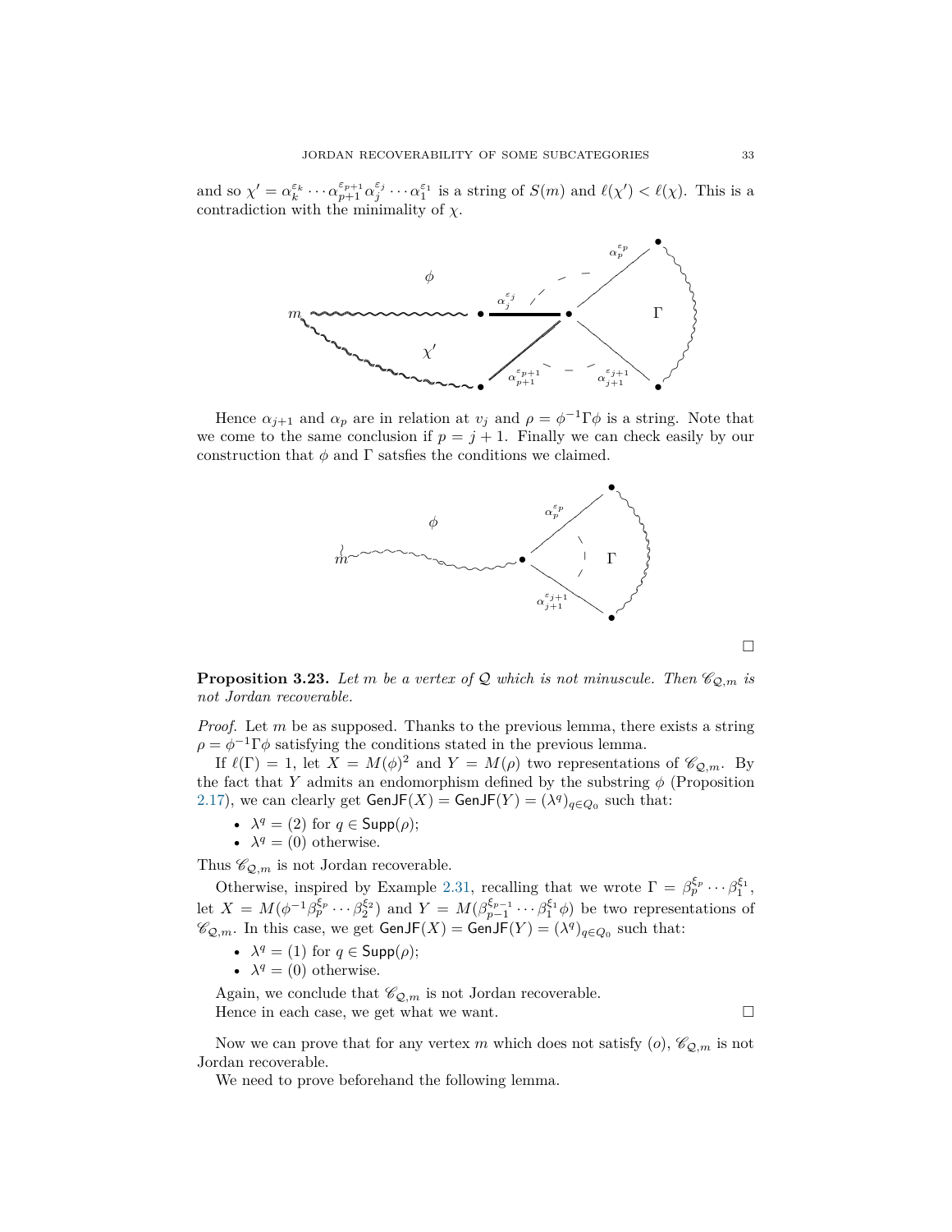and so $\chi' = \alpha_k^{\varepsilon_k} \cdots \alpha_{p+1}^{\varepsilon_{p+1}} \alpha_j^{\varepsilon_j} \cdots \alpha_1^{\varepsilon_1}$ is a string of $S(m)$ and $\ell(\chi') < \ell(\chi)$. This is a contradiction with the minimality of $\chi$.

Hence $\alpha_{j+1}$ and $\alpha_p$ are in relation at $v_j$ and $\rho = \phi^{-1}\Gamma\phi$ is a string. Note that we come to the same conclusion if $p = j+1$. Finally we can check easily by our construction that $\phi$ and $\Gamma$ satsfies the conditions we claimed.

□

**Proposition 3.23.** *Let $m$ be a vertex of $\mathcal{Q}$ which is not minuscule. Then $\mathscr{C}_{\mathcal{Q},m}$ is not Jordan recoverable.*

*Proof.* Let $m$ be as supposed. Thanks to the previous lemma, there exists a string $\rho = \phi^{-1}\Gamma\phi$ satisfying the conditions stated in the previous lemma.

If $\ell(\Gamma) = 1$, let $X = M(\phi)^2$ and $Y = M(\rho)$ two representations of $\mathscr{C}_{\mathcal{Q},m}$. By the fact that $Y$ admits an endomorphism defined by the substring $\phi$ (Proposition 2.17), we can clearly get $\mathsf{GenJF}(X) = \mathsf{GenJF}(Y) = (\lambda^q)_{q \in Q_0}$ such that:

- $\lambda^q = (2)$ for $q \in \mathsf{Supp}(\rho)$;
- $\lambda^q = (0)$ otherwise.

Thus $\mathscr{C}_{\mathcal{Q},m}$ is not Jordan recoverable.

Otherwise, inspired by Example 2.31, recalling that we wrote $\Gamma = \beta_p^{\xi_p} \cdots \beta_1^{\xi_1}$, let $X = M(\phi^{-1}\beta_p^{\xi_p} \cdots \beta_2^{\xi_2})$ and $Y = M(\beta_{p-1}^{\xi_{p-1}} \cdots \beta_1^{\xi_1}\phi)$ be two representations of $\mathscr{C}_{\mathcal{Q},m}$. In this case, we get $\mathsf{GenJF}(X) = \mathsf{GenJF}(Y) = (\lambda^q)_{q \in Q_0}$ such that:

- $\lambda^q = (1)$ for $q \in \mathsf{Supp}(\rho)$;
- $\lambda^q = (0)$ otherwise.

Again, we conclude that $\mathscr{C}_{\mathcal{Q},m}$ is not Jordan recoverable.

Hence in each case, we get what we want. □

Now we can prove that for any vertex $m$ which does not satisfy $(o)$, $\mathscr{C}_{\mathcal{Q},m}$ is not Jordan recoverable.

We need to prove beforehand the following lemma.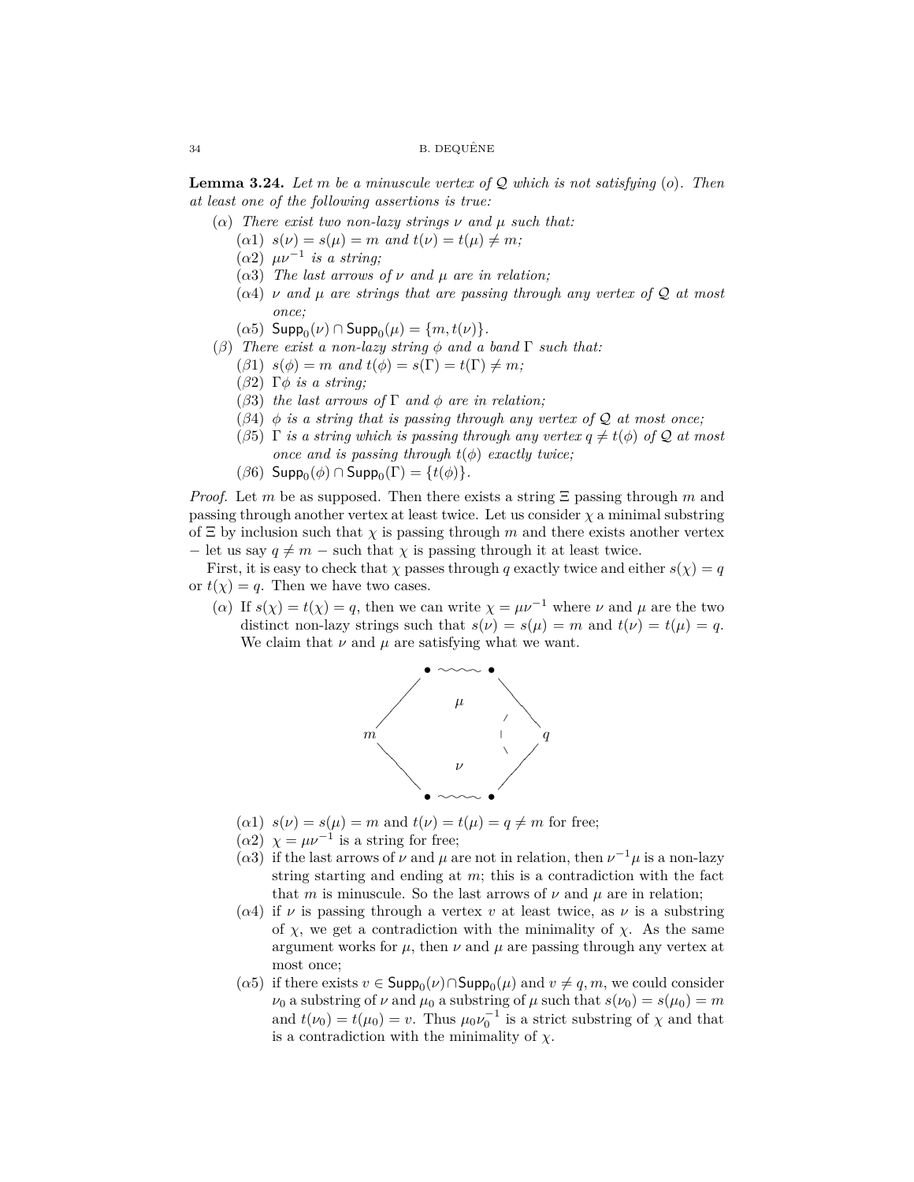**Lemma 3.24.** *Let $m$ be a minuscule vertex of $\mathcal{Q}$ which is not satisfying $(o)$. Then at least one of the following assertions is true:*

- $(\alpha)$ *There exist two non-lazy strings $\nu$ and $\mu$ such that:*
  - $(\alpha 1)$ *$s(\nu) = s(\mu) = m$ and $t(\nu) = t(\mu) \neq m$;*
  - $(\alpha 2)$ *$\mu\nu^{-1}$ is a string;*
  - $(\alpha 3)$ *The last arrows of $\nu$ and $\mu$ are in relation;*
  - $(\alpha 4)$ *$\nu$ and $\mu$ are strings that are passing through any vertex of $\mathcal{Q}$ at most once;*
  - $(\alpha 5)$ *$\mathsf{Supp}_0(\nu) \cap \mathsf{Supp}_0(\mu) = \{m, t(\nu)\}$.*
- $(\beta)$ *There exist a non-lazy string $\phi$ and a band $\Gamma$ such that:*
  - $(\beta 1)$ *$s(\phi) = m$ and $t(\phi) = s(\Gamma) = t(\Gamma) \neq m$;*
  - $(\beta 2)$ *$\Gamma\phi$ is a string;*
  - $(\beta 3)$ *the last arrows of $\Gamma$ and $\phi$ are in relation;*
  - $(\beta 4)$ *$\phi$ is a string that is passing through any vertex of $\mathcal{Q}$ at most once;*
  - $(\beta 5)$ *$\Gamma$ is a string which is passing through any vertex $q \neq t(\phi)$ of $\mathcal{Q}$ at most once and is passing through $t(\phi)$ exactly twice;*
  - $(\beta 6)$ *$\mathsf{Supp}_0(\phi) \cap \mathsf{Supp}_0(\Gamma) = \{t(\phi)\}$.*

*Proof.* Let $m$ be as supposed. Then there exists a string $\Xi$ passing through $m$ and passing through another vertex at least twice. Let us consider $\chi$ a minimal substring of $\Xi$ by inclusion such that $\chi$ is passing through $m$ and there exists another vertex – let us say $q \neq m$ – such that $\chi$ is passing through it at least twice.

First, it is easy to check that $\chi$ passes through $q$ exactly twice and either $s(\chi) = q$ or $t(\chi) = q$. Then we have two cases.

- $(\alpha)$ If $s(\chi) = t(\chi) = q$, then we can write $\chi = \mu\nu^{-1}$ where $\nu$ and $\mu$ are the two distinct non-lazy strings such that $s(\nu) = s(\mu) = m$ and $t(\nu) = t(\mu) = q$. We claim that $\nu$ and $\mu$ are satisfying what we want.

  - $(\alpha 1)$ $s(\nu) = s(\mu) = m$ and $t(\nu) = t(\mu) = q \neq m$ for free;
  - $(\alpha 2)$ $\chi = \mu\nu^{-1}$ is a string for free;
  - $(\alpha 3)$ if the last arrows of $\nu$ and $\mu$ are not in relation, then $\nu^{-1}\mu$ is a non-lazy string starting and ending at $m$; this is a contradiction with the fact that $m$ is minuscule. So the last arrows of $\nu$ and $\mu$ are in relation;
  - $(\alpha 4)$ if $\nu$ is passing through a vertex $v$ at least twice, as $\nu$ is a substring of $\chi$, we get a contradiction with the minimality of $\chi$. As the same argument works for $\mu$, then $\nu$ and $\mu$ are passing through any vertex at most once;
  - $(\alpha 5)$ if there exists $v \in \mathsf{Supp}_0(\nu) \cap \mathsf{Supp}_0(\mu)$ and $v \neq q, m$, we could consider $\nu_0$ a substring of $\nu$ and $\mu_0$ a substring of $\mu$ such that $s(\nu_0) = s(\mu_0) = m$ and $t(\nu_0) = t(\mu_0) = v$. Thus $\mu_0\nu_0^{-1}$ is a strict substring of $\chi$ and that is a contradiction with the minimality of $\chi$.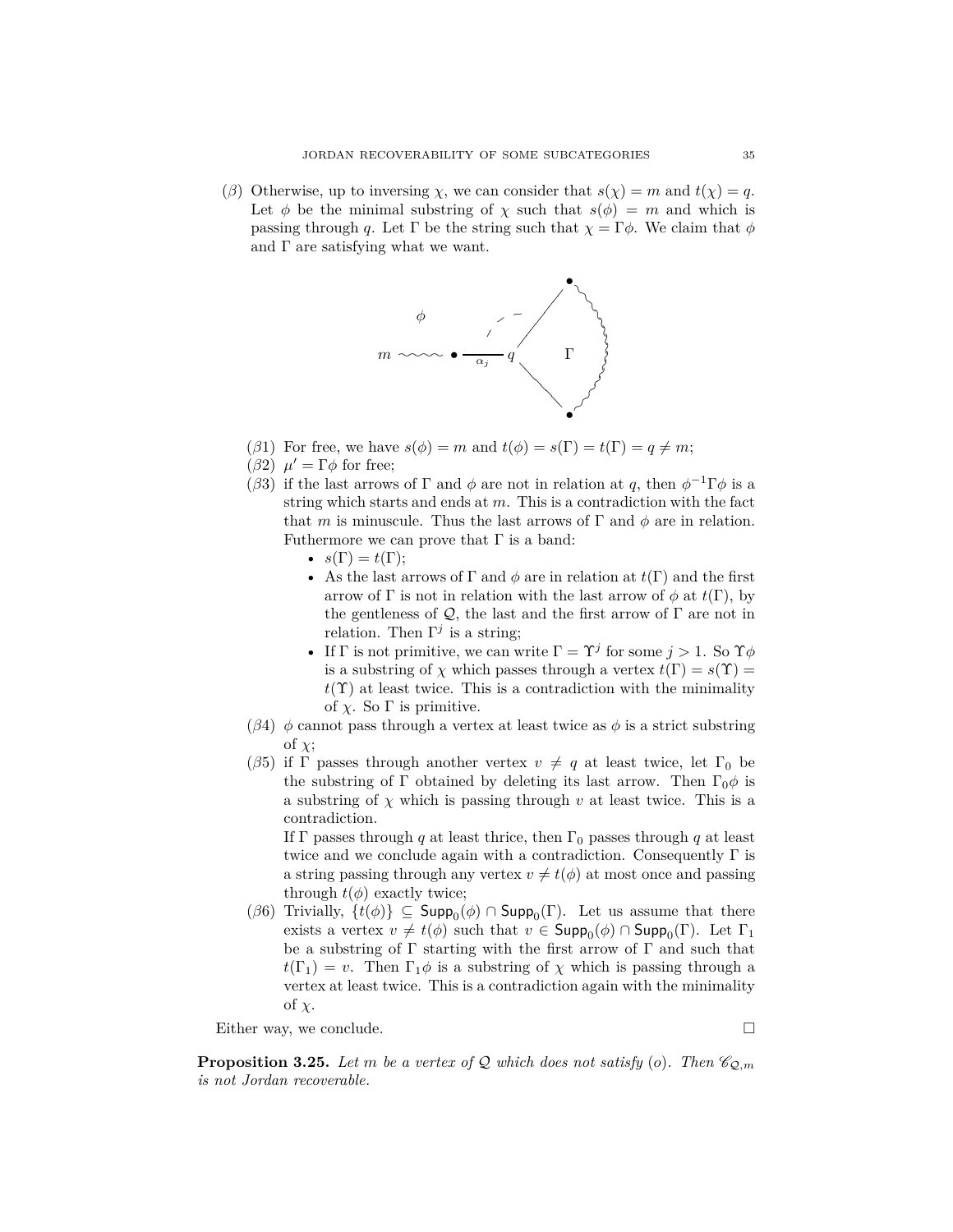(β) Otherwise, up to inversing $\chi$, we can consider that $s(\chi) = m$ and $t(\chi) = q$. Let $\phi$ be the minimal substring of $\chi$ such that $s(\phi) = m$ and which is passing through $q$. Let $\Gamma$ be the string such that $\chi = \Gamma\phi$. We claim that $\phi$ and $\Gamma$ are satisfying what we want.

- (β1) For free, we have $s(\phi) = m$ and $t(\phi) = s(\Gamma) = t(\Gamma) = q \neq m$;
- (β2) $\mu' = \Gamma\phi$ for free;
- (β3) if the last arrows of $\Gamma$ and $\phi$ are not in relation at $q$, then $\phi^{-1}\Gamma\phi$ is a string which starts and ends at $m$. This is a contradiction with the fact that $m$ is minuscule. Thus the last arrows of $\Gamma$ and $\phi$ are in relation. Futhermore we can prove that $\Gamma$ is a band:
  - $s(\Gamma) = t(\Gamma)$;
  - As the last arrows of $\Gamma$ and $\phi$ are in relation at $t(\Gamma)$ and the first arrow of $\Gamma$ is not in relation with the last arrow of $\phi$ at $t(\Gamma)$, by the gentleness of $\mathcal{Q}$, the last and the first arrow of $\Gamma$ are not in relation. Then $\Gamma^j$ is a string;
  - If $\Gamma$ is not primitive, we can write $\Gamma = \Upsilon^j$ for some $j > 1$. So $\Upsilon\phi$ is a substring of $\chi$ which passes through a vertex $t(\Gamma) = s(\Upsilon) = t(\Upsilon)$ at least twice. This is a contradiction with the minimality of $\chi$. So $\Gamma$ is primitive.
- (β4) $\phi$ cannot pass through a vertex at least twice as $\phi$ is a strict substring of $\chi$;
- (β5) if $\Gamma$ passes through another vertex $v \neq q$ at least twice, let $\Gamma_0$ be the substring of $\Gamma$ obtained by deleting its last arrow. Then $\Gamma_0\phi$ is a substring of $\chi$ which is passing through $v$ at least twice. This is a contradiction.

  If $\Gamma$ passes through $q$ at least thrice, then $\Gamma_0$ passes through $q$ at least twice and we conclude again with a contradiction. Consequently $\Gamma$ is a string passing through any vertex $v \neq t(\phi)$ at most once and passing through $t(\phi)$ exactly twice;
- (β6) Trivially, $\{t(\phi)\} \subseteq \mathsf{Supp}_0(\phi) \cap \mathsf{Supp}_0(\Gamma)$. Let us assume that there exists a vertex $v \neq t(\phi)$ such that $v \in \mathsf{Supp}_0(\phi) \cap \mathsf{Supp}_0(\Gamma)$. Let $\Gamma_1$ be a substring of $\Gamma$ starting with the first arrow of $\Gamma$ and such that $t(\Gamma_1) = v$. Then $\Gamma_1\phi$ is a substring of $\chi$ which is passing through a vertex at least twice. This is a contradiction again with the minimality of $\chi$.

Either way, we conclude. □

**Proposition 3.25.** *Let $m$ be a vertex of $\mathcal{Q}$ which does not satisfy $(o)$. Then $\mathscr{C}_{\mathcal{Q},m}$ is not Jordan recoverable.*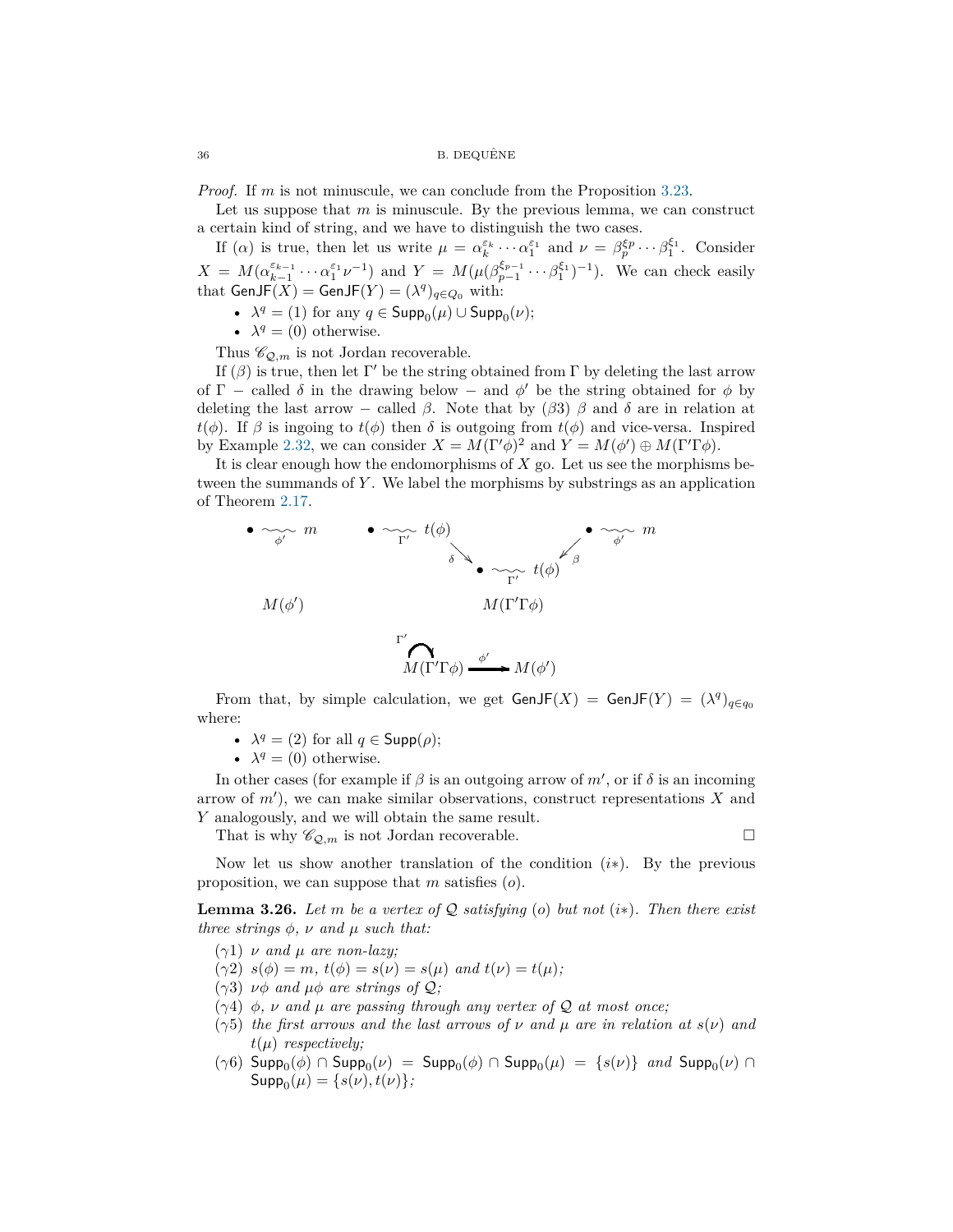*Proof.* If $m$ is not minuscule, we can conclude from the Proposition 3.23.

Let us suppose that $m$ is minuscule. By the previous lemma, we can construct a certain kind of string, and we have to distinguish the two cases.

If $(\alpha)$ is true, then let us write $\mu = \alpha_k^{\varepsilon_k} \cdots \alpha_1^{\varepsilon_1}$ and $\nu = \beta_p^{\xi_p} \cdots \beta_1^{\xi_1}$. Consider $X = M(\alpha_{k-1}^{\varepsilon_{k-1}} \cdots \alpha_1^{\varepsilon_1} \nu^{-1})$ and $Y = M(\mu(\beta_{p-1}^{\xi_{p-1}} \cdots \beta_1^{\xi_1})^{-1})$. We can check easily that $\mathsf{GenJF}(X) = \mathsf{GenJF}(Y) = (\lambda^q)_{q \in Q_0}$ with:

- $\lambda^q = (1)$ for any $q \in \mathsf{Supp}_0(\mu) \cup \mathsf{Supp}_0(\nu)$;
- $\lambda^q = (0)$ otherwise.

Thus $\mathscr{C}_{\mathcal{Q},m}$ is not Jordan recoverable.

If $(\beta)$ is true, then let $\Gamma'$ be the string obtained from $\Gamma$ by deleting the last arrow of $\Gamma$ $-$ called $\delta$ in the drawing below $-$ and $\phi'$ be the string obtained for $\phi$ by deleting the last arrow $-$ called $\beta$. Note that by $(\beta 3)$ $\beta$ and $\delta$ are in relation at $t(\phi)$. If $\beta$ is ingoing to $t(\phi)$ then $\delta$ is outgoing from $t(\phi)$ and vice-versa. Inspired by Example 2.32, we can consider $X = M(\Gamma'\phi)^2$ and $Y = M(\phi') \oplus M(\Gamma'\Gamma\phi)$.

It is clear enough how the endomorphisms of $X$ go. Let us see the morphisms between the summands of $Y$. We label the morphisms by substrings as an application of Theorem 2.17.

$$\bullet \underset{\phi'}{\rightsquigarrow} m \qquad\qquad \bullet \underset{\Gamma'}{\rightsquigarrow} t(\phi) \xrightarrow{\delta} \bullet \underset{\Gamma'}{\rightsquigarrow} t(\phi) \xleftarrow{\beta} \bullet \underset{\phi'}{\rightsquigarrow} m$$

$$M(\phi') \qquad\qquad\qquad M(\Gamma'\Gamma\phi)$$

$$\overset{\Gamma'}{\curvearrowright} M(\Gamma'\Gamma\phi) \xrightarrow{\phi'} M(\phi')$$

From that, by simple calculation, we get $\mathsf{GenJF}(X) = \mathsf{GenJF}(Y) = (\lambda^q)_{q \in q_0}$ where:

- $\lambda^q = (2)$ for all $q \in \mathsf{Supp}(\rho)$;
- $\lambda^q = (0)$ otherwise.

In other cases (for example if $\beta$ is an outgoing arrow of $m'$, or if $\delta$ is an incoming arrow of $m'$), we can make similar observations, construct representations $X$ and $Y$ analogously, and we will obtain the same result.

That is why $\mathscr{C}_{\mathcal{Q},m}$ is not Jordan recoverable. $\square$

Now let us show another translation of the condition $(i*)$. By the previous proposition, we can suppose that $m$ satisfies $(o)$.

**Lemma 3.26.** *Let $m$ be a vertex of $\mathcal{Q}$ satisfying $(o)$ but not $(i*)$. Then there exist three strings $\phi$, $\nu$ and $\mu$ such that:*

- $(\gamma 1)$ *$\nu$ and $\mu$ are non-lazy;*
- $(\gamma 2)$ *$s(\phi) = m$, $t(\phi) = s(\nu) = s(\mu)$ and $t(\nu) = t(\mu)$;*
- $(\gamma 3)$ *$\nu\phi$ and $\mu\phi$ are strings of $\mathcal{Q}$;*
- $(\gamma 4)$ *$\phi$, $\nu$ and $\mu$ are passing through any vertex of $\mathcal{Q}$ at most once;*
- $(\gamma 5)$ *the first arrows and the last arrows of $\nu$ and $\mu$ are in relation at $s(\nu)$ and $t(\mu)$ respectively;*
- $(\gamma 6)$ *$\mathsf{Supp}_0(\phi) \cap \mathsf{Supp}_0(\nu) = \mathsf{Supp}_0(\phi) \cap \mathsf{Supp}_0(\mu) = \{s(\nu)\}$ and $\mathsf{Supp}_0(\nu) \cap \mathsf{Supp}_0(\mu) = \{s(\nu), t(\nu)\}$;*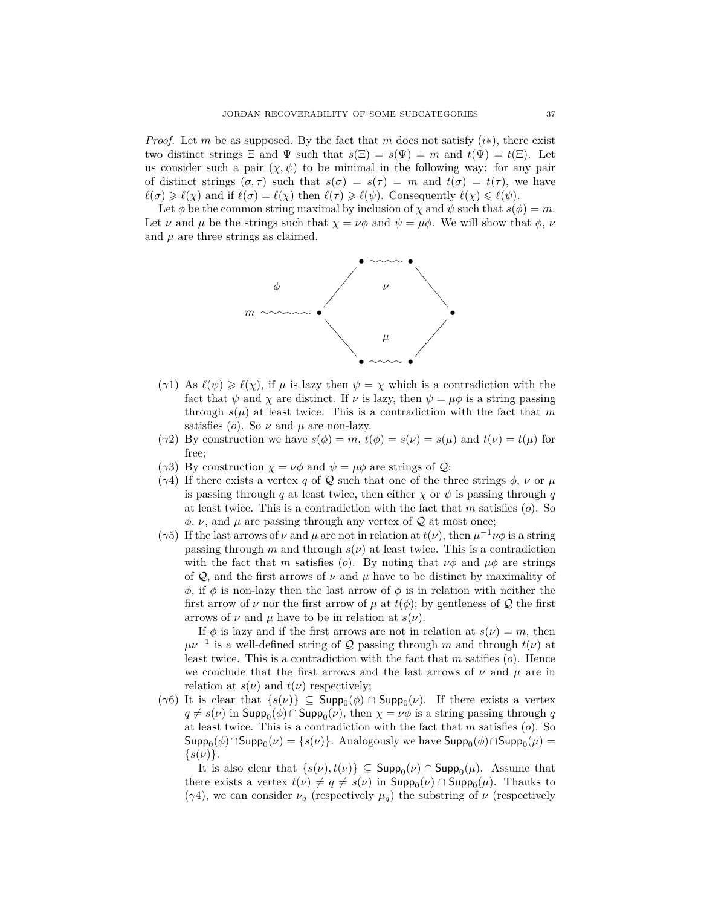*Proof.* Let $m$ be as supposed. By the fact that $m$ does not satisfy $(i*)$, there exist two distinct strings $\Xi$ and $\Psi$ such that $s(\Xi) = s(\Psi) = m$ and $t(\Psi) = t(\Xi)$. Let us consider such a pair $(\chi, \psi)$ to be minimal in the following way: for any pair of distinct strings $(\sigma, \tau)$ such that $s(\sigma) = s(\tau) = m$ and $t(\sigma) = t(\tau)$, we have $\ell(\sigma) \geqslant \ell(\chi)$ and if $\ell(\sigma) = \ell(\chi)$ then $\ell(\tau) \geqslant \ell(\psi)$. Consequently $\ell(\chi) \leqslant \ell(\psi)$.

Let $\phi$ be the common string maximal by inclusion of $\chi$ and $\psi$ such that $s(\phi) = m$. Let $\nu$ and $\mu$ be the strings such that $\chi = \nu\phi$ and $\psi = \mu\phi$. We will show that $\phi$, $\nu$ and $\mu$ are three strings as claimed.

- ($\gamma$1) As $\ell(\psi) \geqslant \ell(\chi)$, if $\mu$ is lazy then $\psi = \chi$ which is a contradiction with the fact that $\psi$ and $\chi$ are distinct. If $\nu$ is lazy, then $\psi = \mu\phi$ is a string passing through $s(\mu)$ at least twice. This is a contradiction with the fact that $m$ satisfies $(o)$. So $\nu$ and $\mu$ are non-lazy.
- ($\gamma$2) By construction we have $s(\phi) = m$, $t(\phi) = s(\nu) = s(\mu)$ and $t(\nu) = t(\mu)$ for free;
- ($\gamma$3) By construction $\chi = \nu\phi$ and $\psi = \mu\phi$ are strings of $\mathcal{Q}$;
- ($\gamma$4) If there exists a vertex $q$ of $\mathcal{Q}$ such that one of the three strings $\phi$, $\nu$ or $\mu$ is passing through $q$ at least twice, then either $\chi$ or $\psi$ is passing through $q$ at least twice. This is a contradiction with the fact that $m$ satisfies $(o)$. So $\phi$, $\nu$, and $\mu$ are passing through any vertex of $\mathcal{Q}$ at most once;
- ($\gamma$5) If the last arrows of $\nu$ and $\mu$ are not in relation at $t(\nu)$, then $\mu^{-1}\nu\phi$ is a string passing through $m$ and through $s(\nu)$ at least twice. This is a contradiction with the fact that $m$ satisfies $(o)$. By noting that $\nu\phi$ and $\mu\phi$ are strings of $\mathcal{Q}$, and the first arrows of $\nu$ and $\mu$ have to be distinct by maximality of $\phi$, if $\phi$ is non-lazy then the last arrow of $\phi$ is in relation with neither the first arrow of $\nu$ nor the first arrow of $\mu$ at $t(\phi)$; by gentleness of $\mathcal{Q}$ the first arrows of $\nu$ and $\mu$ have to be in relation at $s(\nu)$.

  If $\phi$ is lazy and if the first arrows are not in relation at $s(\nu) = m$, then $\mu\nu^{-1}$ is a well-defined string of $\mathcal{Q}$ passing through $m$ and through $t(\nu)$ at least twice. This is a contradiction with the fact that $m$ satifies $(o)$. Hence we conclude that the first arrows and the last arrows of $\nu$ and $\mu$ are in relation at $s(\nu)$ and $t(\nu)$ respectively;
- ($\gamma$6) It is clear that $\{s(\nu)\} \subseteq \mathsf{Supp}_0(\phi) \cap \mathsf{Supp}_0(\nu)$. If there exists a vertex $q \neq s(\nu)$ in $\mathsf{Supp}_0(\phi) \cap \mathsf{Supp}_0(\nu)$, then $\chi = \nu\phi$ is a string passing through $q$ at least twice. This is a contradiction with the fact that $m$ satisfies $(o)$. So $\mathsf{Supp}_0(\phi) \cap \mathsf{Supp}_0(\nu) = \{s(\nu)\}$. Analogously we have $\mathsf{Supp}_0(\phi) \cap \mathsf{Supp}_0(\mu) = \{s(\nu)\}$.

  It is also clear that $\{s(\nu), t(\nu)\} \subseteq \mathsf{Supp}_0(\nu) \cap \mathsf{Supp}_0(\mu)$. Assume that there exists a vertex $t(\nu) \neq q \neq s(\nu)$ in $\mathsf{Supp}_0(\nu) \cap \mathsf{Supp}_0(\mu)$. Thanks to ($\gamma$4), we can consider $\nu_q$ (respectively $\mu_q$) the substring of $\nu$ (respectively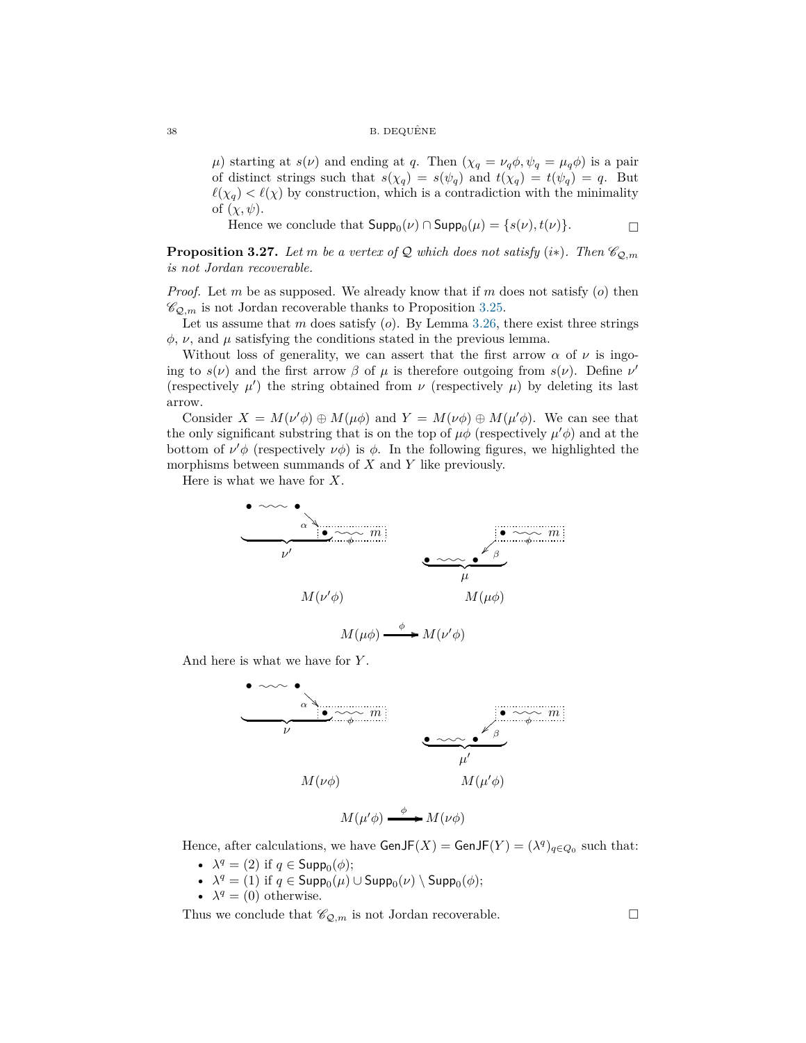$\mu$) starting at $s(\nu)$ and ending at $q$. Then $(\chi_q = \nu_q\phi, \psi_q = \mu_q\phi)$ is a pair of distinct strings such that $s(\chi_q) = s(\psi_q)$ and $t(\chi_q) = t(\psi_q) = q$. But $\ell(\chi_q) < \ell(\chi)$ by construction, which is a contradiction with the minimality of $(\chi, \psi)$.

Hence we conclude that $\mathsf{Supp}_0(\nu) \cap \mathsf{Supp}_0(\mu) = \{s(\nu), t(\nu)\}$. □

**Proposition 3.27.** *Let $m$ be a vertex of $\mathcal{Q}$ which does not satisfy $(i*)$. Then $\mathscr{C}_{\mathcal{Q},m}$ is not Jordan recoverable.*

*Proof.* Let $m$ be as supposed. We already know that if $m$ does not satisfy $(o)$ then $\mathscr{C}_{\mathcal{Q},m}$ is not Jordan recoverable thanks to Proposition 3.25.

Let us assume that $m$ does satisfy $(o)$. By Lemma 3.26, there exist three strings $\phi$, $\nu$, and $\mu$ satisfying the conditions stated in the previous lemma.

Without loss of generality, we can assert that the first arrow $\alpha$ of $\nu$ is ingoing to $s(\nu)$ and the first arrow $\beta$ of $\mu$ is therefore outgoing from $s(\nu)$. Define $\nu'$ (respectively $\mu'$) the string obtained from $\nu$ (respectively $\mu$) by deleting its last arrow.

Consider $X = M(\nu'\phi) \oplus M(\mu\phi)$ and $Y = M(\nu\phi) \oplus M(\mu'\phi)$. We can see that the only significant substring that is on the top of $\mu\phi$ (respectively $\mu'\phi$) and at the bottom of $\nu'\phi$ (respectively $\nu\phi$) is $\phi$. In the following figures, we highlighted the morphisms between summands of $X$ and $Y$ like previously.

Here is what we have for $X$.

$M(\nu'\phi)$ $\qquad$ $M(\mu\phi)$

$$M(\mu\phi) \xrightarrow{\phi} M(\nu'\phi)$$

And here is what we have for $Y$.

$M(\nu\phi)$ $\qquad$ $M(\mu'\phi)$

$$M(\mu'\phi) \xrightarrow{\phi} M(\nu\phi)$$

Hence, after calculations, we have $\mathsf{GenJF}(X) = \mathsf{GenJF}(Y) = (\lambda^q)_{q \in Q_0}$ such that:

- $\lambda^q = (2)$ if $q \in \mathsf{Supp}_0(\phi)$;
- $\lambda^q = (1)$ if $q \in \mathsf{Supp}_0(\mu) \cup \mathsf{Supp}_0(\nu) \setminus \mathsf{Supp}_0(\phi)$;
- $\lambda^q = (0)$ otherwise.

Thus we conclude that $\mathscr{C}_{\mathcal{Q},m}$ is not Jordan recoverable. □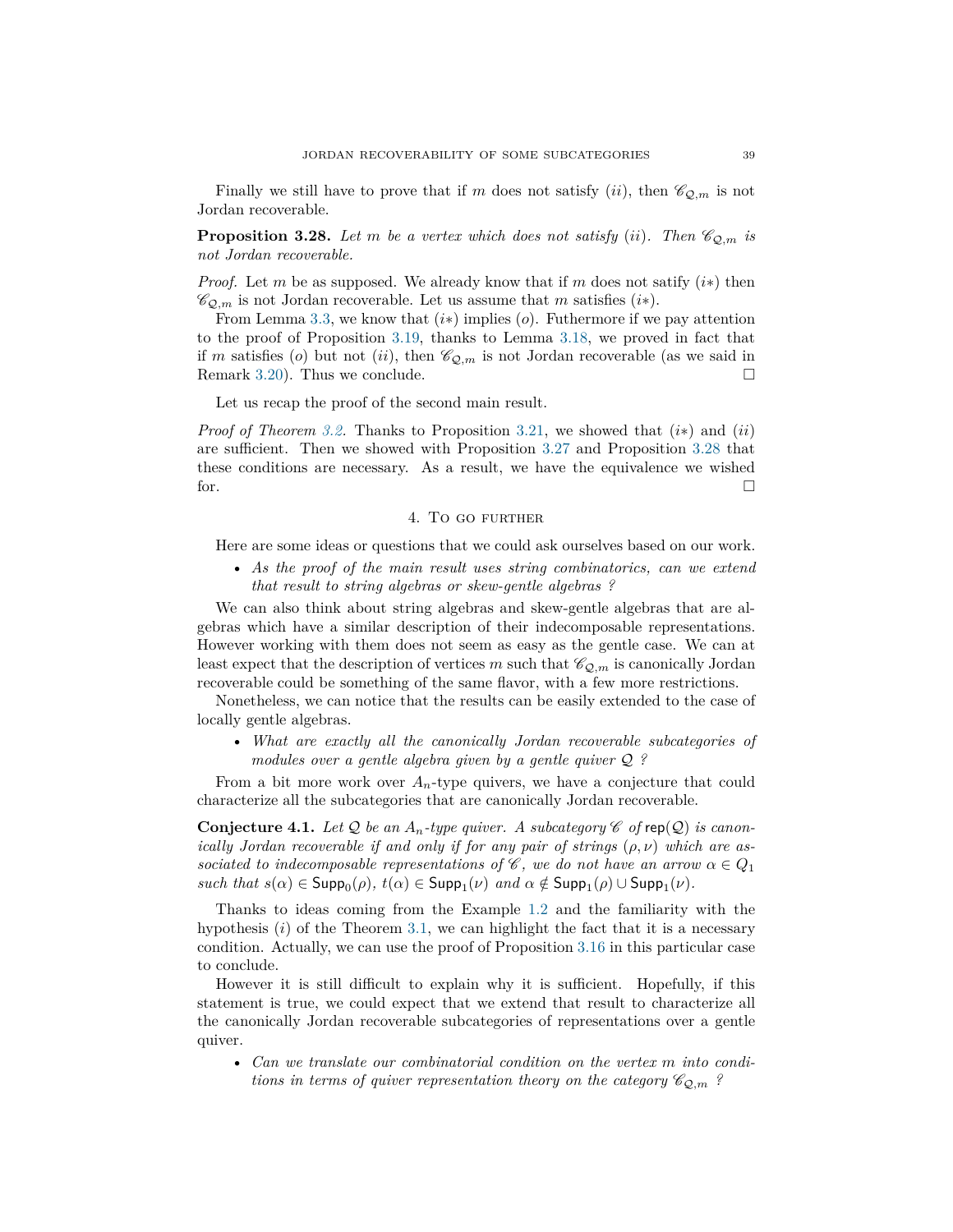Finally we still have to prove that if $m$ does not satisfy $(ii)$, then $\mathscr{C}_{\mathcal{Q},m}$ is not Jordan recoverable.

**Proposition 3.28.** *Let $m$ be a vertex which does not satisfy $(ii)$. Then $\mathscr{C}_{\mathcal{Q},m}$ is not Jordan recoverable.*

*Proof.* Let $m$ be as supposed. We already know that if $m$ does not satify $(i*)$ then $\mathscr{C}_{\mathcal{Q},m}$ is not Jordan recoverable. Let us assume that $m$ satisfies $(i*)$.

From Lemma 3.3, we know that $(i*)$ implies $(o)$. Futhermore if we pay attention to the proof of Proposition 3.19, thanks to Lemma 3.18, we proved in fact that if $m$ satisfies $(o)$ but not $(ii)$, then $\mathscr{C}_{\mathcal{Q},m}$ is not Jordan recoverable (as we said in Remark 3.20). Thus we conclude. □

Let us recap the proof of the second main result.

*Proof of Theorem 3.2.* Thanks to Proposition 3.21, we showed that $(i*)$ and $(ii)$ are sufficient. Then we showed with Proposition 3.27 and Proposition 3.28 that these conditions are necessary. As a result, we have the equivalence we wished for. □

## 4. To go further

Here are some ideas or questions that we could ask ourselves based on our work.

- *As the proof of the main result uses string combinatorics, can we extend that result to string algebras or skew-gentle algebras ?*

We can also think about string algebras and skew-gentle algebras that are algebras which have a similar description of their indecomposable representations. However working with them does not seem as easy as the gentle case. We can at least expect that the description of vertices $m$ such that $\mathscr{C}_{\mathcal{Q},m}$ is canonically Jordan recoverable could be something of the same flavor, with a few more restrictions.

Nonetheless, we can notice that the results can be easily extended to the case of locally gentle algebras.

- *What are exactly all the canonically Jordan recoverable subcategories of modules over a gentle algebra given by a gentle quiver $\mathcal{Q}$ ?*

From a bit more work over $A_n$-type quivers, we have a conjecture that could characterize all the subcategories that are canonically Jordan recoverable.

**Conjecture 4.1.** *Let $\mathcal{Q}$ be an $A_n$-type quiver. A subcategory $\mathscr{C}$ of $\mathsf{rep}(\mathcal{Q})$ is canonically Jordan recoverable if and only if for any pair of strings $(\rho, \nu)$ which are associated to indecomposable representations of $\mathscr{C}$, we do not have an arrow $\alpha \in Q_1$ such that $s(\alpha) \in \mathsf{Supp}_0(\rho)$, $t(\alpha) \in \mathsf{Supp}_1(\nu)$ and $\alpha \notin \mathsf{Supp}_1(\rho) \cup \mathsf{Supp}_1(\nu)$.*

Thanks to ideas coming from the Example 1.2 and the familiarity with the hypothesis $(i)$ of the Theorem 3.1, we can highlight the fact that it is a necessary condition. Actually, we can use the proof of Proposition 3.16 in this particular case to conclude.

However it is still difficult to explain why it is sufficient. Hopefully, if this statement is true, we could expect that we extend that result to characterize all the canonically Jordan recoverable subcategories of representations over a gentle quiver.

- *Can we translate our combinatorial condition on the vertex $m$ into conditions in terms of quiver representation theory on the category $\mathscr{C}_{\mathcal{Q},m}$ ?*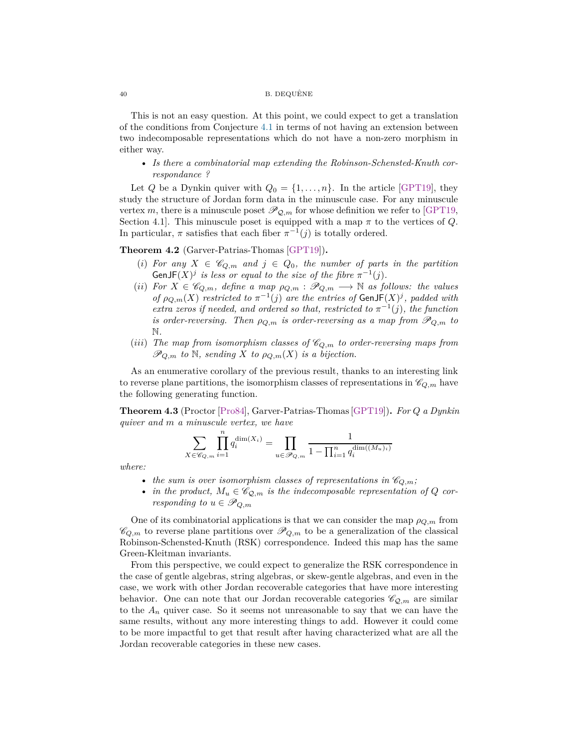This is not an easy question. At this point, we could expect to get a translation of the conditions from Conjecture 4.1 in terms of not having an extension between two indecomposable representations which do not have a non-zero morphism in either way.

- *Is there a combinatorial map extending the Robinson-Schensted-Knuth correspondance ?*

Let $Q$ be a Dynkin quiver with $Q_0 = \{1, \ldots, n\}$. In the article [GPT19], they study the structure of Jordan form data in the minuscule case. For any minuscule vertex $m$, there is a minuscule poset $\mathscr{P}_{\mathcal{Q},m}$ for whose definition we refer to [GPT19, Section 4.1]. This minuscule poset is equipped with a map $\pi$ to the vertices of $Q$. In particular, $\pi$ satisfies that each fiber $\pi^{-1}(j)$ is totally ordered.

**Theorem 4.2** (Garver-Patrias-Thomas [GPT19])**.**

(*i*) *For any $X \in \mathscr{C}_{Q,m}$ and $j \in Q_0$, the number of parts in the partition $\mathsf{GenJF}(X)^j$ is less or equal to the size of the fibre $\pi^{-1}(j)$.*

(*ii*) *For $X \in \mathscr{C}_{Q,m}$, define a map $\rho_{Q,m} : \mathscr{P}_{Q,m} \longrightarrow \mathbb{N}$ as follows: the values of $\rho_{Q,m}(X)$ restricted to $\pi^{-1}(j)$ are the entries of $\mathsf{GenJF}(X)^j$, padded with extra zeros if needed, and ordered so that, restricted to $\pi^{-1}(j)$, the function is order-reversing. Then $\rho_{Q,m}$ is order-reversing as a map from $\mathscr{P}_{Q,m}$ to $\mathbb{N}$.*

(*iii*) *The map from isomorphism classes of $\mathscr{C}_{Q,m}$ to order-reversing maps from $\mathscr{P}_{Q,m}$ to $\mathbb{N}$, sending $X$ to $\rho_{Q,m}(X)$ is a bijection.*

As an enumerative corollary of the previous result, thanks to an interesting link to reverse plane partitions, the isomorphism classes of representations in $\mathscr{C}_{Q,m}$ have the following generating function.

**Theorem 4.3** (Proctor [Pro84], Garver-Patrias-Thomas [GPT19])**.** *For $Q$ a Dynkin quiver and $m$ a minuscule vertex, we have*

$$\sum_{X \in \mathscr{C}_{Q,m}} \prod_{i=1}^{n} q_i^{\dim(X_i)} = \prod_{u \in \mathscr{P}_{Q,m}} \frac{1}{1 - \prod_{i=1}^{n} q_i^{\dim((M_u)_i)}}$$

*where:*

- *the sum is over isomorphism classes of representations in $\mathscr{C}_{Q,m}$;*
- *in the product, $M_u \in \mathscr{C}_{\mathcal{Q},m}$ is the indecomposable representation of $Q$ corresponding to $u \in \mathscr{P}_{Q,m}$*

One of its combinatorial applications is that we can consider the map $\rho_{Q,m}$ from $\mathscr{C}_{Q,m}$ to reverse plane partitions over $\mathscr{P}_{Q,m}$ to be a generalization of the classical Robinson-Schensted-Knuth (RSK) correspondence. Indeed this map has the same Green-Kleitman invariants.

From this perspective, we could expect to generalize the RSK correspondence in the case of gentle algebras, string algebras, or skew-gentle algebras, and even in the case, we work with other Jordan recoverable categories that have more interesting behavior. One can note that our Jordan recoverable categories $\mathscr{C}_{\mathcal{Q},m}$ are similar to the $A_n$ quiver case. So it seems not unreasonable to say that we can have the same results, without any more interesting things to add. However it could come to be more impactful to get that result after having characterized what are all the Jordan recoverable categories in these new cases.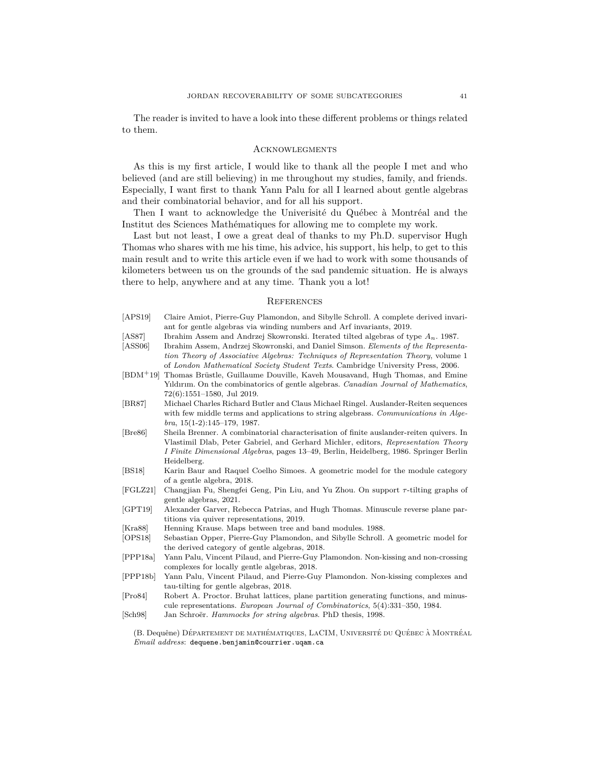The reader is invited to have a look into these different problems or things related to them.

## Acknowlegments

As this is my first article, I would like to thank all the people I met and who believed (and are still believing) in me throughout my studies, family, and friends. Especially, I want first to thank Yann Palu for all I learned about gentle algebras and their combinatorial behavior, and for all his support.

Then I want to acknowledge the Univerisité du Québec à Montréal and the Institut des Sciences Mathématiques for allowing me to complete my work.

Last but not least, I owe a great deal of thanks to my Ph.D. supervisor Hugh Thomas who shares with me his time, his advice, his support, his help, to get to this main result and to write this article even if we had to work with some thousands of kilometers between us on the grounds of the sad pandemic situation. He is always there to help, anywhere and at any time. Thank you a lot!

## References

[APS19] Claire Amiot, Pierre-Guy Plamondon, and Sibylle Schroll. A complete derived invariant for gentle algebras via winding numbers and Arf invariants, 2019.

[AS87] Ibrahim Assem and Andrzej Skowronski. Iterated tilted algebras of type $A_n$. 1987.

[ASS06] Ibrahim Assem, Andrzej Skowronski, and Daniel Simson. *Elements of the Representation Theory of Associative Algebras: Techniques of Representation Theory*, volume 1 of *London Mathematical Society Student Texts*. Cambridge University Press, 2006.

[BDM+19] Thomas Brüstle, Guillaume Douville, Kaveh Mousavand, Hugh Thomas, and Emine Yıldırım. On the combinatorics of gentle algebras. *Canadian Journal of Mathematics*, 72(6):1551–1580, Jul 2019.

[BR87] Michael Charles Richard Butler and Claus Michael Ringel. Auslander-Reiten sequences with few middle terms and applications to string algebrass. *Communications in Algebra*, 15(1-2):145–179, 1987.

[Bre86] Sheila Brenner. A combinatorial characterisation of finite auslander-reiten quivers. In Vlastimil Dlab, Peter Gabriel, and Gerhard Michler, editors, *Representation Theory I Finite Dimensional Algebras*, pages 13–49, Berlin, Heidelberg, 1986. Springer Berlin Heidelberg.

[BS18] Karin Baur and Raquel Coelho Simoes. A geometric model for the module category of a gentle algebra, 2018.

[FGLZ21] Changjian Fu, Shengfei Geng, Pin Liu, and Yu Zhou. On support $\tau$-tilting graphs of gentle algebras, 2021.

[GPT19] Alexander Garver, Rebecca Patrias, and Hugh Thomas. Minuscule reverse plane partitions via quiver representations, 2019.

[Kra88] Henning Krause. Maps between tree and band modules. 1988.

[OPS18] Sebastian Opper, Pierre-Guy Plamondon, and Sibylle Schroll. A geometric model for the derived category of gentle algebras, 2018.

[PPP18a] Yann Palu, Vincent Pilaud, and Pierre-Guy Plamondon. Non-kissing and non-crossing complexes for locally gentle algebras, 2018.

[PPP18b] Yann Palu, Vincent Pilaud, and Pierre-Guy Plamondon. Non-kissing complexes and tau-tilting for gentle algebras, 2018.

[Pro84] Robert A. Proctor. Bruhat lattices, plane partition generating functions, and minuscule representations. *European Journal of Combinatorics*, 5(4):331–350, 1984.

[Sch98] Jan Schroër. *Hammocks for string algebras*. PhD thesis, 1998.

(B. Dequêne) Département de mathématiques, LaCIM, Université du Québec à Montréal
*Email address*: `dequene.benjamin@courrier.uqam.ca`